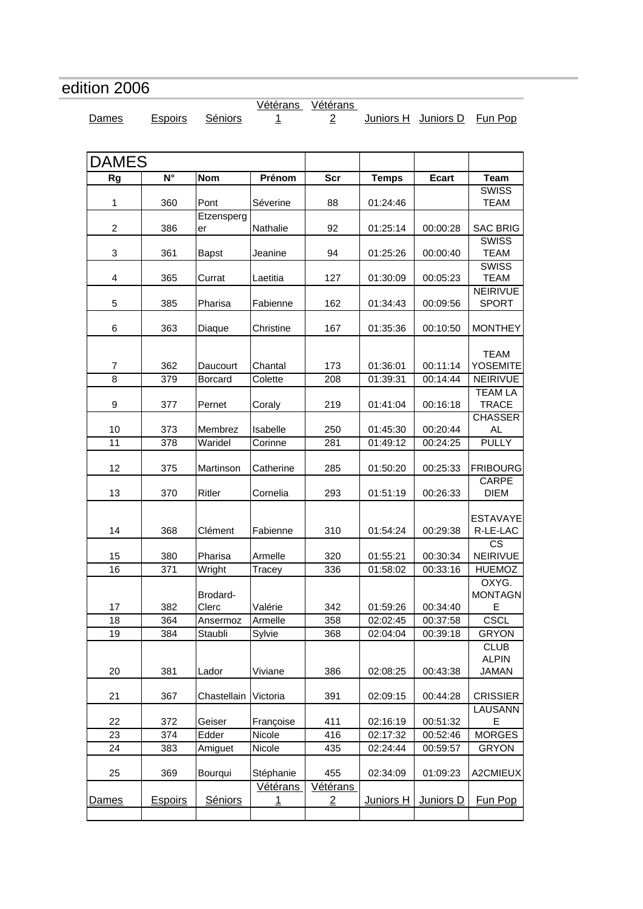# edition 2006

Dames | Espoirs | Séniors | Vétérans 1 | Vétérans 2 | Juniors H | Juniors D | Fun Pop

| DAMES | | | | | | | |
|---|---|---|---|---|---|---|---|
| **Rg** | **N°** | **Nom** | **Prénom** | **Scr** | **Temps** | **Ecart** | **Team** |
| 1 | 360 | Pont | Séverine | 88 | 01:24:46 | | SWISS TEAM |
| 2 | 386 | Etzensperger | Nathalie | 92 | 01:25:14 | 00:00:28 | SAC BRIG |
| 3 | 361 | Bapst | Jeanine | 94 | 01:25:26 | 00:00:40 | SWISS TEAM |
| 4 | 365 | Currat | Laetitia | 127 | 01:30:09 | 00:05:23 | SWISS TEAM |
| 5 | 385 | Pharisa | Fabienne | 162 | 01:34:43 | 00:09:56 | NEIRIVUE SPORT |
| 6 | 363 | Diaque | Christine | 167 | 01:35:36 | 00:10:50 | MONTHEY |
| 7 | 362 | Daucourt | Chantal | 173 | 01:36:01 | 00:11:14 | TEAM YOSEMITE |
| 8 | 379 | Borcard | Colette | 208 | 01:39:31 | 00:14:44 | NEIRIVUE |
| 9 | 377 | Pernet | Coraly | 219 | 01:41:04 | 00:16:18 | TEAM LA TRACE |
| 10 | 373 | Membrez | Isabelle | 250 | 01:45:30 | 00:20:44 | CHASSERAL |
| 11 | 378 | Waridel | Corinne | 281 | 01:49:12 | 00:24:25 | PULLY |
| 12 | 375 | Martinson | Catherine | 285 | 01:50:20 | 00:25:33 | FRIBOURG |
| 13 | 370 | Ritler | Cornelia | 293 | 01:51:19 | 00:26:33 | CARPE DIEM |
| 14 | 368 | Clément | Fabienne | 310 | 01:54:24 | 00:29:38 | ESTAVAYER-LE-LAC |
| 15 | 380 | Pharisa | Armelle | 320 | 01:55:21 | 00:30:34 | CS NEIRIVUE |
| 16 | 371 | Wright | Tracey | 336 | 01:58:02 | 00:33:16 | HUEMOZ |
| 17 | 382 | Brodard-Clerc | Valérie | 342 | 01:59:26 | 00:34:40 | OXYG. MONTAGNE |
| 18 | 364 | Ansermoz | Armelle | 358 | 02:02:45 | 00:37:58 | CSCL |
| 19 | 384 | Staubli | Sylvie | 368 | 02:04:04 | 00:39:18 | GRYON |
| 20 | 381 | Lador | Viviane | 386 | 02:08:25 | 00:43:38 | CLUB ALPIN JAMAN |
| 21 | 367 | Chastellain | Victoria | 391 | 02:09:15 | 00:44:28 | CRISSIER |
| 22 | 372 | Geiser | Françoise | 411 | 02:16:19 | 00:51:32 | LAUSANNE |
| 23 | 374 | Edder | Nicole | 416 | 02:17:32 | 00:52:46 | MORGES |
| 24 | 383 | Amiguet | Nicole | 435 | 02:24:44 | 00:59:57 | GRYON |
| 25 | 369 | Bourqui | Stéphanie | 455 | 02:34:09 | 01:09:23 | A2CMIEUX |
| Dames | Espoirs | Séniors | Vétérans 1 | Vétérans 2 | Juniors H | Juniors D | Fun Pop |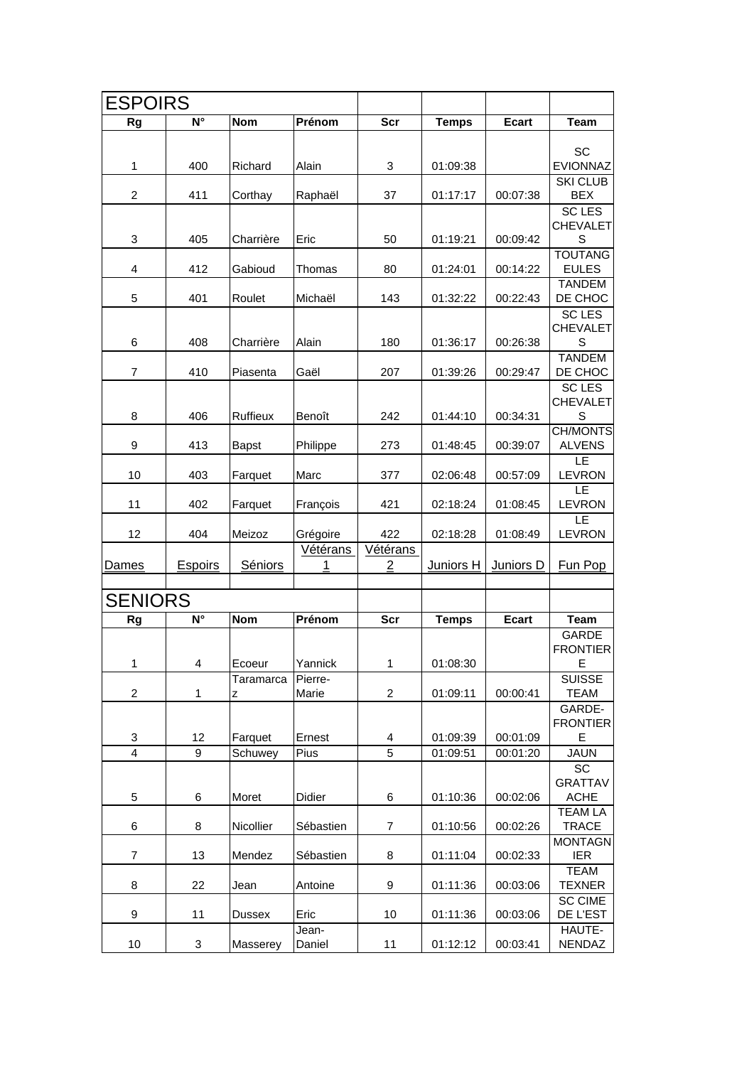## ESPOIRS

| Rg | N° | Nom | Prénom | Scr | Temps | Ecart | Team |
|---|---|---|---|---|---|---|---|
| 1 | 400 | Richard | Alain | 3 | 01:09:38 | | SC EVIONNAZ |
| 2 | 411 | Corthay | Raphaël | 37 | 01:17:17 | 00:07:38 | SKI CLUB BEX |
| 3 | 405 | Charrière | Eric | 50 | 01:19:21 | 00:09:42 | SC LES CHEVALETS |
| 4 | 412 | Gabioud | Thomas | 80 | 01:24:01 | 00:14:22 | TOUTANGEULES |
| 5 | 401 | Roulet | Michaël | 143 | 01:32:22 | 00:22:43 | TANDEM DE CHOC |
| 6 | 408 | Charrière | Alain | 180 | 01:36:17 | 00:26:38 | SC LES CHEVALETS |
| 7 | 410 | Piasenta | Gaël | 207 | 01:39:26 | 00:29:47 | TANDEM DE CHOC |
| 8 | 406 | Ruffieux | Benoît | 242 | 01:44:10 | 00:34:31 | SC LES CHEVALETS |
| 9 | 413 | Bapst | Philippe | 273 | 01:48:45 | 00:39:07 | CH/MONTSALVENS |
| 10 | 403 | Farquet | Marc | 377 | 02:06:48 | 00:57:09 | LE LEVRON |
| 11 | 402 | Farquet | François | 421 | 02:18:24 | 01:08:45 | LE LEVRON |
| 12 | 404 | Meizoz | Grégoire | 422 | 02:18:28 | 01:08:49 | LE LEVRON |

Dames | Espoirs | Séniors | Vétérans 1 | Vétérans 2 | Juniors H | Juniors D | Fun Pop

## SENIORS

| Rg | N° | Nom | Prénom | Scr | Temps | Ecart | Team |
|---|---|---|---|---|---|---|---|
| 1 | 4 | Ecoeur | Yannick | 1 | 01:08:30 | | GARDE FRONTIERE |
| 2 | 1 | Taramarcaz | Pierre-Marie | 2 | 01:09:11 | 00:00:41 | SUISSE TEAM |
| 3 | 12 | Farquet | Ernest | 4 | 01:09:39 | 00:01:09 | GARDE-FRONTIERE |
| 4 | 9 | Schuwey | Pius | 5 | 01:09:51 | 00:01:20 | JAUN |
| 5 | 6 | Moret | Didier | 6 | 01:10:36 | 00:02:06 | SC GRATTAVACHE |
| 6 | 8 | Nicollier | Sébastien | 7 | 01:10:56 | 00:02:26 | TEAM LA TRACE |
| 7 | 13 | Mendez | Sébastien | 8 | 01:11:04 | 00:02:33 | MONTAGNIER |
| 8 | 22 | Jean | Antoine | 9 | 01:11:36 | 00:03:06 | TEAM TEXNER |
| 9 | 11 | Dussex | Eric | 10 | 01:11:36 | 00:03:06 | SC CIME DE L'EST |
| 10 | 3 | Masserey | Jean-Daniel | 11 | 01:12:12 | 00:03:41 | HAUTE-NENDAZ |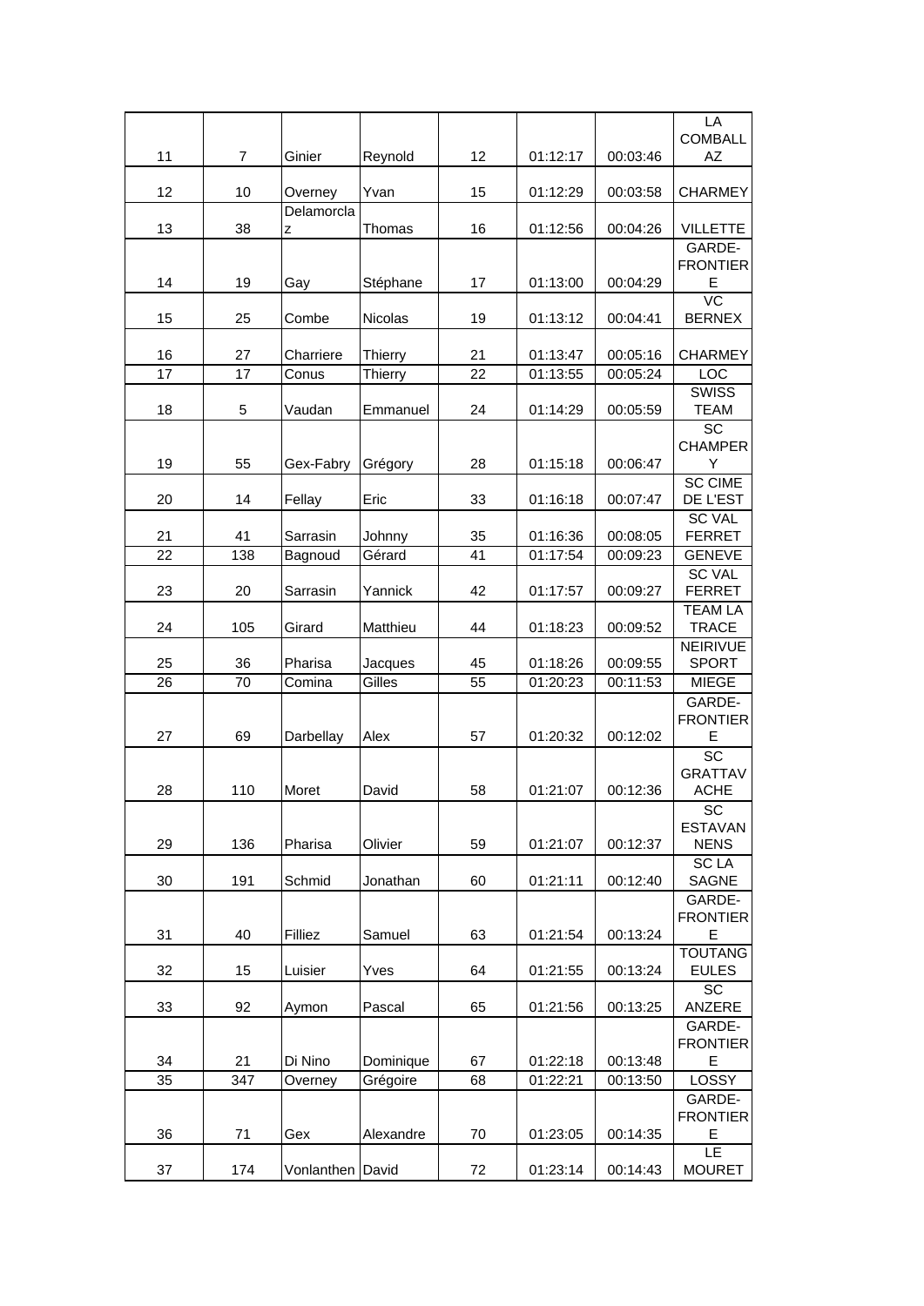| | | | | | | | |
|---|---|---|---|---|---|---|---|
| 11 | 7 | Ginier | Reynold | 12 | 01:12:17 | 00:03:46 | LA COMBALL AZ |
| 12 | 10 | Overney | Yvan | 15 | 01:12:29 | 00:03:58 | CHARMEY |
| 13 | 38 | Delamorcla z | Thomas | 16 | 01:12:56 | 00:04:26 | VILLETTE |
| 14 | 19 | Gay | Stéphane | 17 | 01:13:00 | 00:04:29 | GARDE-FRONTIER E |
| 15 | 25 | Combe | Nicolas | 19 | 01:13:12 | 00:04:41 | VC BERNEX |
| 16 | 27 | Charriere | Thierry | 21 | 01:13:47 | 00:05:16 | CHARMEY |
| 17 | 17 | Conus | Thierry | 22 | 01:13:55 | 00:05:24 | LOC |
| 18 | 5 | Vaudan | Emmanuel | 24 | 01:14:29 | 00:05:59 | SWISS TEAM |
| 19 | 55 | Gex-Fabry | Grégory | 28 | 01:15:18 | 00:06:47 | SC CHAMPER Y |
| 20 | 14 | Fellay | Eric | 33 | 01:16:18 | 00:07:47 | SC CIME DE L'EST |
| 21 | 41 | Sarrasin | Johnny | 35 | 01:16:36 | 00:08:05 | SC VAL FERRET |
| 22 | 138 | Bagnoud | Gérard | 41 | 01:17:54 | 00:09:23 | GENEVE |
| 23 | 20 | Sarrasin | Yannick | 42 | 01:17:57 | 00:09:27 | SC VAL FERRET |
| 24 | 105 | Girard | Matthieu | 44 | 01:18:23 | 00:09:52 | TEAM LA TRACE |
| 25 | 36 | Pharisa | Jacques | 45 | 01:18:26 | 00:09:55 | NEIRIVUE SPORT |
| 26 | 70 | Comina | Gilles | 55 | 01:20:23 | 00:11:53 | MIEGE |
| 27 | 69 | Darbellay | Alex | 57 | 01:20:32 | 00:12:02 | GARDE-FRONTIER E |
| 28 | 110 | Moret | David | 58 | 01:21:07 | 00:12:36 | SC GRATTAV ACHE |
| 29 | 136 | Pharisa | Olivier | 59 | 01:21:07 | 00:12:37 | SC ESTAVAN NENS |
| 30 | 191 | Schmid | Jonathan | 60 | 01:21:11 | 00:12:40 | SC LA SAGNE |
| 31 | 40 | Filliez | Samuel | 63 | 01:21:54 | 00:13:24 | GARDE-FRONTIER E |
| 32 | 15 | Luisier | Yves | 64 | 01:21:55 | 00:13:24 | TOUTANG EULES |
| 33 | 92 | Aymon | Pascal | 65 | 01:21:56 | 00:13:25 | SC ANZERE |
| 34 | 21 | Di Nino | Dominique | 67 | 01:22:18 | 00:13:48 | GARDE-FRONTIER E |
| 35 | 347 | Overney | Grégoire | 68 | 01:22:21 | 00:13:50 | LOSSY |
| 36 | 71 | Gex | Alexandre | 70 | 01:23:05 | 00:14:35 | GARDE-FRONTIER E |
| 37 | 174 | Vonlanthen | David | 72 | 01:23:14 | 00:14:43 | LE MOURET |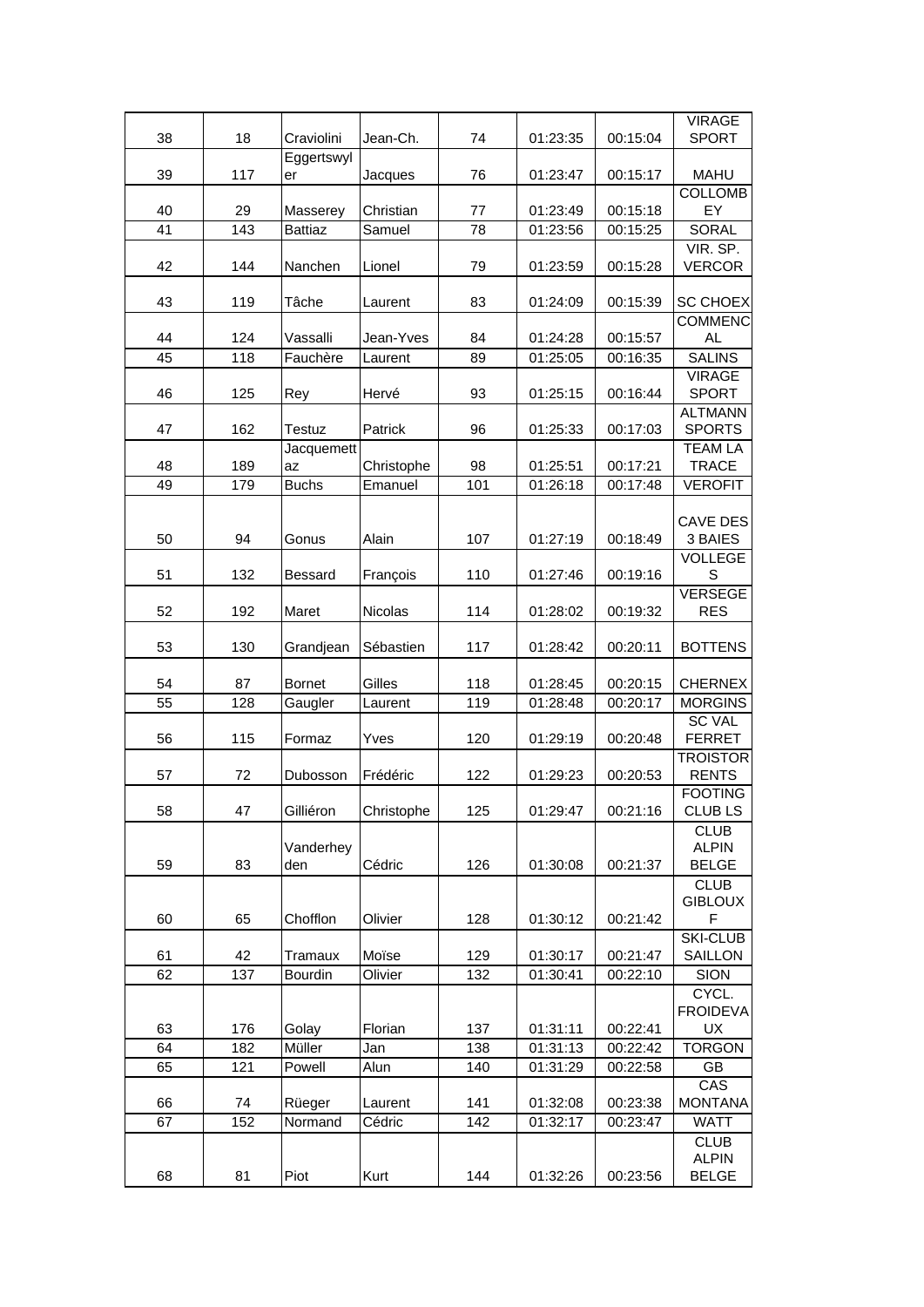| | | | | | | | |
|---|---|---|---|---|---|---|---|
| 38 | 18 | Craviolini | Jean-Ch. | 74 | 01:23:35 | 00:15:04 | VIRAGE SPORT |
| 39 | 117 | Eggertswyler | Jacques | 76 | 01:23:47 | 00:15:17 | MAHU |
| 40 | 29 | Masserey | Christian | 77 | 01:23:49 | 00:15:18 | COLLOMBEY |
| 41 | 143 | Battiaz | Samuel | 78 | 01:23:56 | 00:15:25 | SORAL |
| 42 | 144 | Nanchen | Lionel | 79 | 01:23:59 | 00:15:28 | VIR. SP. VERCOR |
| 43 | 119 | Tâche | Laurent | 83 | 01:24:09 | 00:15:39 | SC CHOEX |
| 44 | 124 | Vassalli | Jean-Yves | 84 | 01:24:28 | 00:15:57 | COMMENCAL |
| 45 | 118 | Fauchère | Laurent | 89 | 01:25:05 | 00:16:35 | SALINS |
| 46 | 125 | Rey | Hervé | 93 | 01:25:15 | 00:16:44 | VIRAGE SPORT |
| 47 | 162 | Testuz | Patrick | 96 | 01:25:33 | 00:17:03 | ALTMANN SPORTS |
| 48 | 189 | Jacquemettaz | Christophe | 98 | 01:25:51 | 00:17:21 | TEAM LA TRACE |
| 49 | 179 | Buchs | Emanuel | 101 | 01:26:18 | 00:17:48 | VEROFIT |
| 50 | 94 | Gonus | Alain | 107 | 01:27:19 | 00:18:49 | CAVE DES 3 BAIES |
| 51 | 132 | Bessard | François | 110 | 01:27:46 | 00:19:16 | VOLLEGES |
| 52 | 192 | Maret | Nicolas | 114 | 01:28:02 | 00:19:32 | VERSEGERES |
| 53 | 130 | Grandjean | Sébastien | 117 | 01:28:42 | 00:20:11 | BOTTENS |
| 54 | 87 | Bornet | Gilles | 118 | 01:28:45 | 00:20:15 | CHERNEX |
| 55 | 128 | Gaugler | Laurent | 119 | 01:28:48 | 00:20:17 | MORGINS |
| 56 | 115 | Formaz | Yves | 120 | 01:29:19 | 00:20:48 | SC VAL FERRET |
| 57 | 72 | Dubosson | Frédéric | 122 | 01:29:23 | 00:20:53 | TROISTORRENTS |
| 58 | 47 | Gilliéron | Christophe | 125 | 01:29:47 | 00:21:16 | FOOTING CLUB LS |
| 59 | 83 | Vanderheyden | Cédric | 126 | 01:30:08 | 00:21:37 | CLUB ALPIN BELGE |
| 60 | 65 | Chofflon | Olivier | 128 | 01:30:12 | 00:21:42 | CLUB GIBLOUX F |
| 61 | 42 | Tramaux | Moïse | 129 | 01:30:17 | 00:21:47 | SKI-CLUB SAILLON |
| 62 | 137 | Bourdin | Olivier | 132 | 01:30:41 | 00:22:10 | SION |
| 63 | 176 | Golay | Florian | 137 | 01:31:11 | 00:22:41 | CYCL. FROIDEVAUX |
| 64 | 182 | Müller | Jan | 138 | 01:31:13 | 00:22:42 | TORGON |
| 65 | 121 | Powell | Alun | 140 | 01:31:29 | 00:22:58 | GB |
| 66 | 74 | Rüeger | Laurent | 141 | 01:32:08 | 00:23:38 | CAS MONTANA |
| 67 | 152 | Normand | Cédric | 142 | 01:32:17 | 00:23:47 | WATT |
| 68 | 81 | Piot | Kurt | 144 | 01:32:26 | 00:23:56 | CLUB ALPIN BELGE |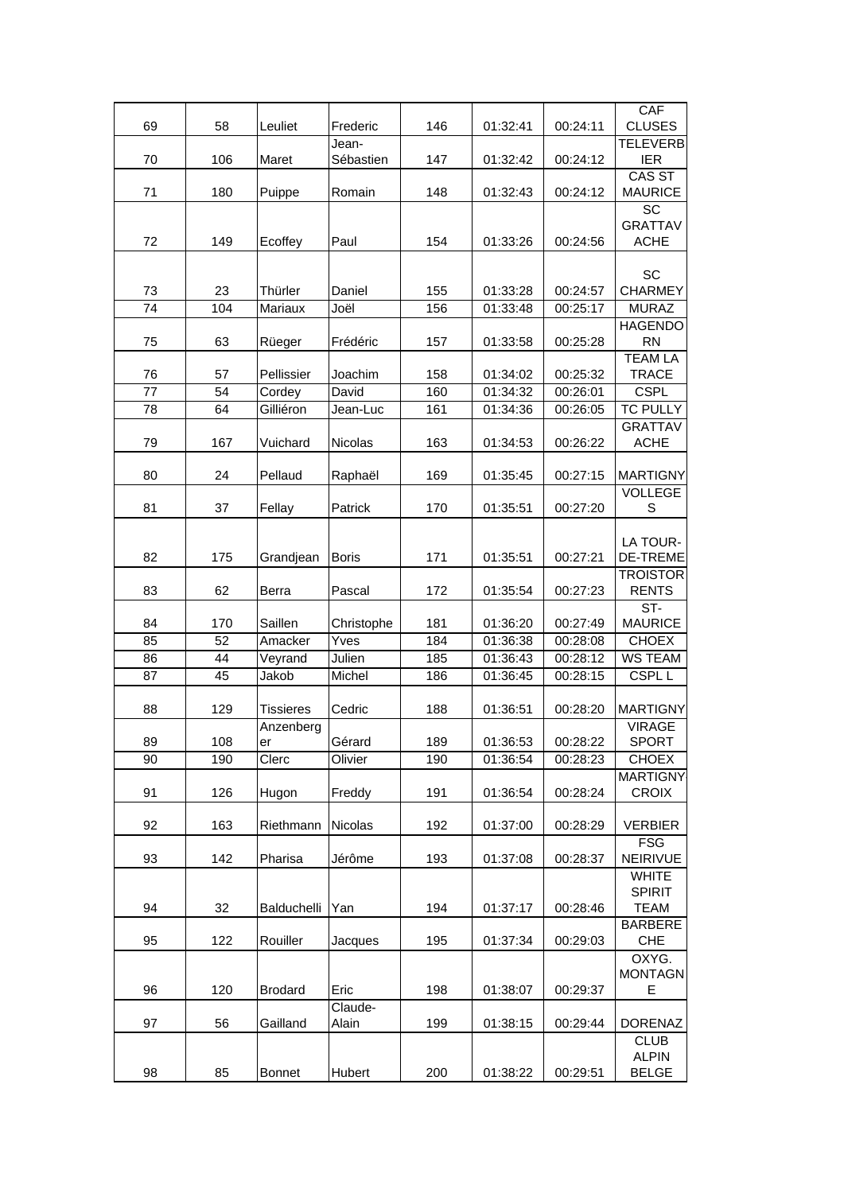| | | | | | | | |
|---|---|---|---|---|---|---|---|
| 69 | 58 | Leuliet | Frederic | 146 | 01:32:41 | 00:24:11 | CAF CLUSES |
| 70 | 106 | Maret | Jean-Sébastien | 147 | 01:32:42 | 00:24:12 | TELEVERBIER |
| 71 | 180 | Puippe | Romain | 148 | 01:32:43 | 00:24:12 | CAS ST MAURICE |
| 72 | 149 | Ecoffey | Paul | 154 | 01:33:26 | 00:24:56 | SC GRATTAVACHE |
| 73 | 23 | Thürler | Daniel | 155 | 01:33:28 | 00:24:57 | SC CHARMEY |
| 74 | 104 | Mariaux | Joël | 156 | 01:33:48 | 00:25:17 | MURAZ |
| 75 | 63 | Rüeger | Frédéric | 157 | 01:33:58 | 00:25:28 | HAGENDORN |
| 76 | 57 | Pellissier | Joachim | 158 | 01:34:02 | 00:25:32 | TEAM LA TRACE |
| 77 | 54 | Cordey | David | 160 | 01:34:32 | 00:26:01 | CSPL |
| 78 | 64 | Gilliéron | Jean-Luc | 161 | 01:34:36 | 00:26:05 | TC PULLY |
| 79 | 167 | Vuichard | Nicolas | 163 | 01:34:53 | 00:26:22 | GRATTAVACHE |
| 80 | 24 | Pellaud | Raphaël | 169 | 01:35:45 | 00:27:15 | MARTIGNY |
| 81 | 37 | Fellay | Patrick | 170 | 01:35:51 | 00:27:20 | VOLLEGES |
| 82 | 175 | Grandjean | Boris | 171 | 01:35:51 | 00:27:21 | LA TOUR-DE-TREME |
| 83 | 62 | Berra | Pascal | 172 | 01:35:54 | 00:27:23 | TROISTORRENTS |
| 84 | 170 | Saillen | Christophe | 181 | 01:36:20 | 00:27:49 | ST-MAURICE |
| 85 | 52 | Amacker | Yves | 184 | 01:36:38 | 00:28:08 | CHOEX |
| 86 | 44 | Veyrand | Julien | 185 | 01:36:43 | 00:28:12 | WS TEAM |
| 87 | 45 | Jakob | Michel | 186 | 01:36:45 | 00:28:15 | CSPL L |
| 88 | 129 | Tissieres | Cedric | 188 | 01:36:51 | 00:28:20 | MARTIGNY |
| 89 | 108 | Anzenberger | Gérard | 189 | 01:36:53 | 00:28:22 | VIRAGE SPORT |
| 90 | 190 | Clerc | Olivier | 190 | 01:36:54 | 00:28:23 | CHOEX |
| 91 | 126 | Hugon | Freddy | 191 | 01:36:54 | 00:28:24 | MARTIGNY CROIX |
| 92 | 163 | Riethmann | Nicolas | 192 | 01:37:00 | 00:28:29 | VERBIER |
| 93 | 142 | Pharisa | Jérôme | 193 | 01:37:08 | 00:28:37 | FSG NEIRIVUE |
| 94 | 32 | Balduchelli | Yan | 194 | 01:37:17 | 00:28:46 | WHITE SPIRIT TEAM |
| 95 | 122 | Rouiller | Jacques | 195 | 01:37:34 | 00:29:03 | BARBERECHE |
| 96 | 120 | Brodard | Eric | 198 | 01:38:07 | 00:29:37 | OXYG. MONTAGNE |
| 97 | 56 | Gailland | Claude-Alain | 199 | 01:38:15 | 00:29:44 | DORENAZ |
| 98 | 85 | Bonnet | Hubert | 200 | 01:38:22 | 00:29:51 | CLUB ALPIN BELGE |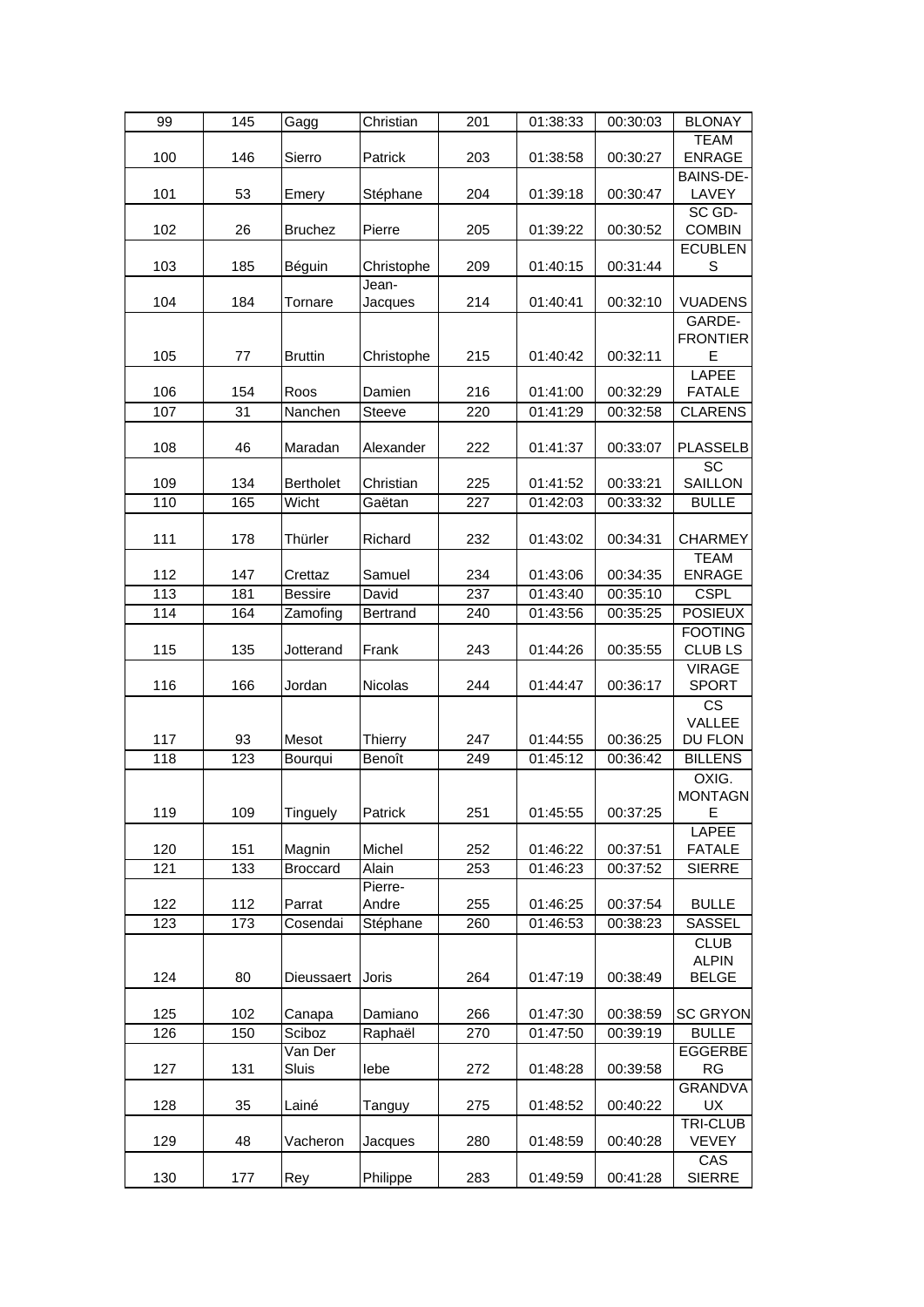| | | | | | | | |
|---|---|---|---|---|---|---|---|
| 99 | 145 | Gagg | Christian | 201 | 01:38:33 | 00:30:03 | BLONAY |
| 100 | 146 | Sierro | Patrick | 203 | 01:38:58 | 00:30:27 | TEAM ENRAGE |
| 101 | 53 | Emery | Stéphane | 204 | 01:39:18 | 00:30:47 | BAINS-DE-LAVEY |
| 102 | 26 | Bruchez | Pierre | 205 | 01:39:22 | 00:30:52 | SC GD-COMBIN |
| 103 | 185 | Béguin | Christophe | 209 | 01:40:15 | 00:31:44 | ECUBLENS |
| 104 | 184 | Tornare | Jean-Jacques | 214 | 01:40:41 | 00:32:10 | VUADENS |
| 105 | 77 | Bruttin | Christophe | 215 | 01:40:42 | 00:32:11 | GARDE-FRONTIERE |
| 106 | 154 | Roos | Damien | 216 | 01:41:00 | 00:32:29 | LAPEE FATALE |
| 107 | 31 | Nanchen | Steeve | 220 | 01:41:29 | 00:32:58 | CLARENS |
| 108 | 46 | Maradan | Alexander | 222 | 01:41:37 | 00:33:07 | PLASSELB |
| 109 | 134 | Bertholet | Christian | 225 | 01:41:52 | 00:33:21 | SC SAILLON |
| 110 | 165 | Wicht | Gaëtan | 227 | 01:42:03 | 00:33:32 | BULLE |
| 111 | 178 | Thürler | Richard | 232 | 01:43:02 | 00:34:31 | CHARMEY |
| 112 | 147 | Crettaz | Samuel | 234 | 01:43:06 | 00:34:35 | TEAM ENRAGE |
| 113 | 181 | Bessire | David | 237 | 01:43:40 | 00:35:10 | CSPL |
| 114 | 164 | Zamofing | Bertrand | 240 | 01:43:56 | 00:35:25 | POSIEUX |
| 115 | 135 | Jotterand | Frank | 243 | 01:44:26 | 00:35:55 | FOOTING CLUB LS |
| 116 | 166 | Jordan | Nicolas | 244 | 01:44:47 | 00:36:17 | VIRAGE SPORT |
| 117 | 93 | Mesot | Thierry | 247 | 01:44:55 | 00:36:25 | CS VALLEE DU FLON |
| 118 | 123 | Bourqui | Benoît | 249 | 01:45:12 | 00:36:42 | BILLENS |
| 119 | 109 | Tinguely | Patrick | 251 | 01:45:55 | 00:37:25 | OXIG. MONTAGNE |
| 120 | 151 | Magnin | Michel | 252 | 01:46:22 | 00:37:51 | LAPEE FATALE |
| 121 | 133 | Broccard | Alain | 253 | 01:46:23 | 00:37:52 | SIERRE |
| 122 | 112 | Parrat | Pierre-Andre | 255 | 01:46:25 | 00:37:54 | BULLE |
| 123 | 173 | Cosendai | Stéphane | 260 | 01:46:53 | 00:38:23 | SASSEL |
| 124 | 80 | Dieussaert | Joris | 264 | 01:47:19 | 00:38:49 | CLUB ALPIN BELGE |
| 125 | 102 | Canapa | Damiano | 266 | 01:47:30 | 00:38:59 | SC GRYON |
| 126 | 150 | Sciboz | Raphaël | 270 | 01:47:50 | 00:39:19 | BULLE |
| 127 | 131 | Van Der Sluis | Iebe | 272 | 01:48:28 | 00:39:58 | EGGERBERG |
| 128 | 35 | Lainé | Tanguy | 275 | 01:48:52 | 00:40:22 | GRANDVAUX |
| 129 | 48 | Vacheron | Jacques | 280 | 01:48:59 | 00:40:28 | TRI-CLUB VEVEY |
| 130 | 177 | Rey | Philippe | 283 | 01:49:59 | 00:41:28 | CAS SIERRE |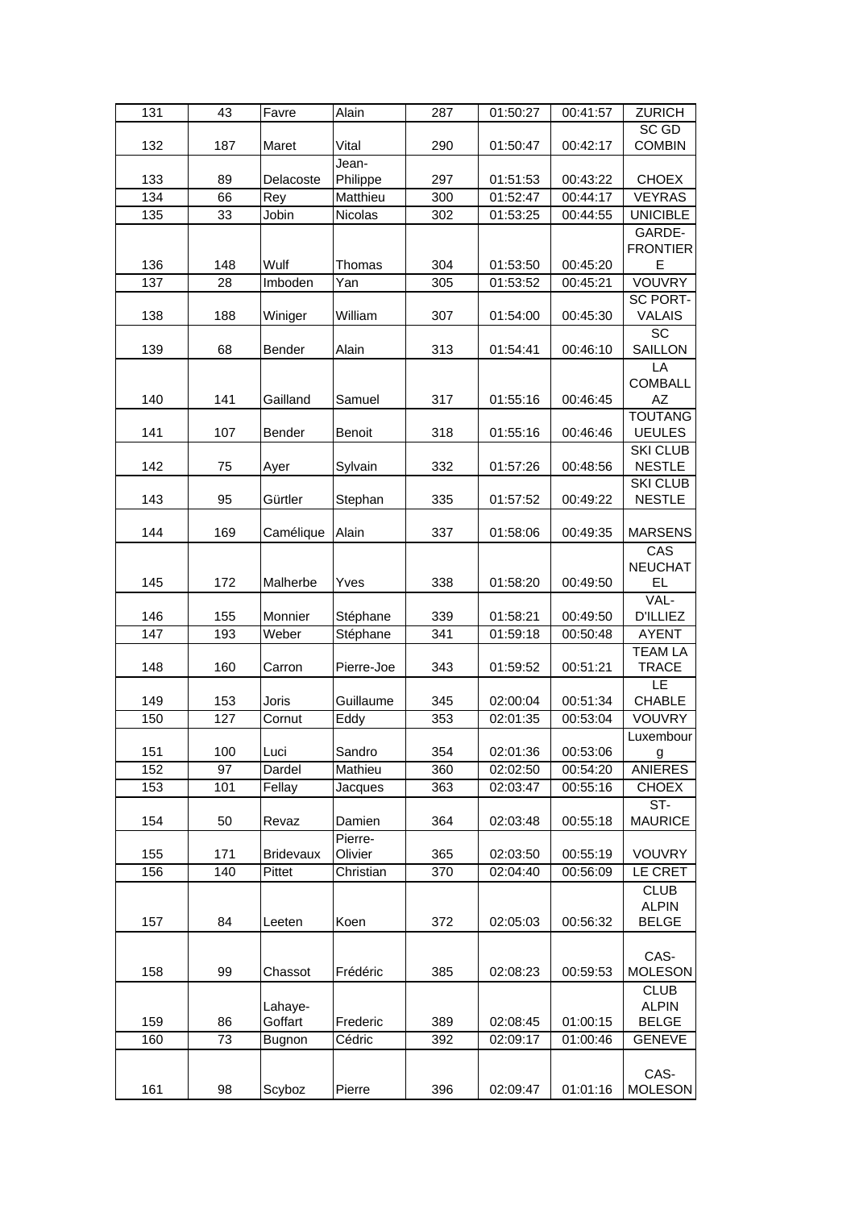| 131 | 43 | Favre | Alain | 287 | 01:50:27 | 00:41:57 | ZURICH |
|---|---|---|---|---|---|---|---|
| 132 | 187 | Maret | Vital | 290 | 01:50:47 | 00:42:17 | SC GD COMBIN |
| 133 | 89 | Delacoste | Jean-Philippe | 297 | 01:51:53 | 00:43:22 | CHOEX |
| 134 | 66 | Rey | Matthieu | 300 | 01:52:47 | 00:44:17 | VEYRAS |
| 135 | 33 | Jobin | Nicolas | 302 | 01:53:25 | 00:44:55 | UNICIBLE |
| 136 | 148 | Wulf | Thomas | 304 | 01:53:50 | 00:45:20 | GARDE-FRONTIERE |
| 137 | 28 | Imboden | Yan | 305 | 01:53:52 | 00:45:21 | VOUVRY |
| 138 | 188 | Winiger | William | 307 | 01:54:00 | 00:45:30 | SC PORT-VALAIS |
| 139 | 68 | Bender | Alain | 313 | 01:54:41 | 00:46:10 | SC SAILLON |
| 140 | 141 | Gailland | Samuel | 317 | 01:55:16 | 00:46:45 | LA COMBALLAZ |
| 141 | 107 | Bender | Benoit | 318 | 01:55:16 | 00:46:46 | TOUTANGUEULES |
| 142 | 75 | Ayer | Sylvain | 332 | 01:57:26 | 00:48:56 | SKI CLUB NESTLE |
| 143 | 95 | Gürtler | Stephan | 335 | 01:57:52 | 00:49:22 | SKI CLUB NESTLE |
| 144 | 169 | Camélique | Alain | 337 | 01:58:06 | 00:49:35 | MARSENS |
| 145 | 172 | Malherbe | Yves | 338 | 01:58:20 | 00:49:50 | CAS NEUCHATEL |
| 146 | 155 | Monnier | Stéphane | 339 | 01:58:21 | 00:49:50 | VAL-D'ILLIEZ |
| 147 | 193 | Weber | Stéphane | 341 | 01:59:18 | 00:50:48 | AYENT |
| 148 | 160 | Carron | Pierre-Joe | 343 | 01:59:52 | 00:51:21 | TEAM LA TRACE |
| 149 | 153 | Joris | Guillaume | 345 | 02:00:04 | 00:51:34 | LE CHABLE |
| 150 | 127 | Cornut | Eddy | 353 | 02:01:35 | 00:53:04 | VOUVRY |
| 151 | 100 | Luci | Sandro | 354 | 02:01:36 | 00:53:06 | Luxembourg |
| 152 | 97 | Dardel | Mathieu | 360 | 02:02:50 | 00:54:20 | ANIERES |
| 153 | 101 | Fellay | Jacques | 363 | 02:03:47 | 00:55:16 | CHOEX |
| 154 | 50 | Revaz | Damien | 364 | 02:03:48 | 00:55:18 | ST-MAURICE |
| 155 | 171 | Bridevaux | Pierre-Olivier | 365 | 02:03:50 | 00:55:19 | VOUVRY |
| 156 | 140 | Pittet | Christian | 370 | 02:04:40 | 00:56:09 | LE CRET |
| 157 | 84 | Leeten | Koen | 372 | 02:05:03 | 00:56:32 | CLUB ALPIN BELGE |
| 158 | 99 | Chassot | Frédéric | 385 | 02:08:23 | 00:59:53 | CAS-MOLESON |
| 159 | 86 | Lahaye-Goffart | Frederic | 389 | 02:08:45 | 01:00:15 | CLUB ALPIN BELGE |
| 160 | 73 | Bugnon | Cédric | 392 | 02:09:17 | 01:00:46 | GENEVE |
| 161 | 98 | Scyboz | Pierre | 396 | 02:09:47 | 01:01:16 | CAS-MOLESON |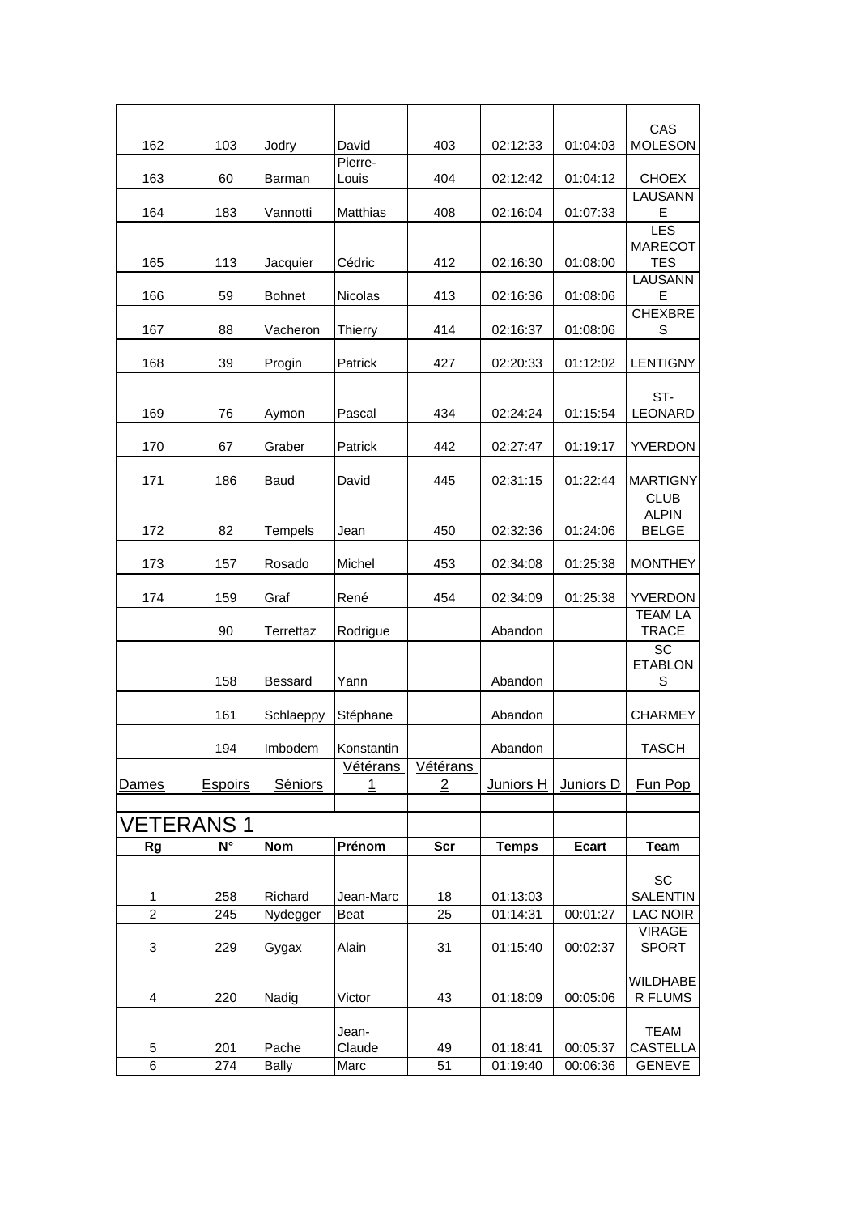| | | | | | | | |
|---|---|---|---|---|---|---|---|
| 162 | 103 | Jodry | David | 403 | 02:12:33 | 01:04:03 | CAS MOLESON |
| 163 | 60 | Barman | Pierre-Louis | 404 | 02:12:42 | 01:04:12 | CHOEX |
| 164 | 183 | Vannotti | Matthias | 408 | 02:16:04 | 01:07:33 | LAUSANNE |
| 165 | 113 | Jacquier | Cédric | 412 | 02:16:30 | 01:08:00 | LES MARECOTTES |
| 166 | 59 | Bohnet | Nicolas | 413 | 02:16:36 | 01:08:06 | LAUSANNE |
| 167 | 88 | Vacheron | Thierry | 414 | 02:16:37 | 01:08:06 | CHEXBRES |
| 168 | 39 | Progin | Patrick | 427 | 02:20:33 | 01:12:02 | LENTIGNY |
| 169 | 76 | Aymon | Pascal | 434 | 02:24:24 | 01:15:54 | ST-LEONARD |
| 170 | 67 | Graber | Patrick | 442 | 02:27:47 | 01:19:17 | YVERDON |
| 171 | 186 | Baud | David | 445 | 02:31:15 | 01:22:44 | MARTIGNY |
| 172 | 82 | Tempels | Jean | 450 | 02:32:36 | 01:24:06 | CLUB ALPIN BELGE |
| 173 | 157 | Rosado | Michel | 453 | 02:34:08 | 01:25:38 | MONTHEY |
| 174 | 159 | Graf | René | 454 | 02:34:09 | 01:25:38 | YVERDON |
| | 90 | Terrettaz | Rodrigue | | Abandon | | TEAM LA TRACE |
| | 158 | Bessard | Yann | | Abandon | | SC ETABLONS |
| | 161 | Schlaeppy | Stéphane | | Abandon | | CHARMEY |
| | 194 | Imbodem | Konstantin | | Abandon | | TASCH |
| Dames | Espoirs | Séniors | Vétérans 1 | Vétérans 2 | Juniors H | Juniors D | Fun Pop |

## VETERANS 1

| Rg | N° | Nom | Prénom | Scr | Temps | Ecart | Team |
|---|---|---|---|---|---|---|---|
| 1 | 258 | Richard | Jean-Marc | 18 | 01:13:03 | | SC SALENTIN |
| 2 | 245 | Nydegger | Beat | 25 | 01:14:31 | 00:01:27 | LAC NOIR |
| 3 | 229 | Gygax | Alain | 31 | 01:15:40 | 00:02:37 | VIRAGE SPORT |
| 4 | 220 | Nadig | Victor | 43 | 01:18:09 | 00:05:06 | WILDHABER FLUMS |
| 5 | 201 | Pache | Jean-Claude | 49 | 01:18:41 | 00:05:37 | TEAM CASTELLA |
| 6 | 274 | Bally | Marc | 51 | 01:19:40 | 00:06:36 | GENEVE |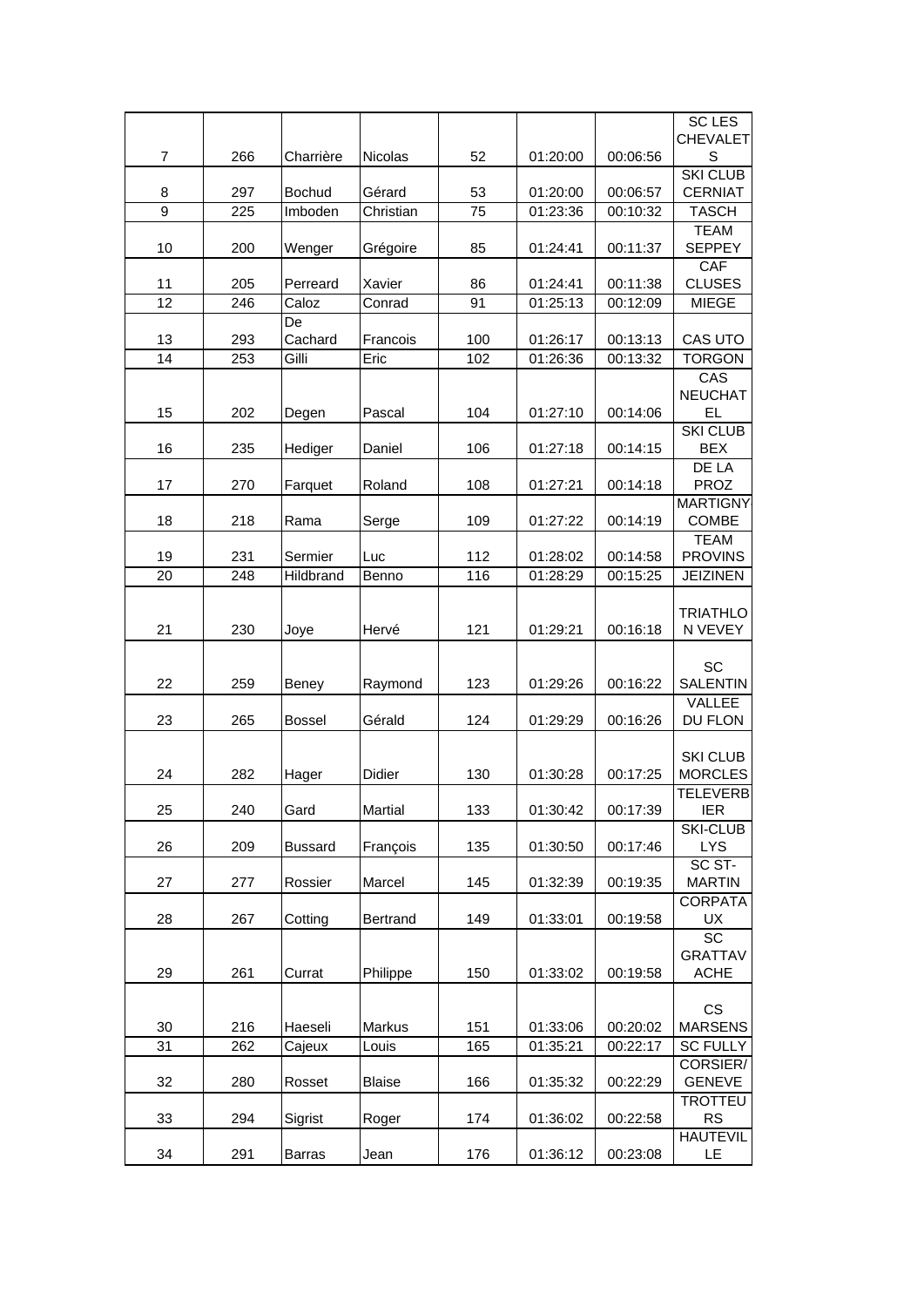| | | | | | | | |
|---|---|---|---|---|---|---|---|
| 7 | 266 | Charrière | Nicolas | 52 | 01:20:00 | 00:06:56 | SC LES CHEVALETS |
| 8 | 297 | Bochud | Gérard | 53 | 01:20:00 | 00:06:57 | SKI CLUB CERNIAT |
| 9 | 225 | Imboden | Christian | 75 | 01:23:36 | 00:10:32 | TASCH |
| 10 | 200 | Wenger | Grégoire | 85 | 01:24:41 | 00:11:37 | TEAM SEPPEY |
| 11 | 205 | Perreard | Xavier | 86 | 01:24:41 | 00:11:38 | CAF CLUSES |
| 12 | 246 | Caloz | Conrad | 91 | 01:25:13 | 00:12:09 | MIEGE |
| 13 | 293 | De Cachard | Francois | 100 | 01:26:17 | 00:13:13 | CAS UTO |
| 14 | 253 | Gilli | Eric | 102 | 01:26:36 | 00:13:32 | TORGON |
| 15 | 202 | Degen | Pascal | 104 | 01:27:10 | 00:14:06 | CAS NEUCHATEL |
| 16 | 235 | Hediger | Daniel | 106 | 01:27:18 | 00:14:15 | SKI CLUB BEX |
| 17 | 270 | Farquet | Roland | 108 | 01:27:21 | 00:14:18 | DE LA PROZ |
| 18 | 218 | Rama | Serge | 109 | 01:27:22 | 00:14:19 | MARTIGNY COMBE |
| 19 | 231 | Sermier | Luc | 112 | 01:28:02 | 00:14:58 | TEAM PROVINS |
| 20 | 248 | Hildbrand | Benno | 116 | 01:28:29 | 00:15:25 | JEIZINEN |
| 21 | 230 | Joye | Hervé | 121 | 01:29:21 | 00:16:18 | TRIATHLON VEVEY |
| 22 | 259 | Beney | Raymond | 123 | 01:29:26 | 00:16:22 | SC SALENTIN |
| 23 | 265 | Bossel | Gérald | 124 | 01:29:29 | 00:16:26 | VALLEE DU FLON |
| 24 | 282 | Hager | Didier | 130 | 01:30:28 | 00:17:25 | SKI CLUB MORCLES |
| 25 | 240 | Gard | Martial | 133 | 01:30:42 | 00:17:39 | TELEVERBIER |
| 26 | 209 | Bussard | François | 135 | 01:30:50 | 00:17:46 | SKI-CLUB LYS |
| 27 | 277 | Rossier | Marcel | 145 | 01:32:39 | 00:19:35 | SC ST-MARTIN |
| 28 | 267 | Cotting | Bertrand | 149 | 01:33:01 | 00:19:58 | CORPATAUX |
| 29 | 261 | Currat | Philippe | 150 | 01:33:02 | 00:19:58 | SC GRATTAVACHE |
| 30 | 216 | Haeseli | Markus | 151 | 01:33:06 | 00:20:02 | CS MARSENS |
| 31 | 262 | Cajeux | Louis | 165 | 01:35:21 | 00:22:17 | SC FULLY |
| 32 | 280 | Rosset | Blaise | 166 | 01:35:32 | 00:22:29 | CORSIER/GENEVE |
| 33 | 294 | Sigrist | Roger | 174 | 01:36:02 | 00:22:58 | TROTTEURS |
| 34 | 291 | Barras | Jean | 176 | 01:36:12 | 00:23:08 | HAUTEVILLE |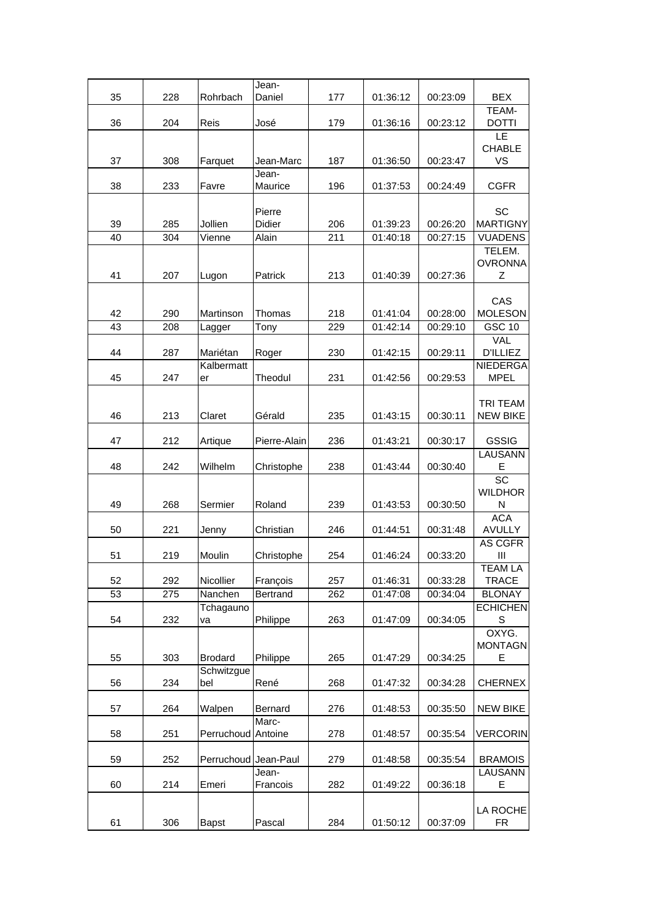| | | | | | | | |
|---|---|---|---|---|---|---|---|
| 35 | 228 | Rohrbach | Jean-Daniel | 177 | 01:36:12 | 00:23:09 | BEX |
| 36 | 204 | Reis | José | 179 | 01:36:16 | 00:23:12 | TEAM-DOTTI |
| 37 | 308 | Farquet | Jean-Marc | 187 | 01:36:50 | 00:23:47 | LE CHABLE VS |
| 38 | 233 | Favre | Jean-Maurice | 196 | 01:37:53 | 00:24:49 | CGFR |
| 39 | 285 | Jollien | Pierre Didier | 206 | 01:39:23 | 00:26:20 | SC MARTIGNY |
| 40 | 304 | Vienne | Alain | 211 | 01:40:18 | 00:27:15 | VUADENS |
| 41 | 207 | Lugon | Patrick | 213 | 01:40:39 | 00:27:36 | TELEM. OVRONNAZ |
| 42 | 290 | Martinson | Thomas | 218 | 01:41:04 | 00:28:00 | CAS MOLESON |
| 43 | 208 | Lagger | Tony | 229 | 01:42:14 | 00:29:10 | GSC 10 |
| 44 | 287 | Mariétan | Roger | 230 | 01:42:15 | 00:29:11 | VAL D'ILLIEZ |
| 45 | 247 | Kalbermatter | Theodul | 231 | 01:42:56 | 00:29:53 | NIEDERGAMPEL |
| 46 | 213 | Claret | Gérald | 235 | 01:43:15 | 00:30:11 | TRI TEAM NEW BIKE |
| 47 | 212 | Artique | Pierre-Alain | 236 | 01:43:21 | 00:30:17 | GSSIG |
| 48 | 242 | Wilhelm | Christophe | 238 | 01:43:44 | 00:30:40 | LAUSANNE |
| 49 | 268 | Sermier | Roland | 239 | 01:43:53 | 00:30:50 | SC WILDHORN |
| 50 | 221 | Jenny | Christian | 246 | 01:44:51 | 00:31:48 | ACA AVULLY |
| 51 | 219 | Moulin | Christophe | 254 | 01:46:24 | 00:33:20 | AS CGFR III |
| 52 | 292 | Nicollier | François | 257 | 01:46:31 | 00:33:28 | TEAM LA TRACE |
| 53 | 275 | Nanchen | Bertrand | 262 | 01:47:08 | 00:34:04 | BLONAY |
| 54 | 232 | Tchagaunova | Philippe | 263 | 01:47:09 | 00:34:05 | ECHICHENS |
| 55 | 303 | Brodard | Philippe | 265 | 01:47:29 | 00:34:25 | OXYG. MONTAGNE |
| 56 | 234 | Schwitzguebel | René | 268 | 01:47:32 | 00:34:28 | CHERNEX |
| 57 | 264 | Walpen | Bernard | 276 | 01:48:53 | 00:35:50 | NEW BIKE |
| 58 | 251 | Perruchoud | Marc-Antoine | 278 | 01:48:57 | 00:35:54 | VERCORIN |
| 59 | 252 | Perruchoud | Jean-Paul | 279 | 01:48:58 | 00:35:54 | BRAMOIS |
| 60 | 214 | Emeri | Jean-Francois | 282 | 01:49:22 | 00:36:18 | LAUSANNE |
| 61 | 306 | Bapst | Pascal | 284 | 01:50:12 | 00:37:09 | LA ROCHE FR |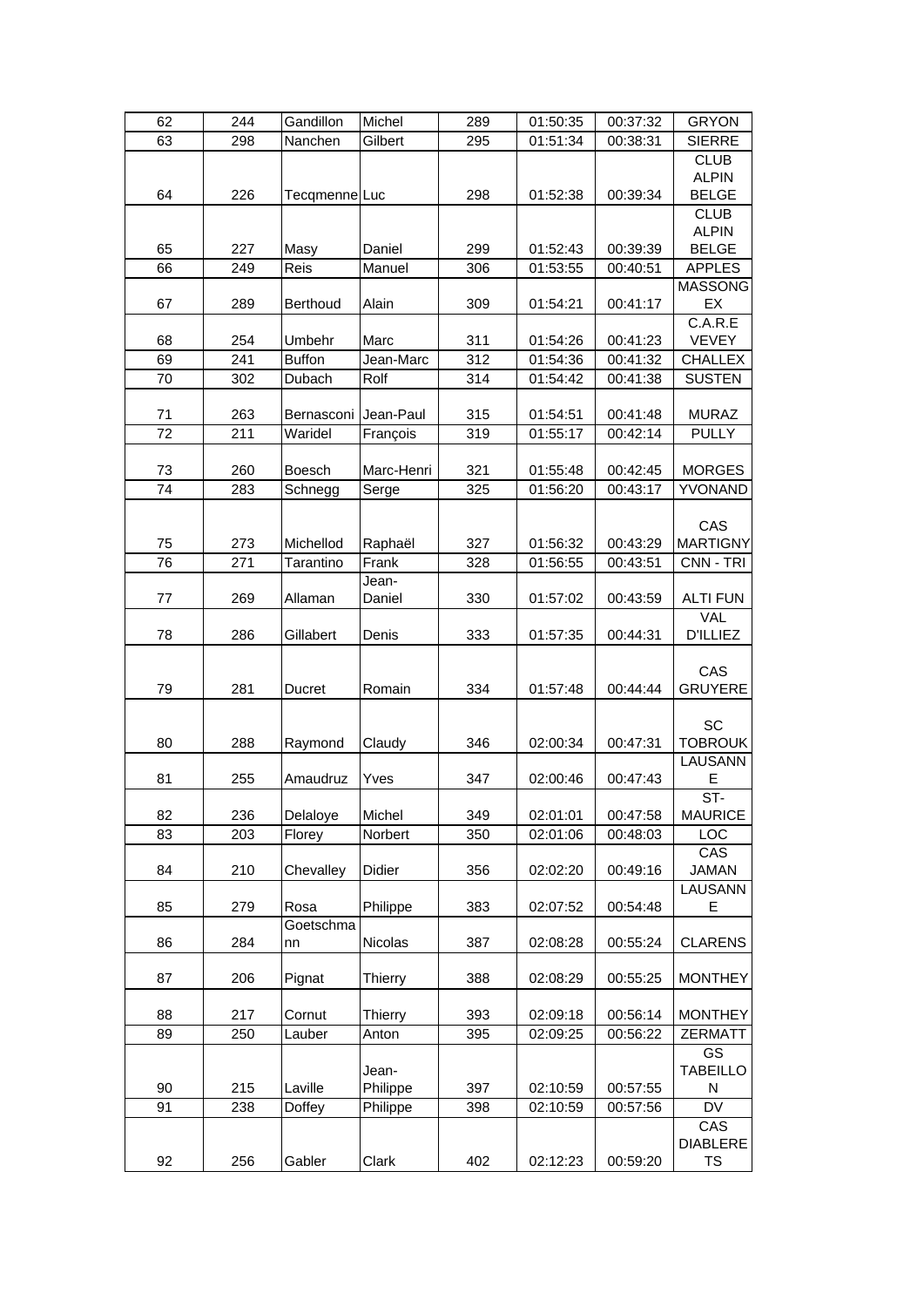| 62 | 244 | Gandillon | Michel | 289 | 01:50:35 | 00:37:32 | GRYON |
|---|---|---|---|---|---|---|---|
| 63 | 298 | Nanchen | Gilbert | 295 | 01:51:34 | 00:38:31 | SIERRE |
| 64 | 226 | Tecqmenne | Luc | 298 | 01:52:38 | 00:39:34 | CLUB ALPIN BELGE |
| 65 | 227 | Masy | Daniel | 299 | 01:52:43 | 00:39:39 | CLUB ALPIN BELGE |
| 66 | 249 | Reis | Manuel | 306 | 01:53:55 | 00:40:51 | APPLES |
| 67 | 289 | Berthoud | Alain | 309 | 01:54:21 | 00:41:17 | MASSONGEX |
| 68 | 254 | Umbehr | Marc | 311 | 01:54:26 | 00:41:23 | C.A.R.E VEVEY |
| 69 | 241 | Buffon | Jean-Marc | 312 | 01:54:36 | 00:41:32 | CHALLEX |
| 70 | 302 | Dubach | Rolf | 314 | 01:54:42 | 00:41:38 | SUSTEN |
| 71 | 263 | Bernasconi | Jean-Paul | 315 | 01:54:51 | 00:41:48 | MURAZ |
| 72 | 211 | Waridel | François | 319 | 01:55:17 | 00:42:14 | PULLY |
| 73 | 260 | Boesch | Marc-Henri | 321 | 01:55:48 | 00:42:45 | MORGES |
| 74 | 283 | Schnegg | Serge | 325 | 01:56:20 | 00:43:17 | YVONAND |
| 75 | 273 | Michellod | Raphaël | 327 | 01:56:32 | 00:43:29 | CAS MARTIGNY |
| 76 | 271 | Tarantino | Frank | 328 | 01:56:55 | 00:43:51 | CNN - TRI |
| 77 | 269 | Allaman | Jean-Daniel | 330 | 01:57:02 | 00:43:59 | ALTI FUN |
| 78 | 286 | Gillabert | Denis | 333 | 01:57:35 | 00:44:31 | VAL D'ILLIEZ |
| 79 | 281 | Ducret | Romain | 334 | 01:57:48 | 00:44:44 | CAS GRUYERE |
| 80 | 288 | Raymond | Claudy | 346 | 02:00:34 | 00:47:31 | SC TOBROUK |
| 81 | 255 | Amaudruz | Yves | 347 | 02:00:46 | 00:47:43 | LAUSANNE |
| 82 | 236 | Delaloye | Michel | 349 | 02:01:01 | 00:47:58 | ST-MAURICE |
| 83 | 203 | Florey | Norbert | 350 | 02:01:06 | 00:48:03 | LOC |
| 84 | 210 | Chevalley | Didier | 356 | 02:02:20 | 00:49:16 | CAS JAMAN |
| 85 | 279 | Rosa | Philippe | 383 | 02:07:52 | 00:54:48 | LAUSANNE |
| 86 | 284 | Goetschmann | Nicolas | 387 | 02:08:28 | 00:55:24 | CLARENS |
| 87 | 206 | Pignat | Thierry | 388 | 02:08:29 | 00:55:25 | MONTHEY |
| 88 | 217 | Cornut | Thierry | 393 | 02:09:18 | 00:56:14 | MONTHEY |
| 89 | 250 | Lauber | Anton | 395 | 02:09:25 | 00:56:22 | ZERMATT |
| 90 | 215 | Laville | Jean-Philippe | 397 | 02:10:59 | 00:57:55 | GS TABEILLON |
| 91 | 238 | Doffey | Philippe | 398 | 02:10:59 | 00:57:56 | DV |
| 92 | 256 | Gabler | Clark | 402 | 02:12:23 | 00:59:20 | CAS DIABLERETS |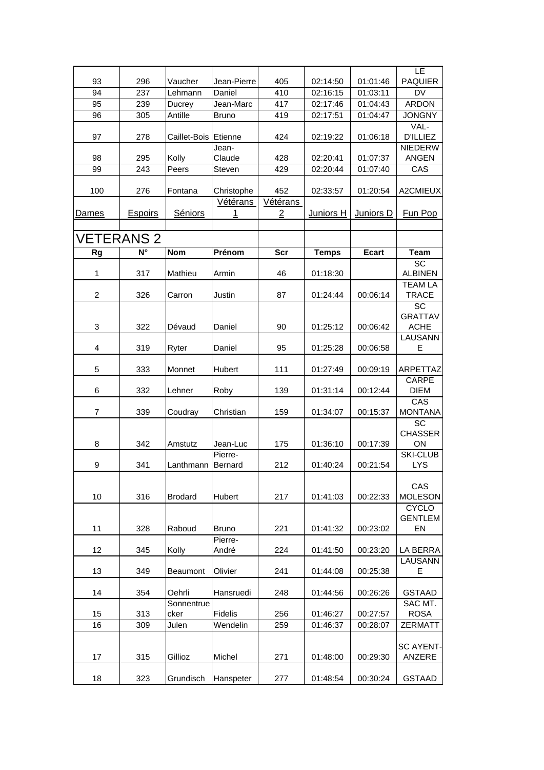| 93 | 296 | Vaucher | Jean-Pierre | 405 | 02:14:50 | 01:01:46 | LE PAQUIER |
|---|---|---|---|---|---|---|---|
| 94 | 237 | Lehmann | Daniel | 410 | 02:16:15 | 01:03:11 | DV |
| 95 | 239 | Ducrey | Jean-Marc | 417 | 02:17:46 | 01:04:43 | ARDON |
| 96 | 305 | Antille | Bruno | 419 | 02:17:51 | 01:04:47 | JONGNY |
| 97 | 278 | Caillet-Bois | Etienne | 424 | 02:19:22 | 01:06:18 | VAL-D'ILLIEZ |
| 98 | 295 | Kolly | Jean-Claude | 428 | 02:20:41 | 01:07:37 | NIEDERWANGEN |
| 99 | 243 | Peers | Steven | 429 | 02:20:44 | 01:07:40 | CAS |
| 100 | 276 | Fontana | Christophe | 452 | 02:33:57 | 01:20:54 | A2CMIEUX |
| Dames | Espoirs | Séniors | Vétérans 1 | Vétérans 2 | Juniors H | Juniors D | Fun Pop |

## VETERANS 2

| Rg | N° | Nom | Prénom | Scr | Temps | Ecart | Team |
|---|---|---|---|---|---|---|---|
| 1 | 317 | Mathieu | Armin | 46 | 01:18:30 | | SC ALBINEN |
| 2 | 326 | Carron | Justin | 87 | 01:24:44 | 00:06:14 | TEAM LA TRACE |
| 3 | 322 | Dévaud | Daniel | 90 | 01:25:12 | 00:06:42 | SC GRATTAVACHE |
| 4 | 319 | Ryter | Daniel | 95 | 01:25:28 | 00:06:58 | LAUSANNE |
| 5 | 333 | Monnet | Hubert | 111 | 01:27:49 | 00:09:19 | ARPETTAZ |
| 6 | 332 | Lehner | Roby | 139 | 01:31:14 | 00:12:44 | CARPE DIEM |
| 7 | 339 | Coudray | Christian | 159 | 01:34:07 | 00:15:37 | CAS MONTANA |
| 8 | 342 | Amstutz | Jean-Luc | 175 | 01:36:10 | 00:17:39 | SC CHASSERON |
| 9 | 341 | Lanthmann | Pierre-Bernard | 212 | 01:40:24 | 00:21:54 | SKI-CLUB LYS |
| 10 | 316 | Brodard | Hubert | 217 | 01:41:03 | 00:22:33 | CAS MOLESON |
| 11 | 328 | Raboud | Bruno | 221 | 01:41:32 | 00:23:02 | CYCLO GENTLEMEN |
| 12 | 345 | Kolly | Pierre-André | 224 | 01:41:50 | 00:23:20 | LA BERRA |
| 13 | 349 | Beaumont | Olivier | 241 | 01:44:08 | 00:25:38 | LAUSANNE |
| 14 | 354 | Oehrli | Hansruedi | 248 | 01:44:56 | 00:26:26 | GSTAAD |
| 15 | 313 | Sonnentruecker | Fidelis | 256 | 01:46:27 | 00:27:57 | SAC MT. ROSA |
| 16 | 309 | Julen | Wendelin | 259 | 01:46:37 | 00:28:07 | ZERMATT |
| 17 | 315 | Gillioz | Michel | 271 | 01:48:00 | 00:29:30 | SC AYENT-ANZERE |
| 18 | 323 | Grundisch | Hanspeter | 277 | 01:48:54 | 00:30:24 | GSTAAD |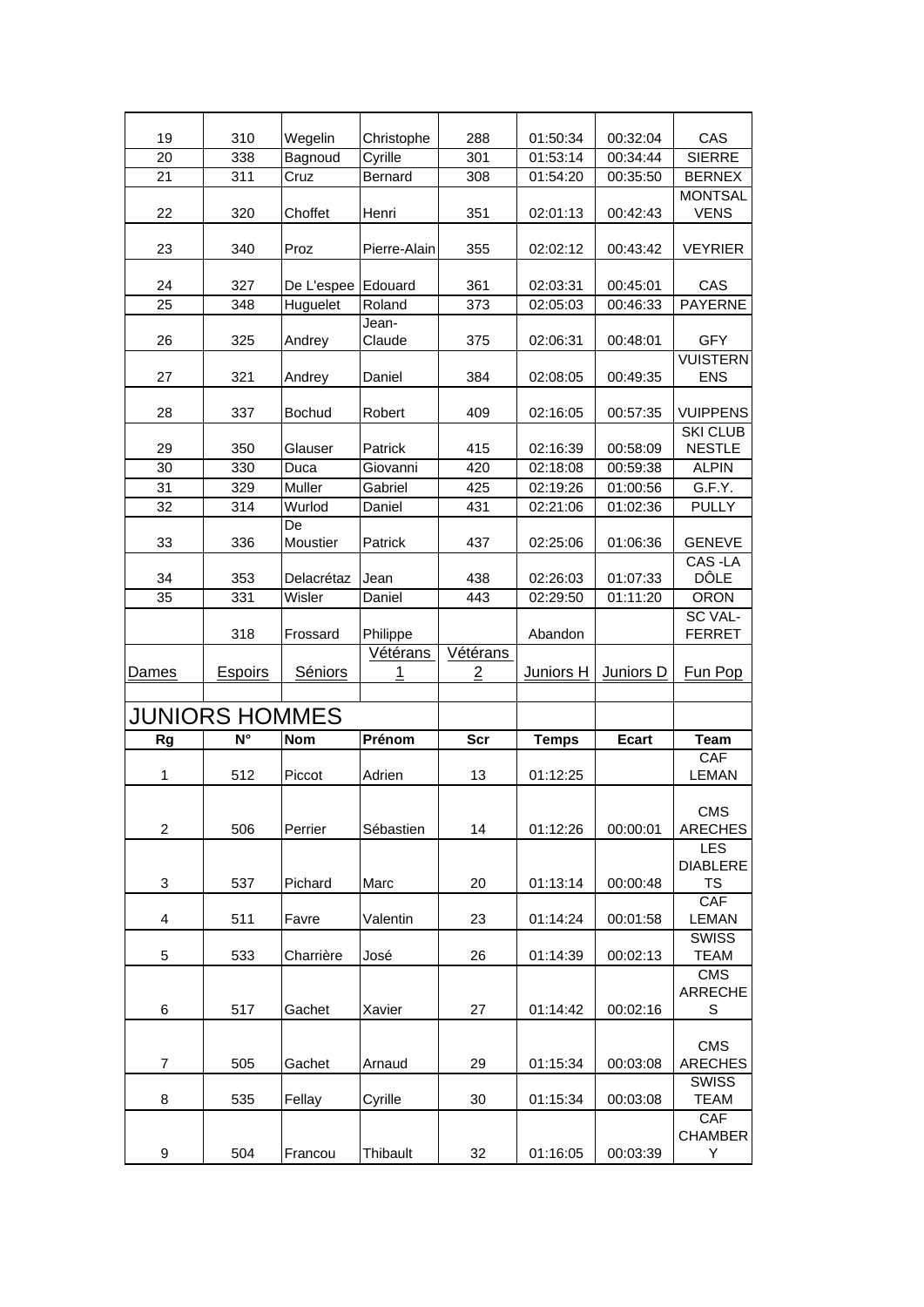| | | | | | | | |
|---|---|---|---|---|---|---|---|
| 19 | 310 | Wegelin | Christophe | 288 | 01:50:34 | 00:32:04 | CAS |
| 20 | 338 | Bagnoud | Cyrille | 301 | 01:53:14 | 00:34:44 | SIERRE |
| 21 | 311 | Cruz | Bernard | 308 | 01:54:20 | 00:35:50 | BERNEX |
| 22 | 320 | Choffet | Henri | 351 | 02:01:13 | 00:42:43 | MONTSALVENS |
| 23 | 340 | Proz | Pierre-Alain | 355 | 02:02:12 | 00:43:42 | VEYRIER |
| 24 | 327 | De L'espee | Edouard | 361 | 02:03:31 | 00:45:01 | CAS |
| 25 | 348 | Huguelet | Roland | 373 | 02:05:03 | 00:46:33 | PAYERNE |
| 26 | 325 | Andrey | Jean-Claude | 375 | 02:06:31 | 00:48:01 | GFY |
| 27 | 321 | Andrey | Daniel | 384 | 02:08:05 | 00:49:35 | VUISTERNENS |
| 28 | 337 | Bochud | Robert | 409 | 02:16:05 | 00:57:35 | VUIPPENS |
| 29 | 350 | Glauser | Patrick | 415 | 02:16:39 | 00:58:09 | SKI CLUB NESTLE |
| 30 | 330 | Duca | Giovanni | 420 | 02:18:08 | 00:59:38 | ALPIN |
| 31 | 329 | Muller | Gabriel | 425 | 02:19:26 | 01:00:56 | G.F.Y. |
| 32 | 314 | Wurlod | Daniel | 431 | 02:21:06 | 01:02:36 | PULLY |
| 33 | 336 | De Moustier | Patrick | 437 | 02:25:06 | 01:06:36 | GENEVE |
| 34 | 353 | Delacrétaz | Jean | 438 | 02:26:03 | 01:07:33 | CAS -LA DÔLE |
| 35 | 331 | Wisler | Daniel | 443 | 02:29:50 | 01:11:20 | ORON |
| | 318 | Frossard | Philippe | | Abandon | | SC VAL-FERRET |

Dames | Espoirs | Séniors | Vétérans 1 | Vétérans 2 | Juniors H | Juniors D | Fun Pop

## JUNIORS HOMMES

| Rg | N° | Nom | Prénom | Scr | Temps | Ecart | Team |
|---|---|---|---|---|---|---|---|
| 1 | 512 | Piccot | Adrien | 13 | 01:12:25 | | CAF LEMAN |
| 2 | 506 | Perrier | Sébastien | 14 | 01:12:26 | 00:00:01 | CMS ARECHES |
| 3 | 537 | Pichard | Marc | 20 | 01:13:14 | 00:00:48 | LES DIABLERETS |
| 4 | 511 | Favre | Valentin | 23 | 01:14:24 | 00:01:58 | CAF LEMAN |
| 5 | 533 | Charrière | José | 26 | 01:14:39 | 00:02:13 | SWISS TEAM |
| 6 | 517 | Gachet | Xavier | 27 | 01:14:42 | 00:02:16 | CMS ARRECHES |
| 7 | 505 | Gachet | Arnaud | 29 | 01:15:34 | 00:03:08 | CMS ARECHES |
| 8 | 535 | Fellay | Cyrille | 30 | 01:15:34 | 00:03:08 | SWISS TEAM |
| 9 | 504 | Francou | Thibault | 32 | 01:16:05 | 00:03:39 | CAF CHAMBERY |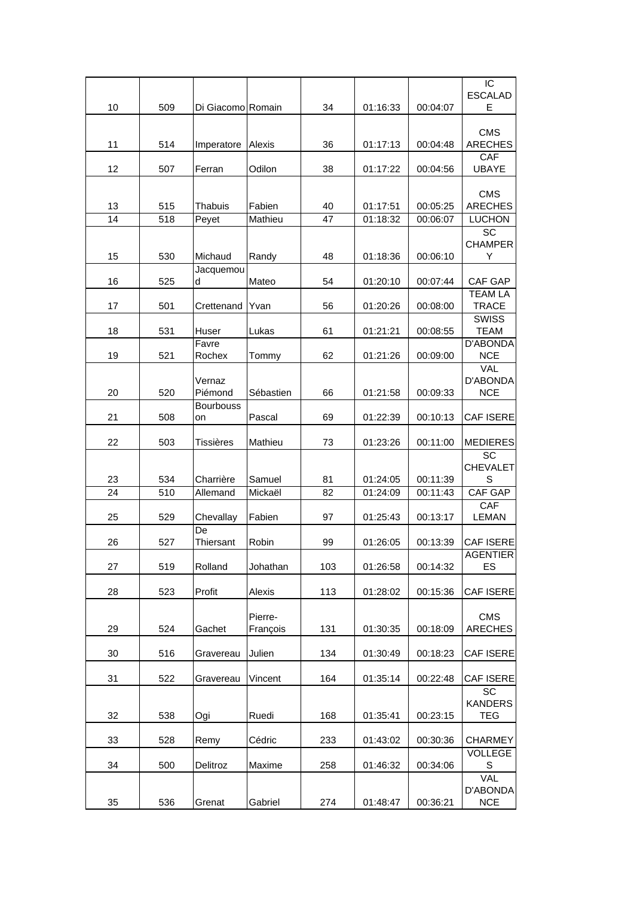| | | | | | | | |
|---|---|---|---|---|---|---|---|
| 10 | 509 | Di Giacomo | Romain | 34 | 01:16:33 | 00:04:07 | IC ESCALADE |
| 11 | 514 | Imperatore | Alexis | 36 | 01:17:13 | 00:04:48 | CMS ARECHES |
| 12 | 507 | Ferran | Odilon | 38 | 01:17:22 | 00:04:56 | CAF UBAYE |
| 13 | 515 | Thabuis | Fabien | 40 | 01:17:51 | 00:05:25 | CMS ARECHES |
| 14 | 518 | Peyet | Mathieu | 47 | 01:18:32 | 00:06:07 | LUCHON |
| 15 | 530 | Michaud | Randy | 48 | 01:18:36 | 00:06:10 | SC CHAMPERY |
| 16 | 525 | Jacquemoud | Mateo | 54 | 01:20:10 | 00:07:44 | CAF GAP |
| 17 | 501 | Crettenand | Yvan | 56 | 01:20:26 | 00:08:00 | TEAM LA TRACE |
| 18 | 531 | Huser | Lukas | 61 | 01:21:21 | 00:08:55 | SWISS TEAM |
| 19 | 521 | Favre Rochex | Tommy | 62 | 01:21:26 | 00:09:00 | D'ABONDANCE |
| 20 | 520 | Vernaz Piémond | Sébastien | 66 | 01:21:58 | 00:09:33 | VAL D'ABONDANCE |
| 21 | 508 | Bourbousson | Pascal | 69 | 01:22:39 | 00:10:13 | CAF ISERE |
| 22 | 503 | Tissières | Mathieu | 73 | 01:23:26 | 00:11:00 | MEDIERES |
| 23 | 534 | Charrière | Samuel | 81 | 01:24:05 | 00:11:39 | SC CHEVALETS |
| 24 | 510 | Allemand | Mickaël | 82 | 01:24:09 | 00:11:43 | CAF GAP |
| 25 | 529 | Chevallay | Fabien | 97 | 01:25:43 | 00:13:17 | CAF LEMAN |
| 26 | 527 | De Thiersant | Robin | 99 | 01:26:05 | 00:13:39 | CAF ISERE |
| 27 | 519 | Rolland | Johathan | 103 | 01:26:58 | 00:14:32 | AGENTIERES |
| 28 | 523 | Profit | Alexis | 113 | 01:28:02 | 00:15:36 | CAF ISERE |
| 29 | 524 | Gachet | Pierre-François | 131 | 01:30:35 | 00:18:09 | CMS ARECHES |
| 30 | 516 | Gravereau | Julien | 134 | 01:30:49 | 00:18:23 | CAF ISERE |
| 31 | 522 | Gravereau | Vincent | 164 | 01:35:14 | 00:22:48 | CAF ISERE |
| 32 | 538 | Ogi | Ruedi | 168 | 01:35:41 | 00:23:15 | SC KANDERSTEG |
| 33 | 528 | Remy | Cédric | 233 | 01:43:02 | 00:30:36 | CHARMEY |
| 34 | 500 | Delitroz | Maxime | 258 | 01:46:32 | 00:34:06 | VOLLEGES |
| 35 | 536 | Grenat | Gabriel | 274 | 01:48:47 | 00:36:21 | VAL D'ABONDANCE |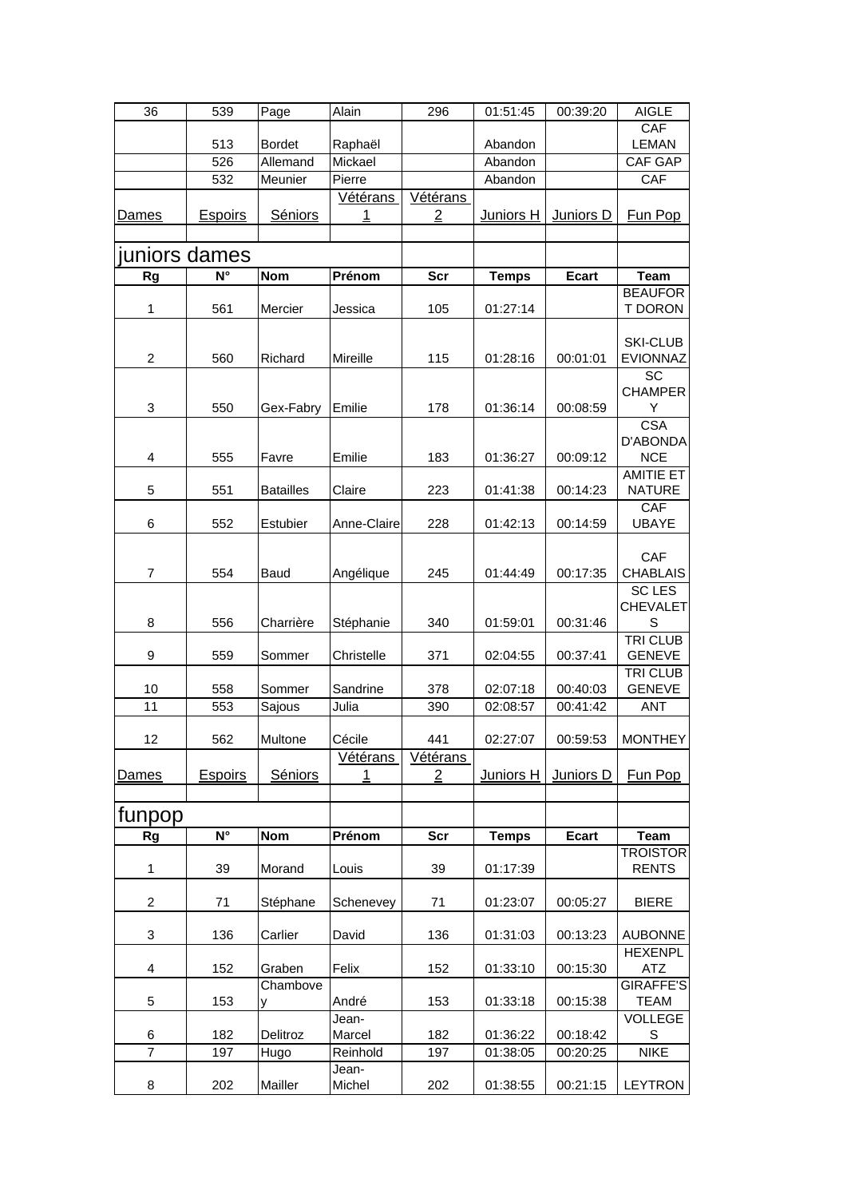| 36 | 539 | Page | Alain | 296 | 01:51:45 | 00:39:20 | AIGLE |
|---|---|---|---|---|---|---|---|
| | 513 | Bordet | Raphaël | | Abandon | | CAF LEMAN |
| | 526 | Allemand | Mickael | | Abandon | | CAF GAP |
| | 532 | Meunier | Pierre | | Abandon | | CAF |
| Dames | Espoirs | Séniors | Vétérans 1 | Vétérans 2 | Juniors H | Juniors D | Fun Pop |

## juniors dames

| Rg | N° | Nom | Prénom | Scr | Temps | Ecart | Team |
|---|---|---|---|---|---|---|---|
| 1 | 561 | Mercier | Jessica | 105 | 01:27:14 | | BEAUFORT DORON |
| 2 | 560 | Richard | Mireille | 115 | 01:28:16 | 00:01:01 | SKI-CLUB EVIONNAZ |
| 3 | 550 | Gex-Fabry | Emilie | 178 | 01:36:14 | 00:08:59 | SC CHAMPERY |
| 4 | 555 | Favre | Emilie | 183 | 01:36:27 | 00:09:12 | CSA D'ABONDANCE |
| 5 | 551 | Batailles | Claire | 223 | 01:41:38 | 00:14:23 | AMITIE ET NATURE |
| 6 | 552 | Estubier | Anne-Claire | 228 | 01:42:13 | 00:14:59 | CAF UBAYE |
| 7 | 554 | Baud | Angélique | 245 | 01:44:49 | 00:17:35 | CAF CHABLAIS |
| 8 | 556 | Charrière | Stéphanie | 340 | 01:59:01 | 00:31:46 | SC LES CHEVALETS |
| 9 | 559 | Sommer | Christelle | 371 | 02:04:55 | 00:37:41 | TRI CLUB GENEVE |
| 10 | 558 | Sommer | Sandrine | 378 | 02:07:18 | 00:40:03 | TRI CLUB GENEVE |
| 11 | 553 | Sajous | Julia | 390 | 02:08:57 | 00:41:42 | ANT |
| 12 | 562 | Multone | Cécile | 441 | 02:27:07 | 00:59:53 | MONTHEY |
| Dames | Espoirs | Séniors | Vétérans 1 | Vétérans 2 | Juniors H | Juniors D | Fun Pop |

## funpop

| Rg | N° | Nom | Prénom | Scr | Temps | Ecart | Team |
|---|---|---|---|---|---|---|---|
| 1 | 39 | Morand | Louis | 39 | 01:17:39 | | TROISTORRENTS |
| 2 | 71 | Stéphane | Schenevey | 71 | 01:23:07 | 00:05:27 | BIERE |
| 3 | 136 | Carlier | David | 136 | 01:31:03 | 00:13:23 | AUBONNE |
| 4 | 152 | Graben | Felix | 152 | 01:33:10 | 00:15:30 | HEXENPLATZ |
| 5 | 153 | Chambovey | André | 153 | 01:33:18 | 00:15:38 | GIRAFFE'S TEAM |
| 6 | 182 | Delitroz | Jean-Marcel | 182 | 01:36:22 | 00:18:42 | VOLLEGES |
| 7 | 197 | Hugo | Reinhold | 197 | 01:38:05 | 00:20:25 | NIKE |
| 8 | 202 | Mailler | Jean-Michel | 202 | 01:38:55 | 00:21:15 | LEYTRON |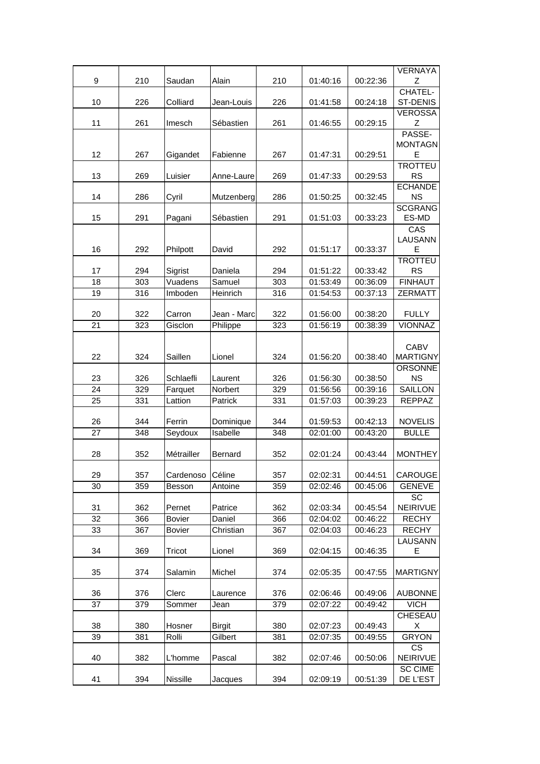| | | | | | | | |
|---|---|---|---|---|---|---|---|
| 9 | 210 | Saudan | Alain | 210 | 01:40:16 | 00:22:36 | VERNAYAZ |
| 10 | 226 | Colliard | Jean-Louis | 226 | 01:41:58 | 00:24:18 | CHATEL-ST-DENIS |
| 11 | 261 | Imesch | Sébastien | 261 | 01:46:55 | 00:29:15 | VEROSSAZ |
| 12 | 267 | Gigandet | Fabienne | 267 | 01:47:31 | 00:29:51 | PASSE-MONTAGNE |
| 13 | 269 | Luisier | Anne-Laure | 269 | 01:47:33 | 00:29:53 | TROTTEURS |
| 14 | 286 | Cyril | Mutzenberg | 286 | 01:50:25 | 00:32:45 | ECHANDENS |
| 15 | 291 | Pagani | Sébastien | 291 | 01:51:03 | 00:33:23 | SCGRANGES-MD |
| 16 | 292 | Philpott | David | 292 | 01:51:17 | 00:33:37 | CAS LAUSANNE |
| 17 | 294 | Sigrist | Daniela | 294 | 01:51:22 | 00:33:42 | TROTTEURS |
| 18 | 303 | Vuadens | Samuel | 303 | 01:53:49 | 00:36:09 | FINHAUT |
| 19 | 316 | Imboden | Heinrich | 316 | 01:54:53 | 00:37:13 | ZERMATT |
| 20 | 322 | Carron | Jean - Marc | 322 | 01:56:00 | 00:38:20 | FULLY |
| 21 | 323 | Gisclon | Philippe | 323 | 01:56:19 | 00:38:39 | VIONNAZ |
| 22 | 324 | Saillen | Lionel | 324 | 01:56:20 | 00:38:40 | CABV MARTIGNY |
| 23 | 326 | Schlaefli | Laurent | 326 | 01:56:30 | 00:38:50 | ORSONNENS |
| 24 | 329 | Farquet | Norbert | 329 | 01:56:56 | 00:39:16 | SAILLON |
| 25 | 331 | Lattion | Patrick | 331 | 01:57:03 | 00:39:23 | REPPAZ |
| 26 | 344 | Ferrin | Dominique | 344 | 01:59:53 | 00:42:13 | NOVELIS |
| 27 | 348 | Seydoux | Isabelle | 348 | 02:01:00 | 00:43:20 | BULLE |
| 28 | 352 | Métrailler | Bernard | 352 | 02:01:24 | 00:43:44 | MONTHEY |
| 29 | 357 | Cardenoso | Céline | 357 | 02:02:31 | 00:44:51 | CAROUGE |
| 30 | 359 | Besson | Antoine | 359 | 02:02:46 | 00:45:06 | GENEVE |
| 31 | 362 | Pernet | Patrice | 362 | 02:03:34 | 00:45:54 | SC NEIRIVUE |
| 32 | 366 | Bovier | Daniel | 366 | 02:04:02 | 00:46:22 | RECHY |
| 33 | 367 | Bovier | Christian | 367 | 02:04:03 | 00:46:23 | RECHY |
| 34 | 369 | Tricot | Lionel | 369 | 02:04:15 | 00:46:35 | LAUSANNE |
| 35 | 374 | Salamin | Michel | 374 | 02:05:35 | 00:47:55 | MARTIGNY |
| 36 | 376 | Clerc | Laurence | 376 | 02:06:46 | 00:49:06 | AUBONNE |
| 37 | 379 | Sommer | Jean | 379 | 02:07:22 | 00:49:42 | VICH |
| 38 | 380 | Hosner | Birgit | 380 | 02:07:23 | 00:49:43 | CHESEAUX |
| 39 | 381 | Rolli | Gilbert | 381 | 02:07:35 | 00:49:55 | GRYON |
| 40 | 382 | L'homme | Pascal | 382 | 02:07:46 | 00:50:06 | CS NEIRIVUE |
| 41 | 394 | Nissille | Jacques | 394 | 02:09:19 | 00:51:39 | SC CIME DE L'EST |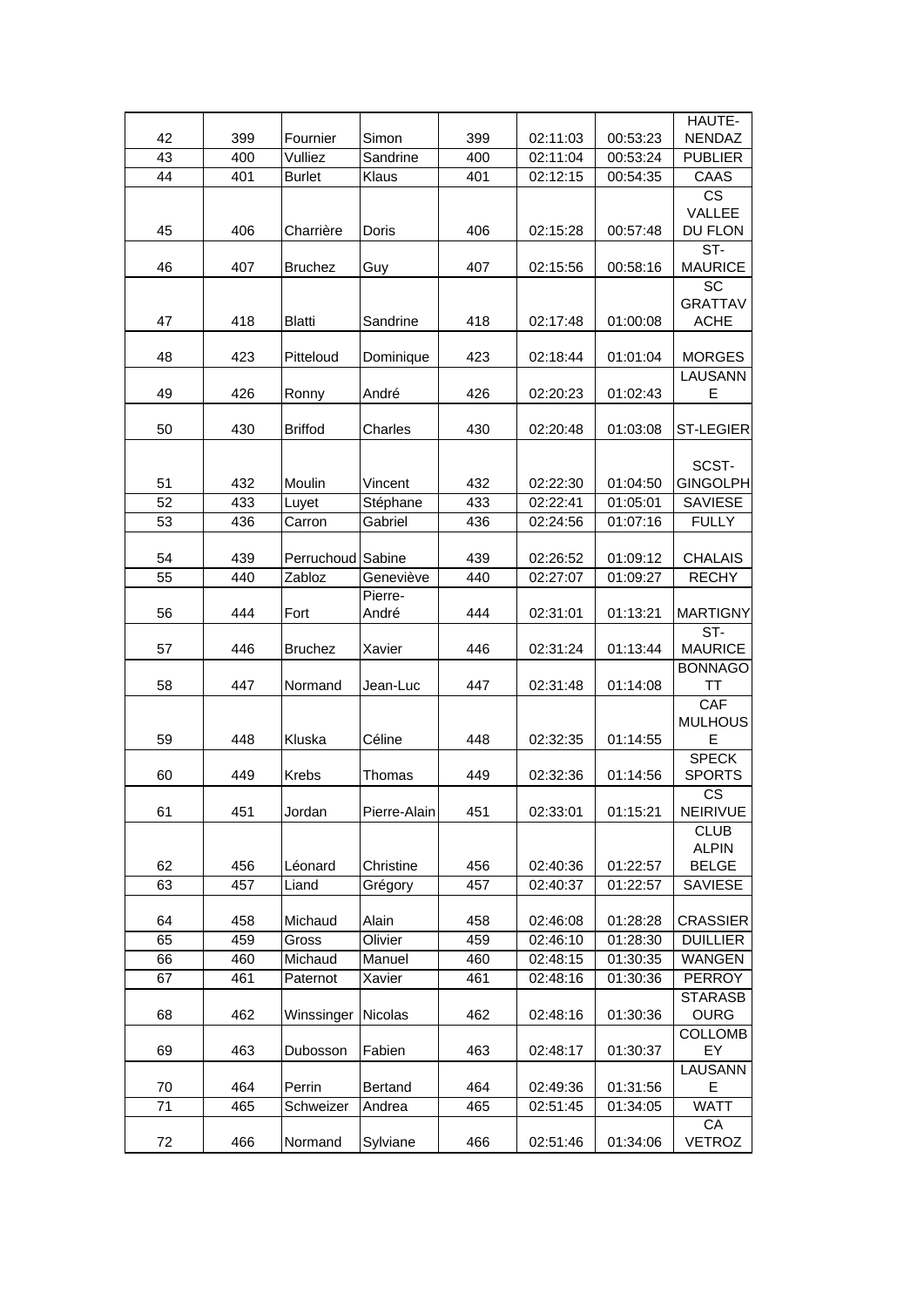| 42 | 399 | Fournier | Simon | 399 | 02:11:03 | 00:53:23 | HAUTE-NENDAZ |
|---|---|---|---|---|---|---|---|
| 43 | 400 | Vulliez | Sandrine | 400 | 02:11:04 | 00:53:24 | PUBLIER |
| 44 | 401 | Burlet | Klaus | 401 | 02:12:15 | 00:54:35 | CAAS |
| 45 | 406 | Charrière | Doris | 406 | 02:15:28 | 00:57:48 | CS VALLEE DU FLON |
| 46 | 407 | Bruchez | Guy | 407 | 02:15:56 | 00:58:16 | ST-MAURICE |
| 47 | 418 | Blatti | Sandrine | 418 | 02:17:48 | 01:00:08 | SC GRATTAVACHE |
| 48 | 423 | Pitteloud | Dominique | 423 | 02:18:44 | 01:01:04 | MORGES |
| 49 | 426 | Ronny | André | 426 | 02:20:23 | 01:02:43 | LAUSANNE |
| 50 | 430 | Briffod | Charles | 430 | 02:20:48 | 01:03:08 | ST-LEGIER |
| 51 | 432 | Moulin | Vincent | 432 | 02:22:30 | 01:04:50 | SCST-GINGOLPH |
| 52 | 433 | Luyet | Stéphane | 433 | 02:22:41 | 01:05:01 | SAVIESE |
| 53 | 436 | Carron | Gabriel | 436 | 02:24:56 | 01:07:16 | FULLY |
| 54 | 439 | Perruchoud | Sabine | 439 | 02:26:52 | 01:09:12 | CHALAIS |
| 55 | 440 | Zabloz | Geneviève | 440 | 02:27:07 | 01:09:27 | RECHY |
| 56 | 444 | Fort | Pierre-André | 444 | 02:31:01 | 01:13:21 | MARTIGNY |
| 57 | 446 | Bruchez | Xavier | 446 | 02:31:24 | 01:13:44 | ST-MAURICE |
| 58 | 447 | Normand | Jean-Luc | 447 | 02:31:48 | 01:14:08 | BONNAGOTT |
| 59 | 448 | Kluska | Céline | 448 | 02:32:35 | 01:14:55 | CAF MULHOUSE |
| 60 | 449 | Krebs | Thomas | 449 | 02:32:36 | 01:14:56 | SPECK SPORTS |
| 61 | 451 | Jordan | Pierre-Alain | 451 | 02:33:01 | 01:15:21 | CS NEIRIVUE |
| 62 | 456 | Léonard | Christine | 456 | 02:40:36 | 01:22:57 | CLUB ALPIN BELGE |
| 63 | 457 | Liand | Grégory | 457 | 02:40:37 | 01:22:57 | SAVIESE |
| 64 | 458 | Michaud | Alain | 458 | 02:46:08 | 01:28:28 | CRASSIER |
| 65 | 459 | Gross | Olivier | 459 | 02:46:10 | 01:28:30 | DUILLIER |
| 66 | 460 | Michaud | Manuel | 460 | 02:48:15 | 01:30:35 | WANGEN |
| 67 | 461 | Paternot | Xavier | 461 | 02:48:16 | 01:30:36 | PERROY |
| 68 | 462 | Winssinger | Nicolas | 462 | 02:48:16 | 01:30:36 | STARASBOURG |
| 69 | 463 | Dubosson | Fabien | 463 | 02:48:17 | 01:30:37 | COLLOMBEY |
| 70 | 464 | Perrin | Bertand | 464 | 02:49:36 | 01:31:56 | LAUSANNE |
| 71 | 465 | Schweizer | Andrea | 465 | 02:51:45 | 01:34:05 | WATT |
| 72 | 466 | Normand | Sylviane | 466 | 02:51:46 | 01:34:06 | CA VETROZ |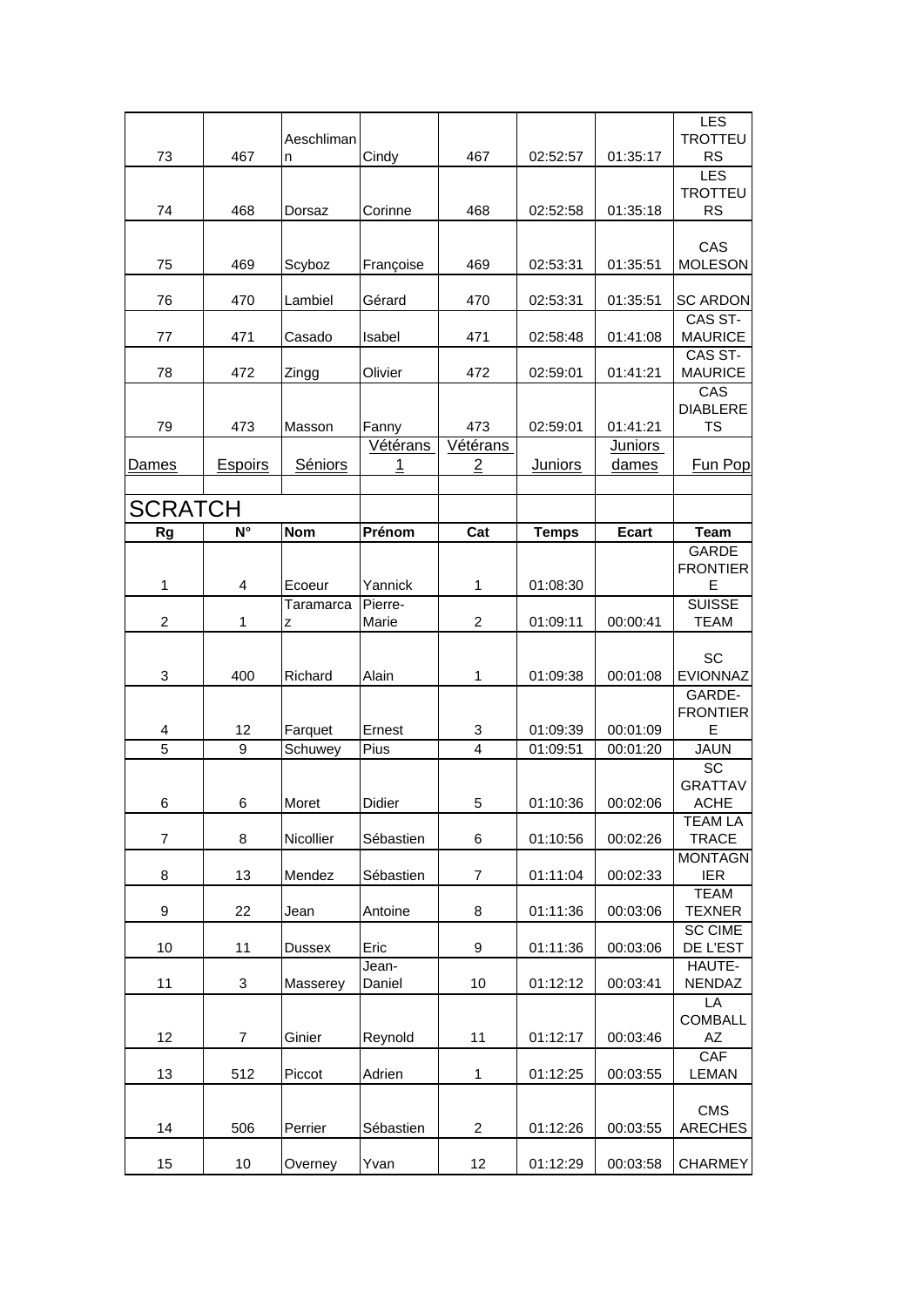| | | | | | | | |
|---|---|---|---|---|---|---|---|
| 73 | 467 | Aeschlimann | Cindy | 467 | 02:52:57 | 01:35:17 | LES TROTTEURS |
| 74 | 468 | Dorsaz | Corinne | 468 | 02:52:58 | 01:35:18 | LES TROTTEURS |
| 75 | 469 | Scyboz | Françoise | 469 | 02:53:31 | 01:35:51 | CAS MOLESON |
| 76 | 470 | Lambiel | Gérard | 470 | 02:53:31 | 01:35:51 | SC ARDON |
| 77 | 471 | Casado | Isabel | 471 | 02:58:48 | 01:41:08 | CAS ST-MAURICE |
| 78 | 472 | Zingg | Olivier | 472 | 02:59:01 | 01:41:21 | CAS ST-MAURICE |
| 79 | 473 | Masson | Fanny | 473 | 02:59:01 | 01:41:21 | CAS DIABLERETS |

Dames | Espoirs | Séniors | Vétérans 1 | Vétérans 2 | Juniors | Juniors dames | Fun Pop

## SCRATCH

| Rg | N° | Nom | Prénom | Cat | Temps | Ecart | Team |
|---|---|---|---|---|---|---|---|
| 1 | 4 | Ecoeur | Yannick | 1 | 01:08:30 | | GARDE FRONTIERE |
| 2 | 1 | Taramarcaz | Pierre-Marie | 2 | 01:09:11 | 00:00:41 | SUISSE TEAM |
| 3 | 400 | Richard | Alain | 1 | 01:09:38 | 00:01:08 | SC EVIONNAZ |
| 4 | 12 | Farquet | Ernest | 3 | 01:09:39 | 00:01:09 | GARDE-FRONTIERE |
| 5 | 9 | Schuwey | Pius | 4 | 01:09:51 | 00:01:20 | JAUN |
| 6 | 6 | Moret | Didier | 5 | 01:10:36 | 00:02:06 | SC GRATTAVACHE |
| 7 | 8 | Nicollier | Sébastien | 6 | 01:10:56 | 00:02:26 | TEAM LA TRACE |
| 8 | 13 | Mendez | Sébastien | 7 | 01:11:04 | 00:02:33 | MONTAGNIER |
| 9 | 22 | Jean | Antoine | 8 | 01:11:36 | 00:03:06 | TEAM TEXNER |
| 10 | 11 | Dussex | Eric | 9 | 01:11:36 | 00:03:06 | SC CIME DE L'EST |
| 11 | 3 | Masserey | Jean-Daniel | 10 | 01:12:12 | 00:03:41 | HAUTE-NENDAZ |
| 12 | 7 | Ginier | Reynold | 11 | 01:12:17 | 00:03:46 | LA COMBALLAZ |
| 13 | 512 | Piccot | Adrien | 1 | 01:12:25 | 00:03:55 | CAF LEMAN |
| 14 | 506 | Perrier | Sébastien | 2 | 01:12:26 | 00:03:55 | CMS ARECHES |
| 15 | 10 | Overney | Yvan | 12 | 01:12:29 | 00:03:58 | CHARMEY |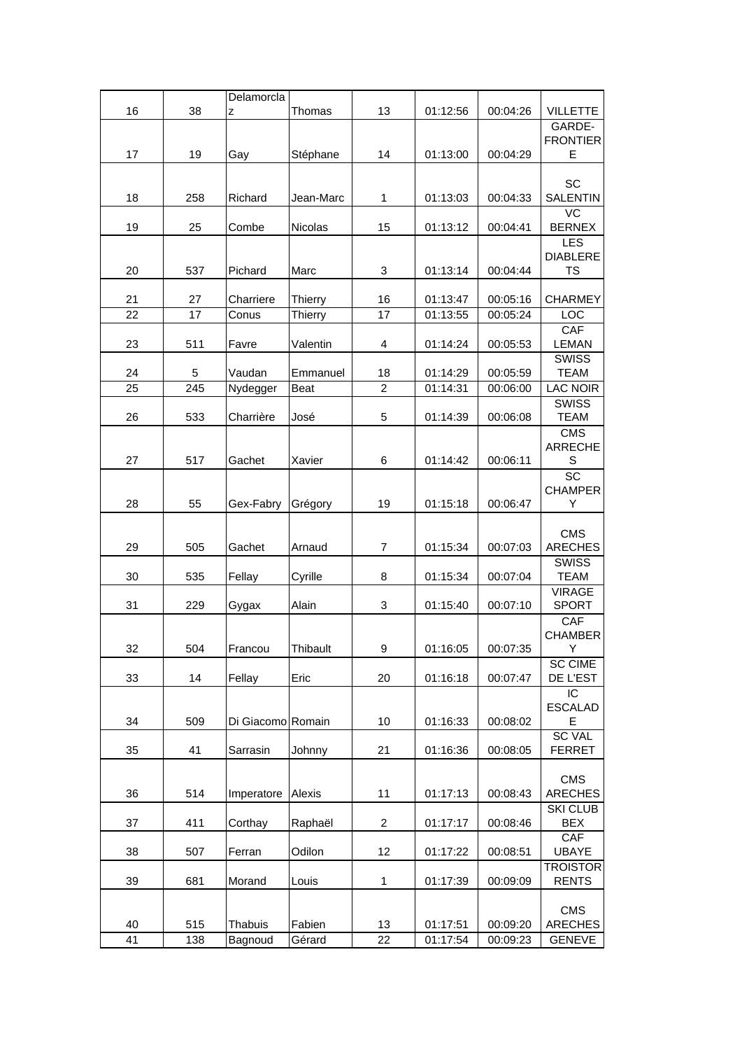| | | | | | | | |
|---|---|---|---|---|---|---|---|
| 16 | 38 | Delamorclaz | Thomas | 13 | 01:12:56 | 00:04:26 | VILLETTE |
| 17 | 19 | Gay | Stéphane | 14 | 01:13:00 | 00:04:29 | GARDE-FRONTIERE |
| 18 | 258 | Richard | Jean-Marc | 1 | 01:13:03 | 00:04:33 | SC SALENTIN |
| 19 | 25 | Combe | Nicolas | 15 | 01:13:12 | 00:04:41 | VC BERNEX |
| 20 | 537 | Pichard | Marc | 3 | 01:13:14 | 00:04:44 | LES DIABLERETS |
| 21 | 27 | Charriere | Thierry | 16 | 01:13:47 | 00:05:16 | CHARMEY |
| 22 | 17 | Conus | Thierry | 17 | 01:13:55 | 00:05:24 | LOC |
| 23 | 511 | Favre | Valentin | 4 | 01:14:24 | 00:05:53 | CAF LEMAN |
| 24 | 5 | Vaudan | Emmanuel | 18 | 01:14:29 | 00:05:59 | SWISS TEAM |
| 25 | 245 | Nydegger | Beat | 2 | 01:14:31 | 00:06:00 | LAC NOIR |
| 26 | 533 | Charrière | José | 5 | 01:14:39 | 00:06:08 | SWISS TEAM |
| 27 | 517 | Gachet | Xavier | 6 | 01:14:42 | 00:06:11 | CMS ARRECHES |
| 28 | 55 | Gex-Fabry | Grégory | 19 | 01:15:18 | 00:06:47 | SC CHAMPERY |
| 29 | 505 | Gachet | Arnaud | 7 | 01:15:34 | 00:07:03 | CMS ARECHES |
| 30 | 535 | Fellay | Cyrille | 8 | 01:15:34 | 00:07:04 | SWISS TEAM |
| 31 | 229 | Gygax | Alain | 3 | 01:15:40 | 00:07:10 | VIRAGE SPORT |
| 32 | 504 | Francou | Thibault | 9 | 01:16:05 | 00:07:35 | CAF CHAMBERY |
| 33 | 14 | Fellay | Eric | 20 | 01:16:18 | 00:07:47 | SC CIME DE L'EST |
| 34 | 509 | Di Giacomo | Romain | 10 | 01:16:33 | 00:08:02 | IC ESCALADE |
| 35 | 41 | Sarrasin | Johnny | 21 | 01:16:36 | 00:08:05 | SC VAL FERRET |
| 36 | 514 | Imperatore | Alexis | 11 | 01:17:13 | 00:08:43 | CMS ARECHES |
| 37 | 411 | Corthay | Raphaël | 2 | 01:17:17 | 00:08:46 | SKI CLUB BEX |
| 38 | 507 | Ferran | Odilon | 12 | 01:17:22 | 00:08:51 | CAF UBAYE |
| 39 | 681 | Morand | Louis | 1 | 01:17:39 | 00:09:09 | TROISTORRENTS |
| 40 | 515 | Thabuis | Fabien | 13 | 01:17:51 | 00:09:20 | CMS ARECHES |
| 41 | 138 | Bagnoud | Gérard | 22 | 01:17:54 | 00:09:23 | GENEVE |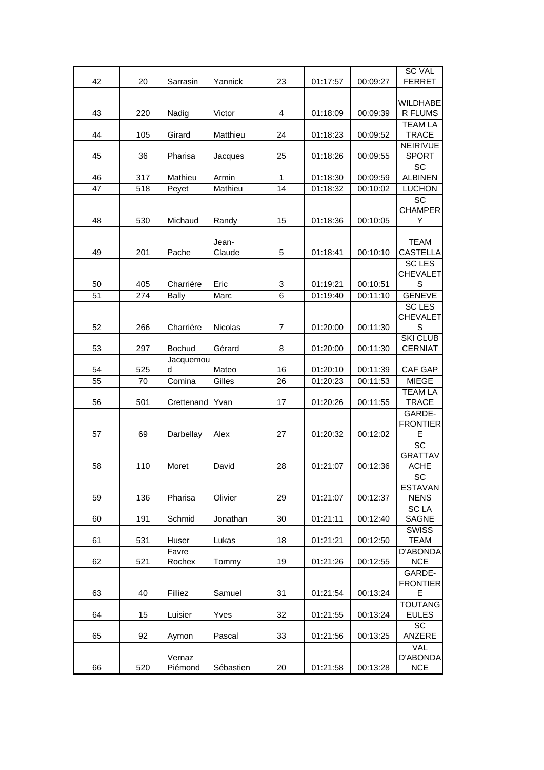| 42 | 20 | Sarrasin | Yannick | 23 | 01:17:57 | 00:09:27 | SC VAL FERRET |
|---|---|---|---|---|---|---|---|
| 43 | 220 | Nadig | Victor | 4 | 01:18:09 | 00:09:39 | WILDHABER FLUMS |
| 44 | 105 | Girard | Matthieu | 24 | 01:18:23 | 00:09:52 | TEAM LA TRACE |
| 45 | 36 | Pharisa | Jacques | 25 | 01:18:26 | 00:09:55 | NEIRIVUE SPORT |
| 46 | 317 | Mathieu | Armin | 1 | 01:18:30 | 00:09:59 | SC ALBINEN |
| 47 | 518 | Peyet | Mathieu | 14 | 01:18:32 | 00:10:02 | LUCHON |
| 48 | 530 | Michaud | Randy | 15 | 01:18:36 | 00:10:05 | SC CHAMPERY |
| 49 | 201 | Pache | Jean-Claude | 5 | 01:18:41 | 00:10:10 | TEAM CASTELLA |
| 50 | 405 | Charrière | Eric | 3 | 01:19:21 | 00:10:51 | SC LES CHEVALETS |
| 51 | 274 | Bally | Marc | 6 | 01:19:40 | 00:11:10 | GENEVE |
| 52 | 266 | Charrière | Nicolas | 7 | 01:20:00 | 00:11:30 | SC LES CHEVALETS |
| 53 | 297 | Bochud | Gérard | 8 | 01:20:00 | 00:11:30 | SKI CLUB CERNIAT |
| 54 | 525 | Jacquemoud | Mateo | 16 | 01:20:10 | 00:11:39 | CAF GAP |
| 55 | 70 | Comina | Gilles | 26 | 01:20:23 | 00:11:53 | MIEGE |
| 56 | 501 | Crettenand | Yvan | 17 | 01:20:26 | 00:11:55 | TEAM LA TRACE |
| 57 | 69 | Darbellay | Alex | 27 | 01:20:32 | 00:12:02 | GARDE-FRONTIERE |
| 58 | 110 | Moret | David | 28 | 01:21:07 | 00:12:36 | SC GRATTAVACHE |
| 59 | 136 | Pharisa | Olivier | 29 | 01:21:07 | 00:12:37 | SC ESTAVANNENS |
| 60 | 191 | Schmid | Jonathan | 30 | 01:21:11 | 00:12:40 | SC LA SAGNE |
| 61 | 531 | Huser | Lukas | 18 | 01:21:21 | 00:12:50 | SWISS TEAM |
| 62 | 521 | Favre Rochex | Tommy | 19 | 01:21:26 | 00:12:55 | D'ABONDANCE |
| 63 | 40 | Filliez | Samuel | 31 | 01:21:54 | 00:13:24 | GARDE-FRONTIERE |
| 64 | 15 | Luisier | Yves | 32 | 01:21:55 | 00:13:24 | TOUTANGEULES |
| 65 | 92 | Aymon | Pascal | 33 | 01:21:56 | 00:13:25 | SC ANZERE |
| 66 | 520 | Vernaz Piémond | Sébastien | 20 | 01:21:58 | 00:13:28 | VAL D'ABONDANCE |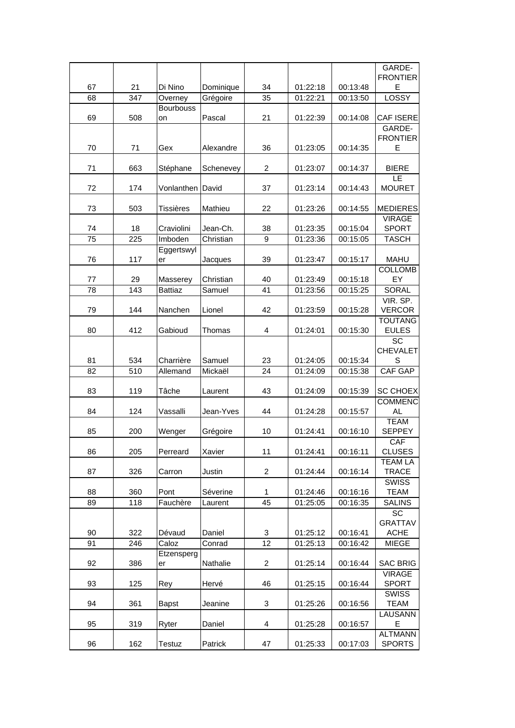| | | | | | | | |
|---|---|---|---|---|---|---|---|
| 67 | 21 | Di Nino | Dominique | 34 | 01:22:18 | 00:13:48 | GARDE-FRONTIERE |
| 68 | 347 | Overney | Grégoire | 35 | 01:22:21 | 00:13:50 | LOSSY |
| 69 | 508 | Bourbousson | Pascal | 21 | 01:22:39 | 00:14:08 | CAF ISERE |
| 70 | 71 | Gex | Alexandre | 36 | 01:23:05 | 00:14:35 | GARDE-FRONTIERE |
| 71 | 663 | Stéphane | Schenevey | 2 | 01:23:07 | 00:14:37 | BIERE |
| 72 | 174 | Vonlanthen | David | 37 | 01:23:14 | 00:14:43 | LE MOURET |
| 73 | 503 | Tissières | Mathieu | 22 | 01:23:26 | 00:14:55 | MEDIERES |
| 74 | 18 | Craviolini | Jean-Ch. | 38 | 01:23:35 | 00:15:04 | VIRAGE SPORT |
| 75 | 225 | Imboden | Christian | 9 | 01:23:36 | 00:15:05 | TASCH |
| 76 | 117 | Eggertswyler | Jacques | 39 | 01:23:47 | 00:15:17 | MAHU |
| 77 | 29 | Masserey | Christian | 40 | 01:23:49 | 00:15:18 | COLLOMBEY |
| 78 | 143 | Battiaz | Samuel | 41 | 01:23:56 | 00:15:25 | SORAL |
| 79 | 144 | Nanchen | Lionel | 42 | 01:23:59 | 00:15:28 | VIR. SP. VERCOR |
| 80 | 412 | Gabioud | Thomas | 4 | 01:24:01 | 00:15:30 | TOUTANGEULES |
| 81 | 534 | Charrière | Samuel | 23 | 01:24:05 | 00:15:34 | SC CHEVALETS |
| 82 | 510 | Allemand | Mickaël | 24 | 01:24:09 | 00:15:38 | CAF GAP |
| 83 | 119 | Tâche | Laurent | 43 | 01:24:09 | 00:15:39 | SC CHOEX |
| 84 | 124 | Vassalli | Jean-Yves | 44 | 01:24:28 | 00:15:57 | COMMENCAL |
| 85 | 200 | Wenger | Grégoire | 10 | 01:24:41 | 00:16:10 | TEAM SEPPEY |
| 86 | 205 | Perreard | Xavier | 11 | 01:24:41 | 00:16:11 | CAF CLUSES |
| 87 | 326 | Carron | Justin | 2 | 01:24:44 | 00:16:14 | TEAM LA TRACE |
| 88 | 360 | Pont | Séverine | 1 | 01:24:46 | 00:16:16 | SWISS TEAM |
| 89 | 118 | Fauchère | Laurent | 45 | 01:25:05 | 00:16:35 | SALINS |
| 90 | 322 | Dévaud | Daniel | 3 | 01:25:12 | 00:16:41 | SC GRATTAVACHE |
| 91 | 246 | Caloz | Conrad | 12 | 01:25:13 | 00:16:42 | MIEGE |
| 92 | 386 | Etzensperger | Nathalie | 2 | 01:25:14 | 00:16:44 | SAC BRIG |
| 93 | 125 | Rey | Hervé | 46 | 01:25:15 | 00:16:44 | VIRAGE SPORT |
| 94 | 361 | Bapst | Jeanine | 3 | 01:25:26 | 00:16:56 | SWISS TEAM |
| 95 | 319 | Ryter | Daniel | 4 | 01:25:28 | 00:16:57 | LAUSANNE |
| 96 | 162 | Testuz | Patrick | 47 | 01:25:33 | 00:17:03 | ALTMANN SPORTS |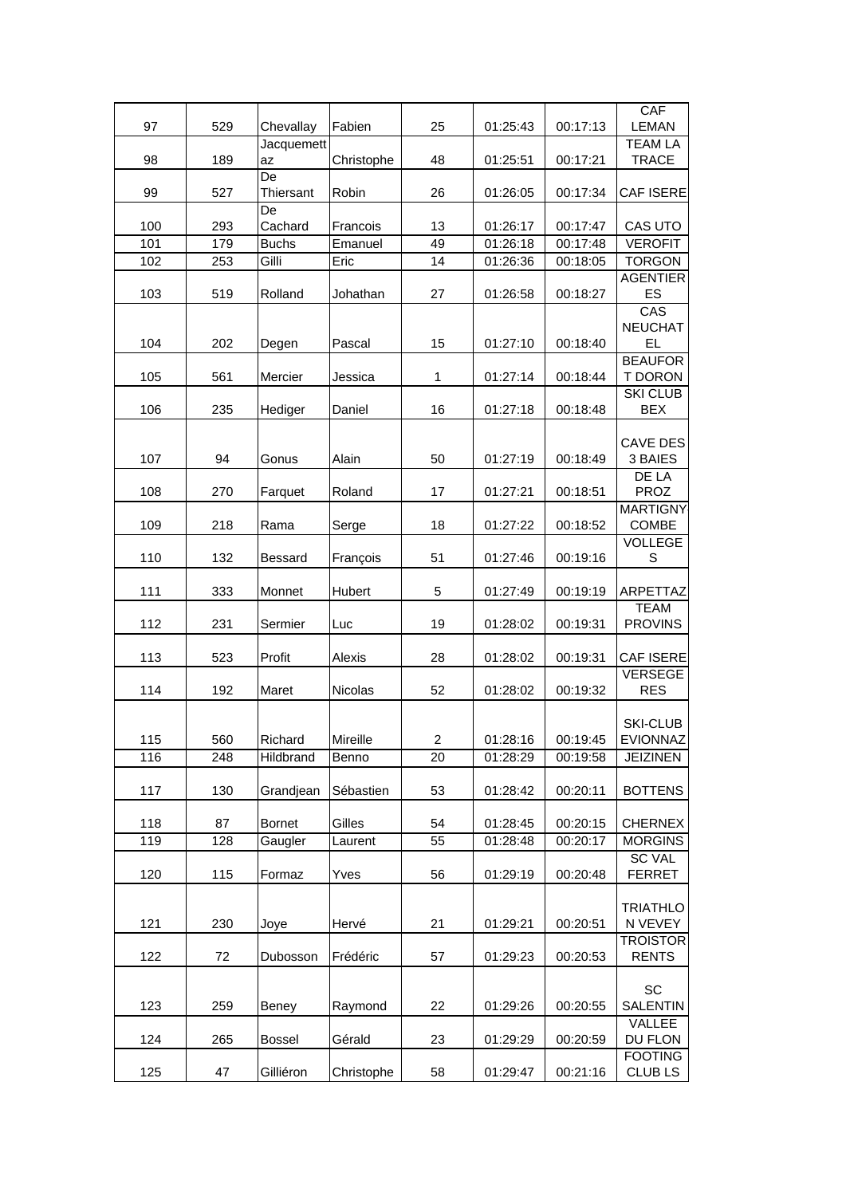| | | | | | | | |
|---|---|---|---|---|---|---|---|
| 97 | 529 | Chevallay | Fabien | 25 | 01:25:43 | 00:17:13 | CAF LEMAN |
| 98 | 189 | Jacquemettaz | Christophe | 48 | 01:25:51 | 00:17:21 | TEAM LA TRACE |
| 99 | 527 | De Thiersant | Robin | 26 | 01:26:05 | 00:17:34 | CAF ISERE |
| 100 | 293 | De Cachard | Francois | 13 | 01:26:17 | 00:17:47 | CAS UTO |
| 101 | 179 | Buchs | Emanuel | 49 | 01:26:18 | 00:17:48 | VEROFIT |
| 102 | 253 | Gilli | Eric | 14 | 01:26:36 | 00:18:05 | TORGON |
| 103 | 519 | Rolland | Johathan | 27 | 01:26:58 | 00:18:27 | AGENTIERES |
| 104 | 202 | Degen | Pascal | 15 | 01:27:10 | 00:18:40 | CAS NEUCHATEL |
| 105 | 561 | Mercier | Jessica | 1 | 01:27:14 | 00:18:44 | BEAUFORT DORON |
| 106 | 235 | Hediger | Daniel | 16 | 01:27:18 | 00:18:48 | SKI CLUB BEX |
| 107 | 94 | Gonus | Alain | 50 | 01:27:19 | 00:18:49 | CAVE DES 3 BAIES |
| 108 | 270 | Farquet | Roland | 17 | 01:27:21 | 00:18:51 | DE LA PROZ |
| 109 | 218 | Rama | Serge | 18 | 01:27:22 | 00:18:52 | MARTIGNY COMBE |
| 110 | 132 | Bessard | François | 51 | 01:27:46 | 00:19:16 | VOLLEGES |
| 111 | 333 | Monnet | Hubert | 5 | 01:27:49 | 00:19:19 | ARPETTAZ |
| 112 | 231 | Sermier | Luc | 19 | 01:28:02 | 00:19:31 | TEAM PROVINS |
| 113 | 523 | Profit | Alexis | 28 | 01:28:02 | 00:19:31 | CAF ISERE |
| 114 | 192 | Maret | Nicolas | 52 | 01:28:02 | 00:19:32 | VERSEGERES |
| 115 | 560 | Richard | Mireille | 2 | 01:28:16 | 00:19:45 | SKI-CLUB EVIONNAZ |
| 116 | 248 | Hildbrand | Benno | 20 | 01:28:29 | 00:19:58 | JEIZINEN |
| 117 | 130 | Grandjean | Sébastien | 53 | 01:28:42 | 00:20:11 | BOTTENS |
| 118 | 87 | Bornet | Gilles | 54 | 01:28:45 | 00:20:15 | CHERNEX |
| 119 | 128 | Gaugler | Laurent | 55 | 01:28:48 | 00:20:17 | MORGINS |
| 120 | 115 | Formaz | Yves | 56 | 01:29:19 | 00:20:48 | SC VAL FERRET |
| 121 | 230 | Joye | Hervé | 21 | 01:29:21 | 00:20:51 | TRIATHLON VEVEY |
| 122 | 72 | Dubosson | Frédéric | 57 | 01:29:23 | 00:20:53 | TROISTORRENTS |
| 123 | 259 | Beney | Raymond | 22 | 01:29:26 | 00:20:55 | SC SALENTIN |
| 124 | 265 | Bossel | Gérald | 23 | 01:29:29 | 00:20:59 | VALLEE DU FLON |
| 125 | 47 | Gilliéron | Christophe | 58 | 01:29:47 | 00:21:16 | FOOTING CLUB LS |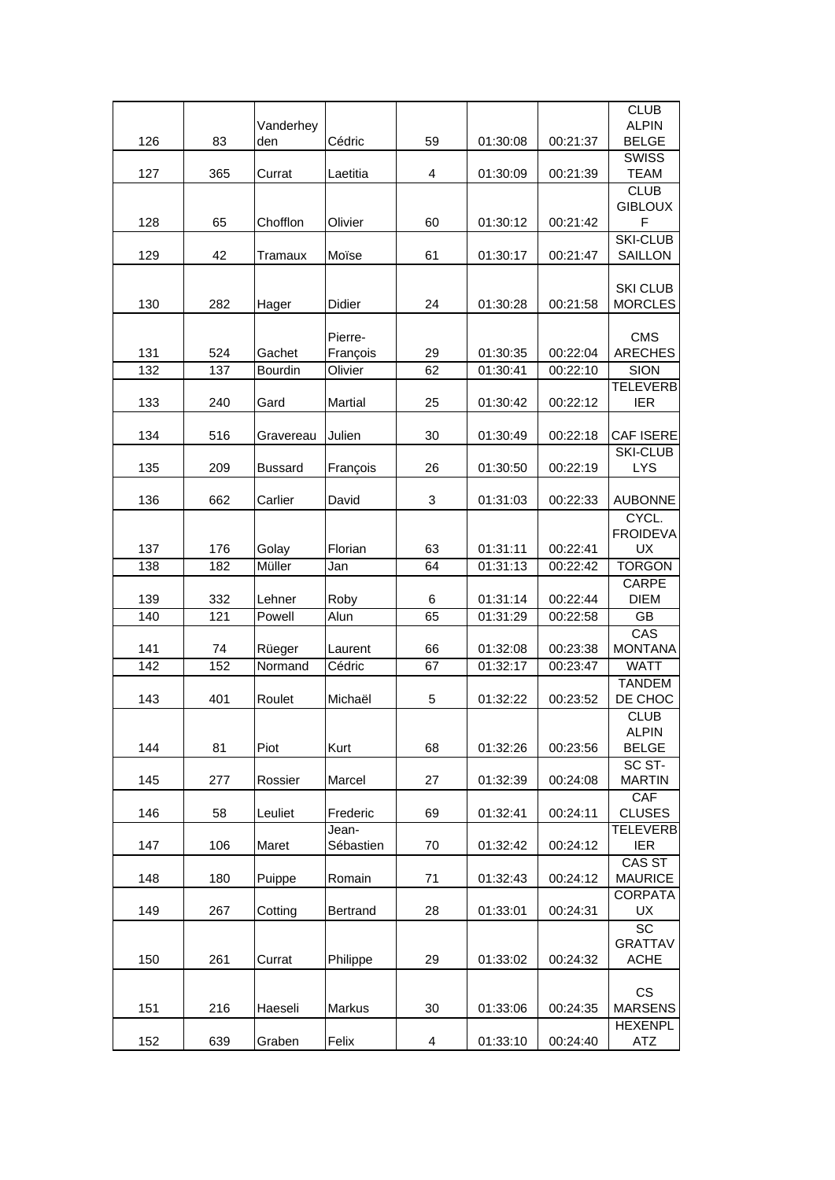| | | | | | | | |
|---|---|---|---|---|---|---|---|
| 126 | 83 | Vanderheyden | Cédric | 59 | 01:30:08 | 00:21:37 | CLUB ALPIN BELGE |
| 127 | 365 | Currat | Laetitia | 4 | 01:30:09 | 00:21:39 | SWISS TEAM |
| 128 | 65 | Chofflon | Olivier | 60 | 01:30:12 | 00:21:42 | CLUB GIBLOUX F |
| 129 | 42 | Tramaux | Moïse | 61 | 01:30:17 | 00:21:47 | SKI-CLUB SAILLON |
| 130 | 282 | Hager | Didier | 24 | 01:30:28 | 00:21:58 | SKI CLUB MORCLES |
| 131 | 524 | Gachet | Pierre-François | 29 | 01:30:35 | 00:22:04 | CMS ARECHES |
| 132 | 137 | Bourdin | Olivier | 62 | 01:30:41 | 00:22:10 | SION |
| 133 | 240 | Gard | Martial | 25 | 01:30:42 | 00:22:12 | TELEVERBIER |
| 134 | 516 | Gravereau | Julien | 30 | 01:30:49 | 00:22:18 | CAF ISERE |
| 135 | 209 | Bussard | François | 26 | 01:30:50 | 00:22:19 | SKI-CLUB LYS |
| 136 | 662 | Carlier | David | 3 | 01:31:03 | 00:22:33 | AUBONNE |
| 137 | 176 | Golay | Florian | 63 | 01:31:11 | 00:22:41 | CYCL. FROIDEVAUX |
| 138 | 182 | Müller | Jan | 64 | 01:31:13 | 00:22:42 | TORGON |
| 139 | 332 | Lehner | Roby | 6 | 01:31:14 | 00:22:44 | CARPE DIEM |
| 140 | 121 | Powell | Alun | 65 | 01:31:29 | 00:22:58 | GB |
| 141 | 74 | Rüeger | Laurent | 66 | 01:32:08 | 00:23:38 | CAS MONTANA |
| 142 | 152 | Normand | Cédric | 67 | 01:32:17 | 00:23:47 | WATT |
| 143 | 401 | Roulet | Michaël | 5 | 01:32:22 | 00:23:52 | TANDEM DE CHOC |
| 144 | 81 | Piot | Kurt | 68 | 01:32:26 | 00:23:56 | CLUB ALPIN BELGE |
| 145 | 277 | Rossier | Marcel | 27 | 01:32:39 | 00:24:08 | SC ST-MARTIN |
| 146 | 58 | Leuliet | Frederic | 69 | 01:32:41 | 00:24:11 | CAF CLUSES |
| 147 | 106 | Maret | Jean-Sébastien | 70 | 01:32:42 | 00:24:12 | TELEVERBIER |
| 148 | 180 | Puippe | Romain | 71 | 01:32:43 | 00:24:12 | CAS ST MAURICE |
| 149 | 267 | Cotting | Bertrand | 28 | 01:33:01 | 00:24:31 | CORPATAUX |
| 150 | 261 | Currat | Philippe | 29 | 01:33:02 | 00:24:32 | SC GRATTAVACHE |
| 151 | 216 | Haeseli | Markus | 30 | 01:33:06 | 00:24:35 | CS MARSENS |
| 152 | 639 | Graben | Felix | 4 | 01:33:10 | 00:24:40 | HEXENPLATZ |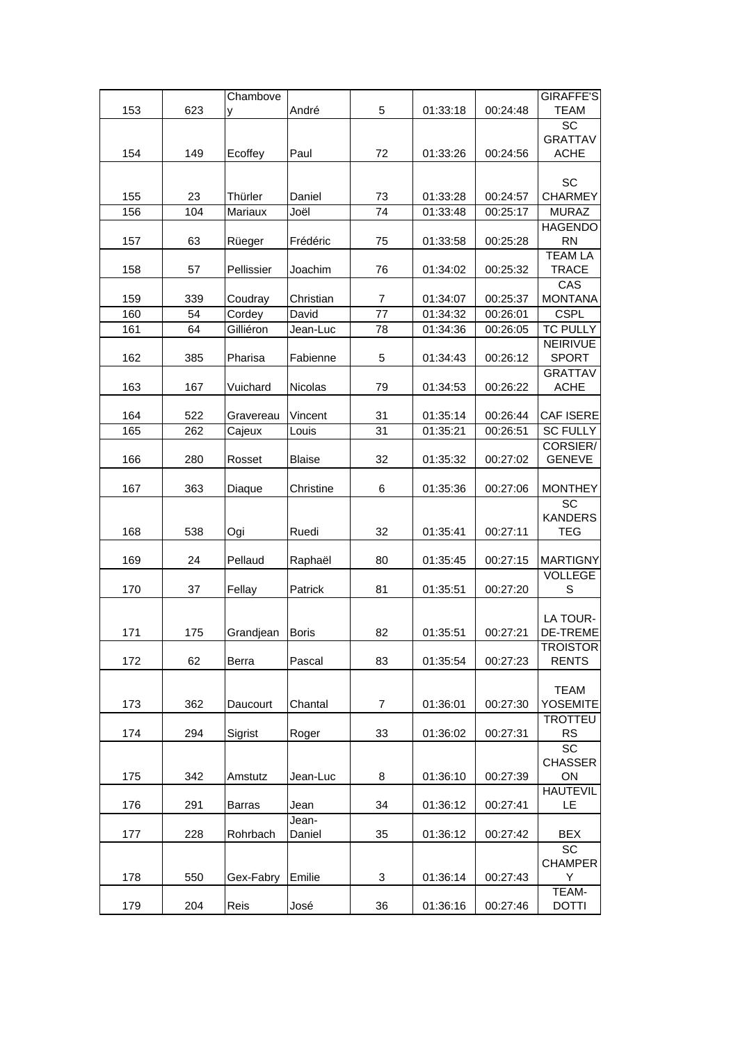| | | | | | | | |
|---|---|---|---|---|---|---|---|
| 153 | 623 | Chambovey | André | 5 | 01:33:18 | 00:24:48 | GIRAFFE'S TEAM |
| 154 | 149 | Ecoffey | Paul | 72 | 01:33:26 | 00:24:56 | SC GRATTAVACHE |
| 155 | 23 | Thürler | Daniel | 73 | 01:33:28 | 00:24:57 | SC CHARMEY |
| 156 | 104 | Mariaux | Joël | 74 | 01:33:48 | 00:25:17 | MURAZ |
| 157 | 63 | Rüeger | Frédéric | 75 | 01:33:58 | 00:25:28 | HAGENDORN |
| 158 | 57 | Pellissier | Joachim | 76 | 01:34:02 | 00:25:32 | TEAM LA TRACE |
| 159 | 339 | Coudray | Christian | 7 | 01:34:07 | 00:25:37 | CAS MONTANA |
| 160 | 54 | Cordey | David | 77 | 01:34:32 | 00:26:01 | CSPL |
| 161 | 64 | Gilliéron | Jean-Luc | 78 | 01:34:36 | 00:26:05 | TC PULLY |
| 162 | 385 | Pharisa | Fabienne | 5 | 01:34:43 | 00:26:12 | NEIRIVUE SPORT |
| 163 | 167 | Vuichard | Nicolas | 79 | 01:34:53 | 00:26:22 | GRATTAVACHE |
| 164 | 522 | Gravereau | Vincent | 31 | 01:35:14 | 00:26:44 | CAF ISERE |
| 165 | 262 | Cajeux | Louis | 31 | 01:35:21 | 00:26:51 | SC FULLY |
| 166 | 280 | Rosset | Blaise | 32 | 01:35:32 | 00:27:02 | CORSIER/GENEVE |
| 167 | 363 | Diaque | Christine | 6 | 01:35:36 | 00:27:06 | MONTHEY |
| 168 | 538 | Ogi | Ruedi | 32 | 01:35:41 | 00:27:11 | SC KANDERSTEG |
| 169 | 24 | Pellaud | Raphaël | 80 | 01:35:45 | 00:27:15 | MARTIGNY |
| 170 | 37 | Fellay | Patrick | 81 | 01:35:51 | 00:27:20 | VOLLEGES |
| 171 | 175 | Grandjean | Boris | 82 | 01:35:51 | 00:27:21 | LA TOUR-DE-TREME |
| 172 | 62 | Berra | Pascal | 83 | 01:35:54 | 00:27:23 | TROISTORRENTS |
| 173 | 362 | Daucourt | Chantal | 7 | 01:36:01 | 00:27:30 | TEAM YOSEMITE |
| 174 | 294 | Sigrist | Roger | 33 | 01:36:02 | 00:27:31 | TROTTEURS |
| 175 | 342 | Amstutz | Jean-Luc | 8 | 01:36:10 | 00:27:39 | SC CHASSERON |
| 176 | 291 | Barras | Jean | 34 | 01:36:12 | 00:27:41 | HAUTEVILLE |
| 177 | 228 | Rohrbach | Jean-Daniel | 35 | 01:36:12 | 00:27:42 | BEX |
| 178 | 550 | Gex-Fabry | Emilie | 3 | 01:36:14 | 00:27:43 | SC CHAMPERY |
| 179 | 204 | Reis | José | 36 | 01:36:16 | 00:27:46 | TEAM-DOTTI |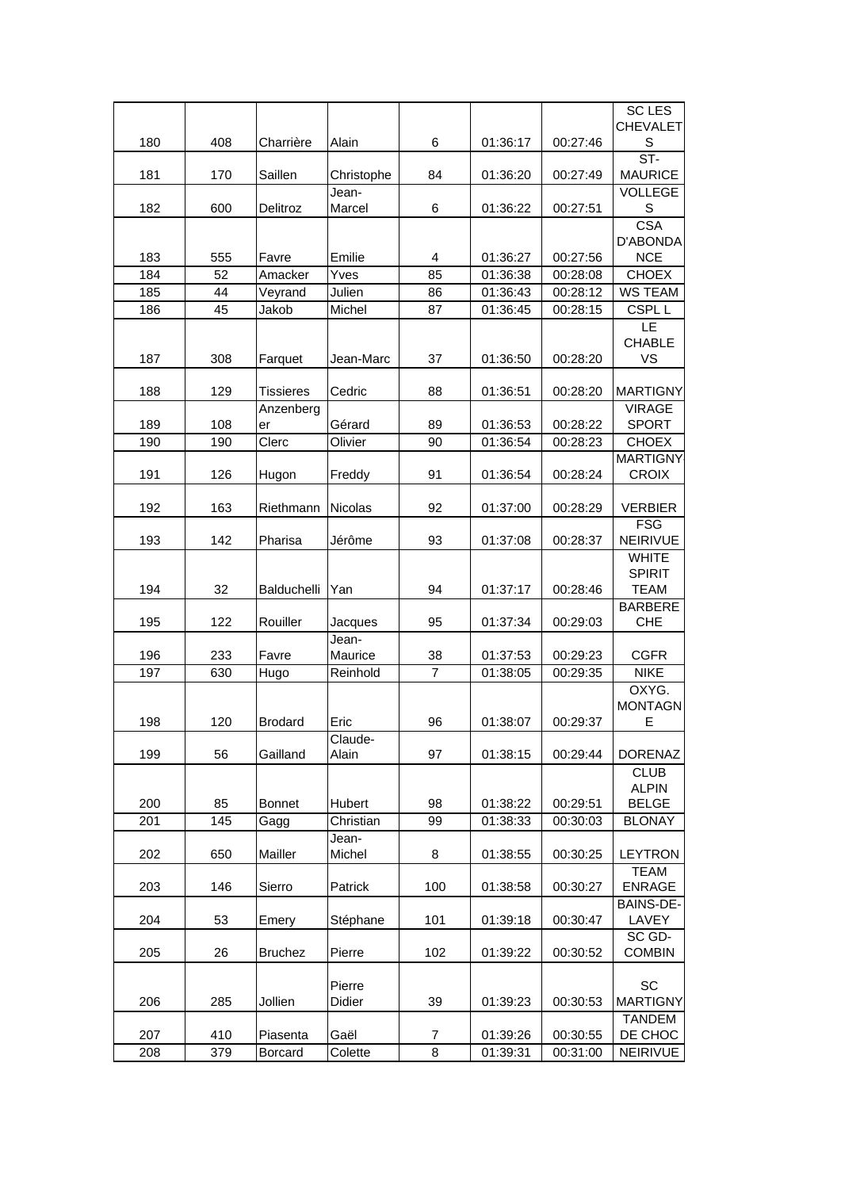| | | | | | | | |
|---|---|---|---|---|---|---|---|
| 180 | 408 | Charrière | Alain | 6 | 01:36:17 | 00:27:46 | SC LES CHEVALETS |
| 181 | 170 | Saillen | Christophe | 84 | 01:36:20 | 00:27:49 | ST-MAURICE |
| 182 | 600 | Delitroz | Jean-Marcel | 6 | 01:36:22 | 00:27:51 | VOLLEGES |
| 183 | 555 | Favre | Emilie | 4 | 01:36:27 | 00:27:56 | CSA D'ABONDANCE |
| 184 | 52 | Amacker | Yves | 85 | 01:36:38 | 00:28:08 | CHOEX |
| 185 | 44 | Veyrand | Julien | 86 | 01:36:43 | 00:28:12 | WS TEAM |
| 186 | 45 | Jakob | Michel | 87 | 01:36:45 | 00:28:15 | CSPL L |
| 187 | 308 | Farquet | Jean-Marc | 37 | 01:36:50 | 00:28:20 | LE CHABLE VS |
| 188 | 129 | Tissieres | Cedric | 88 | 01:36:51 | 00:28:20 | MARTIGNY |
| 189 | 108 | Anzenberger | Gérard | 89 | 01:36:53 | 00:28:22 | VIRAGE SPORT |
| 190 | 190 | Clerc | Olivier | 90 | 01:36:54 | 00:28:23 | CHOEX |
| 191 | 126 | Hugon | Freddy | 91 | 01:36:54 | 00:28:24 | MARTIGNY CROIX |
| 192 | 163 | Riethmann | Nicolas | 92 | 01:37:00 | 00:28:29 | VERBIER |
| 193 | 142 | Pharisa | Jérôme | 93 | 01:37:08 | 00:28:37 | FSG NEIRIVUE |
| 194 | 32 | Balduchelli | Yan | 94 | 01:37:17 | 00:28:46 | WHITE SPIRIT TEAM |
| 195 | 122 | Rouiller | Jacques | 95 | 01:37:34 | 00:29:03 | BARBERECHE |
| 196 | 233 | Favre | Jean-Maurice | 38 | 01:37:53 | 00:29:23 | CGFR |
| 197 | 630 | Hugo | Reinhold | 7 | 01:38:05 | 00:29:35 | NIKE |
| 198 | 120 | Brodard | Eric | 96 | 01:38:07 | 00:29:37 | OXYG. MONTAGNE |
| 199 | 56 | Gailland | Claude-Alain | 97 | 01:38:15 | 00:29:44 | DORENAZ |
| 200 | 85 | Bonnet | Hubert | 98 | 01:38:22 | 00:29:51 | CLUB ALPIN BELGE |
| 201 | 145 | Gagg | Christian | 99 | 01:38:33 | 00:30:03 | BLONAY |
| 202 | 650 | Mailler | Jean-Michel | 8 | 01:38:55 | 00:30:25 | LEYTRON |
| 203 | 146 | Sierro | Patrick | 100 | 01:38:58 | 00:30:27 | TEAM ENRAGE |
| 204 | 53 | Emery | Stéphane | 101 | 01:39:18 | 00:30:47 | BAINS-DE-LAVEY |
| 205 | 26 | Bruchez | Pierre | 102 | 01:39:22 | 00:30:52 | SC GD-COMBIN |
| 206 | 285 | Jollien | Pierre Didier | 39 | 01:39:23 | 00:30:53 | SC MARTIGNY |
| 207 | 410 | Piasenta | Gaël | 7 | 01:39:26 | 00:30:55 | TANDEM DE CHOC |
| 208 | 379 | Borcard | Colette | 8 | 01:39:31 | 00:31:00 | NEIRIVUE |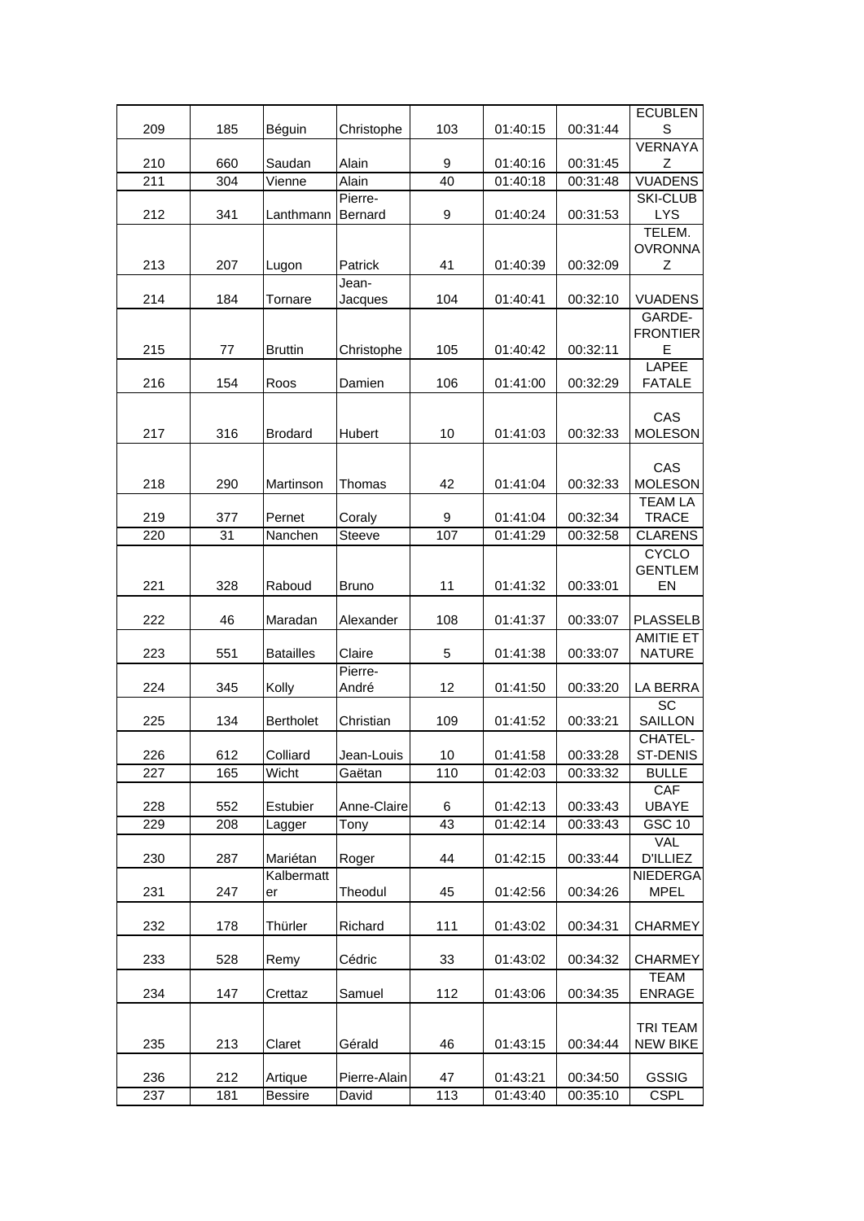| | | | | | | | |
|---|---|---|---|---|---|---|---|
| 209 | 185 | Béguin | Christophe | 103 | 01:40:15 | 00:31:44 | ECUBLENS |
| 210 | 660 | Saudan | Alain | 9 | 01:40:16 | 00:31:45 | VERNAYAZ |
| 211 | 304 | Vienne | Alain | 40 | 01:40:18 | 00:31:48 | VUADENS |
| 212 | 341 | Lanthmann | Pierre-Bernard | 9 | 01:40:24 | 00:31:53 | SKI-CLUB LYS |
| 213 | 207 | Lugon | Patrick | 41 | 01:40:39 | 00:32:09 | TELEM. OVRONNAZ |
| 214 | 184 | Tornare | Jean-Jacques | 104 | 01:40:41 | 00:32:10 | VUADENS |
| 215 | 77 | Bruttin | Christophe | 105 | 01:40:42 | 00:32:11 | GARDE-FRONTIERE |
| 216 | 154 | Roos | Damien | 106 | 01:41:00 | 00:32:29 | LAPEE FATALE |
| 217 | 316 | Brodard | Hubert | 10 | 01:41:03 | 00:32:33 | CAS MOLESON |
| 218 | 290 | Martinson | Thomas | 42 | 01:41:04 | 00:32:33 | CAS MOLESON |
| 219 | 377 | Pernet | Coraly | 9 | 01:41:04 | 00:32:34 | TEAM LA TRACE |
| 220 | 31 | Nanchen | Steeve | 107 | 01:41:29 | 00:32:58 | CLARENS |
| 221 | 328 | Raboud | Bruno | 11 | 01:41:32 | 00:33:01 | CYCLO GENTLEMEN |
| 222 | 46 | Maradan | Alexander | 108 | 01:41:37 | 00:33:07 | PLASSELB |
| 223 | 551 | Batailles | Claire | 5 | 01:41:38 | 00:33:07 | AMITIE ET NATURE |
| 224 | 345 | Kolly | Pierre-André | 12 | 01:41:50 | 00:33:20 | LA BERRA |
| 225 | 134 | Bertholet | Christian | 109 | 01:41:52 | 00:33:21 | SC SAILLON |
| 226 | 612 | Colliard | Jean-Louis | 10 | 01:41:58 | 00:33:28 | CHATEL-ST-DENIS |
| 227 | 165 | Wicht | Gaëtan | 110 | 01:42:03 | 00:33:32 | BULLE |
| 228 | 552 | Estubier | Anne-Claire | 6 | 01:42:13 | 00:33:43 | CAF UBAYE |
| 229 | 208 | Lagger | Tony | 43 | 01:42:14 | 00:33:43 | GSC 10 |
| 230 | 287 | Mariétan | Roger | 44 | 01:42:15 | 00:33:44 | VAL D'ILLIEZ |
| 231 | 247 | Kalbermatter | Theodul | 45 | 01:42:56 | 00:34:26 | NIEDERGAMPEL |
| 232 | 178 | Thürler | Richard | 111 | 01:43:02 | 00:34:31 | CHARMEY |
| 233 | 528 | Remy | Cédric | 33 | 01:43:02 | 00:34:32 | CHARMEY |
| 234 | 147 | Crettaz | Samuel | 112 | 01:43:06 | 00:34:35 | TEAM ENRAGE |
| 235 | 213 | Claret | Gérald | 46 | 01:43:15 | 00:34:44 | TRI TEAM NEW BIKE |
| 236 | 212 | Artique | Pierre-Alain | 47 | 01:43:21 | 00:34:50 | GSSIG |
| 237 | 181 | Bessire | David | 113 | 01:43:40 | 00:35:10 | CSPL |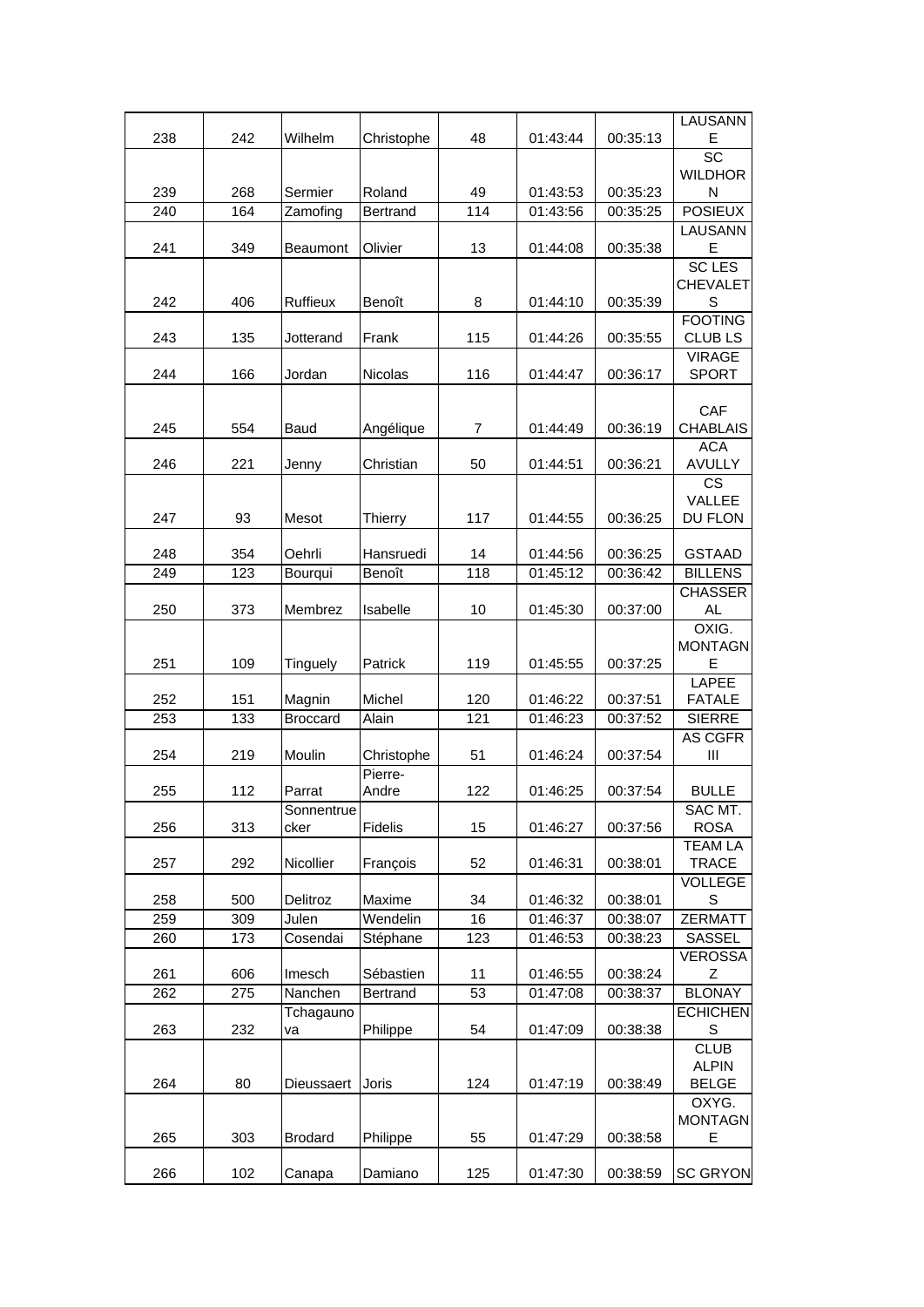| | | | | | | | |
|---|---|---|---|---|---|---|---|
| 238 | 242 | Wilhelm | Christophe | 48 | 01:43:44 | 00:35:13 | LAUSANNE |
| 239 | 268 | Sermier | Roland | 49 | 01:43:53 | 00:35:23 | SC WILDHORN |
| 240 | 164 | Zamofing | Bertrand | 114 | 01:43:56 | 00:35:25 | POSIEUX |
| 241 | 349 | Beaumont | Olivier | 13 | 01:44:08 | 00:35:38 | LAUSANNE |
| 242 | 406 | Ruffieux | Benoît | 8 | 01:44:10 | 00:35:39 | SC LES CHEVALETS |
| 243 | 135 | Jotterand | Frank | 115 | 01:44:26 | 00:35:55 | FOOTING CLUB LS |
| 244 | 166 | Jordan | Nicolas | 116 | 01:44:47 | 00:36:17 | VIRAGE SPORT |
| 245 | 554 | Baud | Angélique | 7 | 01:44:49 | 00:36:19 | CAF CHABLAIS |
| 246 | 221 | Jenny | Christian | 50 | 01:44:51 | 00:36:21 | ACA AVULLY |
| 247 | 93 | Mesot | Thierry | 117 | 01:44:55 | 00:36:25 | CS VALLEE DU FLON |
| 248 | 354 | Oehrli | Hansruedi | 14 | 01:44:56 | 00:36:25 | GSTAAD |
| 249 | 123 | Bourqui | Benoît | 118 | 01:45:12 | 00:36:42 | BILLENS |
| 250 | 373 | Membrez | Isabelle | 10 | 01:45:30 | 00:37:00 | CHASSERAL |
| 251 | 109 | Tinguely | Patrick | 119 | 01:45:55 | 00:37:25 | OXIG. MONTAGNE |
| 252 | 151 | Magnin | Michel | 120 | 01:46:22 | 00:37:51 | LAPEE FATALE |
| 253 | 133 | Broccard | Alain | 121 | 01:46:23 | 00:37:52 | SIERRE |
| 254 | 219 | Moulin | Christophe | 51 | 01:46:24 | 00:37:54 | AS CGFR III |
| 255 | 112 | Parrat | Pierre-Andre | 122 | 01:46:25 | 00:37:54 | BULLE |
| 256 | 313 | Sonnentruecker | Fidelis | 15 | 01:46:27 | 00:37:56 | SAC MT. ROSA |
| 257 | 292 | Nicollier | François | 52 | 01:46:31 | 00:38:01 | TEAM LA TRACE |
| 258 | 500 | Delitroz | Maxime | 34 | 01:46:32 | 00:38:01 | VOLLEGES |
| 259 | 309 | Julen | Wendelin | 16 | 01:46:37 | 00:38:07 | ZERMATT |
| 260 | 173 | Cosendai | Stéphane | 123 | 01:46:53 | 00:38:23 | SASSEL |
| 261 | 606 | Imesch | Sébastien | 11 | 01:46:55 | 00:38:24 | VEROSSAZ |
| 262 | 275 | Nanchen | Bertrand | 53 | 01:47:08 | 00:38:37 | BLONAY |
| 263 | 232 | Tchagaunova | Philippe | 54 | 01:47:09 | 00:38:38 | ECHICHENS |
| 264 | 80 | Dieussaert | Joris | 124 | 01:47:19 | 00:38:49 | CLUB ALPIN BELGE |
| 265 | 303 | Brodard | Philippe | 55 | 01:47:29 | 00:38:58 | OXYG. MONTAGNE |
| 266 | 102 | Canapa | Damiano | 125 | 01:47:30 | 00:38:59 | SC GRYON |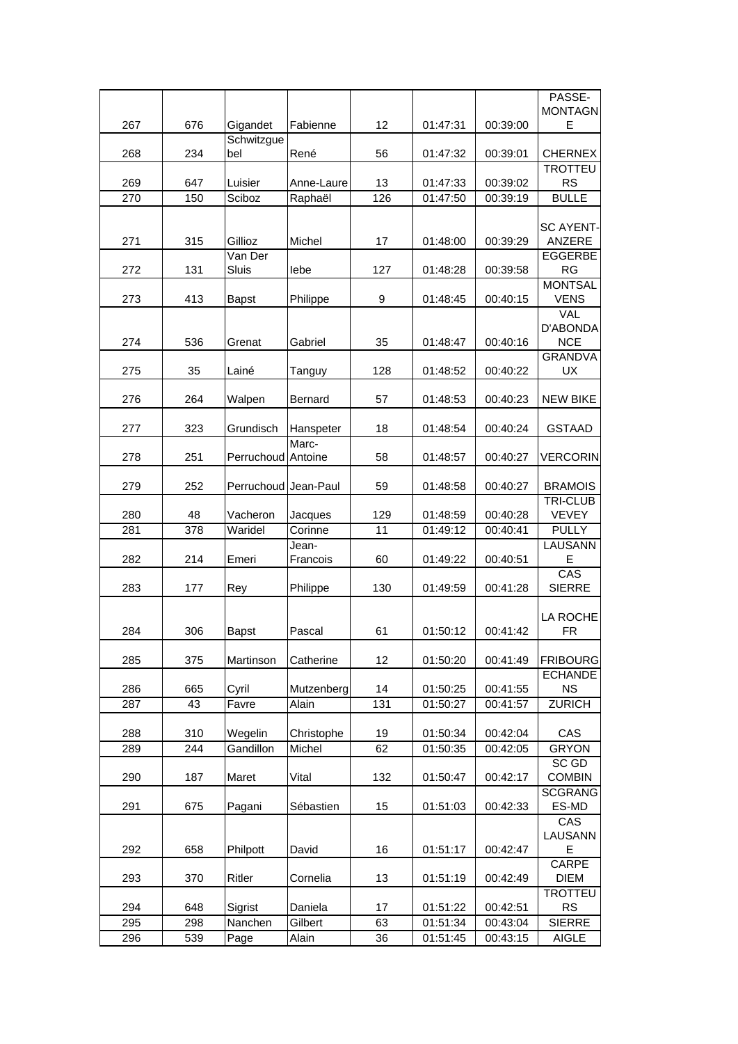| | | | | | | | |
|---|---|---|---|---|---|---|---|
| 267 | 676 | Gigandet | Fabienne | 12 | 01:47:31 | 00:39:00 | PASSE-MONTAGNE |
| 268 | 234 | Schwitzguebel | René | 56 | 01:47:32 | 00:39:01 | CHERNEX |
| 269 | 647 | Luisier | Anne-Laure | 13 | 01:47:33 | 00:39:02 | TROTTEURS |
| 270 | 150 | Sciboz | Raphaël | 126 | 01:47:50 | 00:39:19 | BULLE |
| 271 | 315 | Gillioz | Michel | 17 | 01:48:00 | 00:39:29 | SC AYENT-ANZERE |
| 272 | 131 | Van Der Sluis | Iebe | 127 | 01:48:28 | 00:39:58 | EGGERBERG |
| 273 | 413 | Bapst | Philippe | 9 | 01:48:45 | 00:40:15 | MONTSALVENS |
| 274 | 536 | Grenat | Gabriel | 35 | 01:48:47 | 00:40:16 | VAL D'ABONDANCE |
| 275 | 35 | Lainé | Tanguy | 128 | 01:48:52 | 00:40:22 | GRANDVAUX |
| 276 | 264 | Walpen | Bernard | 57 | 01:48:53 | 00:40:23 | NEW BIKE |
| 277 | 323 | Grundisch | Hanspeter | 18 | 01:48:54 | 00:40:24 | GSTAAD |
| 278 | 251 | Perruchoud | Marc-Antoine | 58 | 01:48:57 | 00:40:27 | VERCORIN |
| 279 | 252 | Perruchoud | Jean-Paul | 59 | 01:48:58 | 00:40:27 | BRAMOIS |
| 280 | 48 | Vacheron | Jacques | 129 | 01:48:59 | 00:40:28 | TRI-CLUB VEVEY |
| 281 | 378 | Waridel | Corinne | 11 | 01:49:12 | 00:40:41 | PULLY |
| 282 | 214 | Emeri | Jean-Francois | 60 | 01:49:22 | 00:40:51 | LAUSANNE |
| 283 | 177 | Rey | Philippe | 130 | 01:49:59 | 00:41:28 | CAS SIERRE |
| 284 | 306 | Bapst | Pascal | 61 | 01:50:12 | 00:41:42 | LA ROCHE FR |
| 285 | 375 | Martinson | Catherine | 12 | 01:50:20 | 00:41:49 | FRIBOURG |
| 286 | 665 | Cyril | Mutzenberg | 14 | 01:50:25 | 00:41:55 | ECHANDENS |
| 287 | 43 | Favre | Alain | 131 | 01:50:27 | 00:41:57 | ZURICH |
| 288 | 310 | Wegelin | Christophe | 19 | 01:50:34 | 00:42:04 | CAS |
| 289 | 244 | Gandillon | Michel | 62 | 01:50:35 | 00:42:05 | GRYON |
| 290 | 187 | Maret | Vital | 132 | 01:50:47 | 00:42:17 | SC GD COMBIN |
| 291 | 675 | Pagani | Sébastien | 15 | 01:51:03 | 00:42:33 | SCGRANGES-MD |
| 292 | 658 | Philpott | David | 16 | 01:51:17 | 00:42:47 | CAS LAUSANNE |
| 293 | 370 | Ritler | Cornelia | 13 | 01:51:19 | 00:42:49 | CARPE DIEM |
| 294 | 648 | Sigrist | Daniela | 17 | 01:51:22 | 00:42:51 | TROTTEURS |
| 295 | 298 | Nanchen | Gilbert | 63 | 01:51:34 | 00:43:04 | SIERRE |
| 296 | 539 | Page | Alain | 36 | 01:51:45 | 00:43:15 | AIGLE |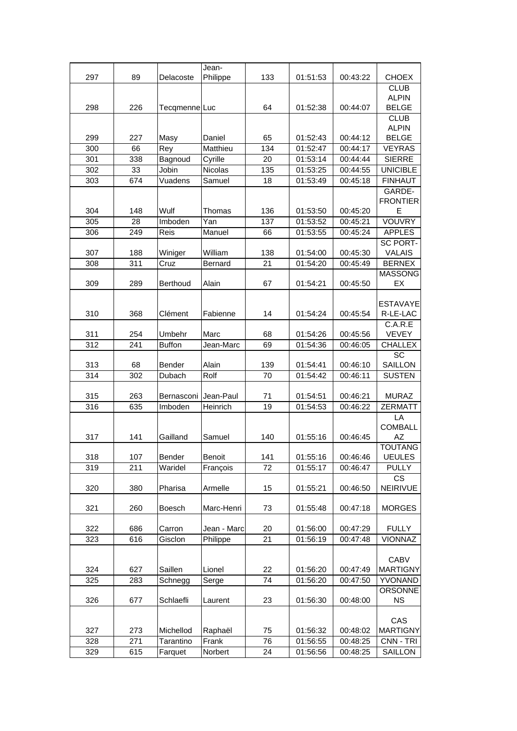| | | | | | | | |
|---|---|---|---|---|---|---|---|
| 297 | 89 | Delacoste | Jean-Philippe | 133 | 01:51:53 | 00:43:22 | CHOEX |
| 298 | 226 | Tecqmenne | Luc | 64 | 01:52:38 | 00:44:07 | CLUB ALPIN BELGE |
| 299 | 227 | Masy | Daniel | 65 | 01:52:43 | 00:44:12 | CLUB ALPIN BELGE |
| 300 | 66 | Rey | Matthieu | 134 | 01:52:47 | 00:44:17 | VEYRAS |
| 301 | 338 | Bagnoud | Cyrille | 20 | 01:53:14 | 00:44:44 | SIERRE |
| 302 | 33 | Jobin | Nicolas | 135 | 01:53:25 | 00:44:55 | UNICIBLE |
| 303 | 674 | Vuadens | Samuel | 18 | 01:53:49 | 00:45:18 | FINHAUT |
| 304 | 148 | Wulf | Thomas | 136 | 01:53:50 | 00:45:20 | GARDE-FRONTIERE |
| 305 | 28 | Imboden | Yan | 137 | 01:53:52 | 00:45:21 | VOUVRY |
| 306 | 249 | Reis | Manuel | 66 | 01:53:55 | 00:45:24 | APPLES |
| 307 | 188 | Winiger | William | 138 | 01:54:00 | 00:45:30 | SC PORT-VALAIS |
| 308 | 311 | Cruz | Bernard | 21 | 01:54:20 | 00:45:49 | BERNEX |
| 309 | 289 | Berthoud | Alain | 67 | 01:54:21 | 00:45:50 | MASSONGEX |
| 310 | 368 | Clément | Fabienne | 14 | 01:54:24 | 00:45:54 | ESTAVAYER-LE-LAC |
| 311 | 254 | Umbehr | Marc | 68 | 01:54:26 | 00:45:56 | C.A.R.E VEVEY |
| 312 | 241 | Buffon | Jean-Marc | 69 | 01:54:36 | 00:46:05 | CHALLEX |
| 313 | 68 | Bender | Alain | 139 | 01:54:41 | 00:46:10 | SC SAILLON |
| 314 | 302 | Dubach | Rolf | 70 | 01:54:42 | 00:46:11 | SUSTEN |
| 315 | 263 | Bernasconi | Jean-Paul | 71 | 01:54:51 | 00:46:21 | MURAZ |
| 316 | 635 | Imboden | Heinrich | 19 | 01:54:53 | 00:46:22 | ZERMATT |
| 317 | 141 | Gailland | Samuel | 140 | 01:55:16 | 00:46:45 | LA COMBALLAZ |
| 318 | 107 | Bender | Benoit | 141 | 01:55:16 | 00:46:46 | TOUTANGUEULES |
| 319 | 211 | Waridel | François | 72 | 01:55:17 | 00:46:47 | PULLY |
| 320 | 380 | Pharisa | Armelle | 15 | 01:55:21 | 00:46:50 | CS NEIRIVUE |
| 321 | 260 | Boesch | Marc-Henri | 73 | 01:55:48 | 00:47:18 | MORGES |
| 322 | 686 | Carron | Jean - Marc | 20 | 01:56:00 | 00:47:29 | FULLY |
| 323 | 616 | Gisclon | Philippe | 21 | 01:56:19 | 00:47:48 | VIONNAZ |
| 324 | 627 | Saillen | Lionel | 22 | 01:56:20 | 00:47:49 | CABV MARTIGNY |
| 325 | 283 | Schnegg | Serge | 74 | 01:56:20 | 00:47:50 | YVONAND |
| 326 | 677 | Schlaefli | Laurent | 23 | 01:56:30 | 00:48:00 | ORSONNENS |
| 327 | 273 | Michellod | Raphaël | 75 | 01:56:32 | 00:48:02 | CAS MARTIGNY |
| 328 | 271 | Tarantino | Frank | 76 | 01:56:55 | 00:48:25 | CNN - TRI |
| 329 | 615 | Farquet | Norbert | 24 | 01:56:56 | 00:48:25 | SAILLON |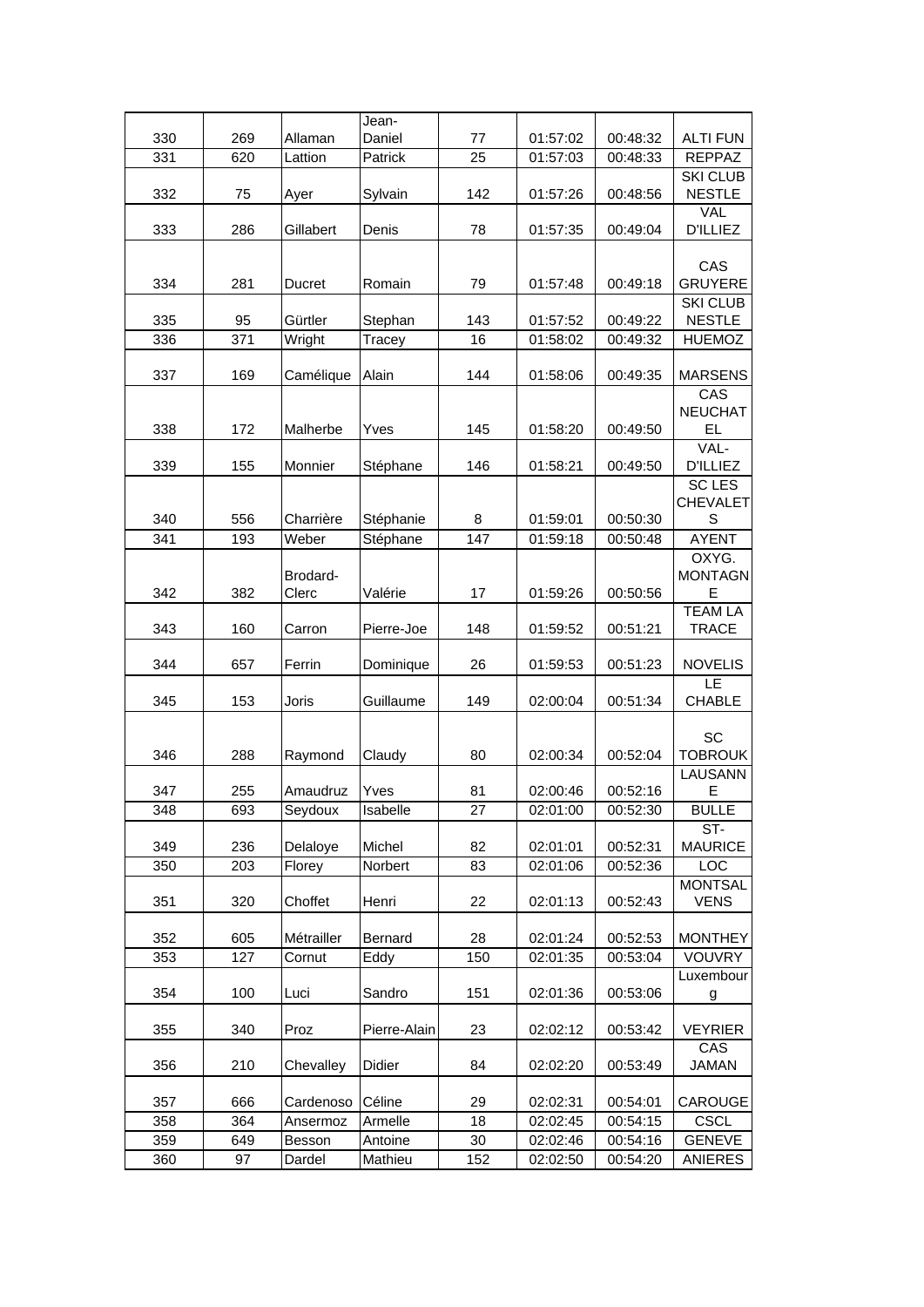| | | | | | | | |
|---|---|---|---|---|---|---|---|
| 330 | 269 | Allaman | Jean-Daniel | 77 | 01:57:02 | 00:48:32 | ALTI FUN |
| 331 | 620 | Lattion | Patrick | 25 | 01:57:03 | 00:48:33 | REPPAZ |
| 332 | 75 | Ayer | Sylvain | 142 | 01:57:26 | 00:48:56 | SKI CLUB NESTLE |
| 333 | 286 | Gillabert | Denis | 78 | 01:57:35 | 00:49:04 | VAL D'ILLIEZ |
| 334 | 281 | Ducret | Romain | 79 | 01:57:48 | 00:49:18 | CAS GRUYERE |
| 335 | 95 | Gürtler | Stephan | 143 | 01:57:52 | 00:49:22 | SKI CLUB NESTLE |
| 336 | 371 | Wright | Tracey | 16 | 01:58:02 | 00:49:32 | HUEMOZ |
| 337 | 169 | Camélique | Alain | 144 | 01:58:06 | 00:49:35 | MARSENS |
| 338 | 172 | Malherbe | Yves | 145 | 01:58:20 | 00:49:50 | CAS NEUCHATEL |
| 339 | 155 | Monnier | Stéphane | 146 | 01:58:21 | 00:49:50 | VAL-D'ILLIEZ |
| 340 | 556 | Charrière | Stéphanie | 8 | 01:59:01 | 00:50:30 | SC LES CHEVALETS |
| 341 | 193 | Weber | Stéphane | 147 | 01:59:18 | 00:50:48 | AYENT |
| 342 | 382 | Brodard-Clerc | Valérie | 17 | 01:59:26 | 00:50:56 | OXYG. MONTAGNE |
| 343 | 160 | Carron | Pierre-Joe | 148 | 01:59:52 | 00:51:21 | TEAM LA TRACE |
| 344 | 657 | Ferrin | Dominique | 26 | 01:59:53 | 00:51:23 | NOVELIS |
| 345 | 153 | Joris | Guillaume | 149 | 02:00:04 | 00:51:34 | LE CHABLE |
| 346 | 288 | Raymond | Claudy | 80 | 02:00:34 | 00:52:04 | SC TOBROUK |
| 347 | 255 | Amaudruz | Yves | 81 | 02:00:46 | 00:52:16 | LAUSANNE |
| 348 | 693 | Seydoux | Isabelle | 27 | 02:01:00 | 00:52:30 | BULLE |
| 349 | 236 | Delaloye | Michel | 82 | 02:01:01 | 00:52:31 | ST-MAURICE |
| 350 | 203 | Florey | Norbert | 83 | 02:01:06 | 00:52:36 | LOC |
| 351 | 320 | Choffet | Henri | 22 | 02:01:13 | 00:52:43 | MONTSALVENS |
| 352 | 605 | Métrailler | Bernard | 28 | 02:01:24 | 00:52:53 | MONTHEY |
| 353 | 127 | Cornut | Eddy | 150 | 02:01:35 | 00:53:04 | VOUVRY |
| 354 | 100 | Luci | Sandro | 151 | 02:01:36 | 00:53:06 | Luxembourg |
| 355 | 340 | Proz | Pierre-Alain | 23 | 02:02:12 | 00:53:42 | VEYRIER |
| 356 | 210 | Chevalley | Didier | 84 | 02:02:20 | 00:53:49 | CAS JAMAN |
| 357 | 666 | Cardenoso | Céline | 29 | 02:02:31 | 00:54:01 | CAROUGE |
| 358 | 364 | Ansermoz | Armelle | 18 | 02:02:45 | 00:54:15 | CSCL |
| 359 | 649 | Besson | Antoine | 30 | 02:02:46 | 00:54:16 | GENEVE |
| 360 | 97 | Dardel | Mathieu | 152 | 02:02:50 | 00:54:20 | ANIERES |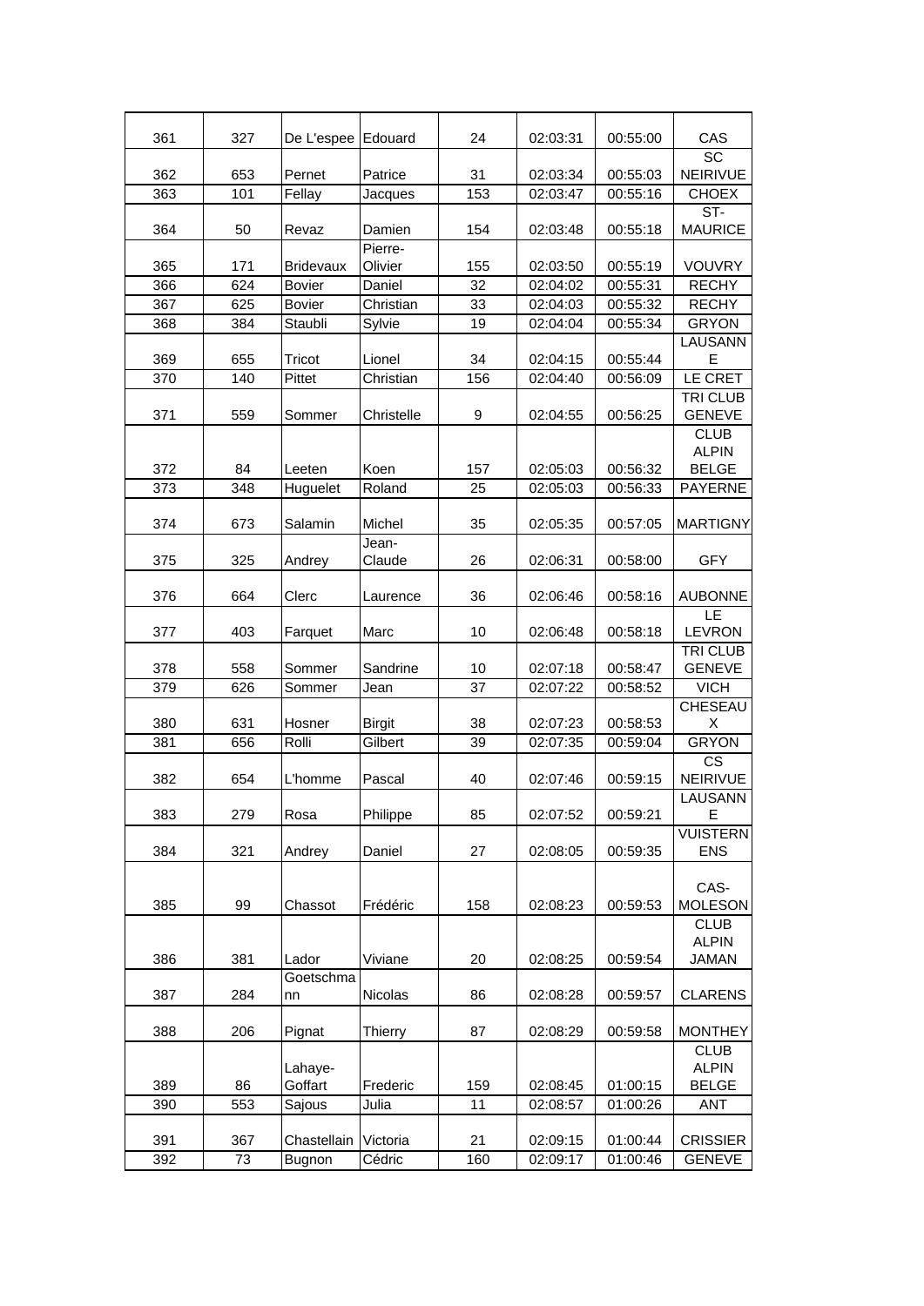| | | | | | | | |
|---|---|---|---|---|---|---|---|
| 361 | 327 | De L'espee | Edouard | 24 | 02:03:31 | 00:55:00 | CAS |
| 362 | 653 | Pernet | Patrice | 31 | 02:03:34 | 00:55:03 | SC NEIRIVUE |
| 363 | 101 | Fellay | Jacques | 153 | 02:03:47 | 00:55:16 | CHOEX |
| 364 | 50 | Revaz | Damien | 154 | 02:03:48 | 00:55:18 | ST-MAURICE |
| 365 | 171 | Bridevaux | Pierre-Olivier | 155 | 02:03:50 | 00:55:19 | VOUVRY |
| 366 | 624 | Bovier | Daniel | 32 | 02:04:02 | 00:55:31 | RECHY |
| 367 | 625 | Bovier | Christian | 33 | 02:04:03 | 00:55:32 | RECHY |
| 368 | 384 | Staubli | Sylvie | 19 | 02:04:04 | 00:55:34 | GRYON |
| 369 | 655 | Tricot | Lionel | 34 | 02:04:15 | 00:55:44 | LAUSANNE |
| 370 | 140 | Pittet | Christian | 156 | 02:04:40 | 00:56:09 | LE CRET |
| 371 | 559 | Sommer | Christelle | 9 | 02:04:55 | 00:56:25 | TRI CLUB GENEVE |
| 372 | 84 | Leeten | Koen | 157 | 02:05:03 | 00:56:32 | CLUB ALPIN BELGE |
| 373 | 348 | Huguelet | Roland | 25 | 02:05:03 | 00:56:33 | PAYERNE |
| 374 | 673 | Salamin | Michel | 35 | 02:05:35 | 00:57:05 | MARTIGNY |
| 375 | 325 | Andrey | Jean-Claude | 26 | 02:06:31 | 00:58:00 | GFY |
| 376 | 664 | Clerc | Laurence | 36 | 02:06:46 | 00:58:16 | AUBONNE |
| 377 | 403 | Farquet | Marc | 10 | 02:06:48 | 00:58:18 | LE LEVRON |
| 378 | 558 | Sommer | Sandrine | 10 | 02:07:18 | 00:58:47 | TRI CLUB GENEVE |
| 379 | 626 | Sommer | Jean | 37 | 02:07:22 | 00:58:52 | VICH |
| 380 | 631 | Hosner | Birgit | 38 | 02:07:23 | 00:58:53 | CHESEAUX |
| 381 | 656 | Rolli | Gilbert | 39 | 02:07:35 | 00:59:04 | GRYON |
| 382 | 654 | L'homme | Pascal | 40 | 02:07:46 | 00:59:15 | CS NEIRIVUE |
| 383 | 279 | Rosa | Philippe | 85 | 02:07:52 | 00:59:21 | LAUSANNE |
| 384 | 321 | Andrey | Daniel | 27 | 02:08:05 | 00:59:35 | VUISTERNENS |
| 385 | 99 | Chassot | Frédéric | 158 | 02:08:23 | 00:59:53 | CAS-MOLESON |
| 386 | 381 | Lador | Viviane | 20 | 02:08:25 | 00:59:54 | CLUB ALPIN JAMAN |
| 387 | 284 | Goetschmann | Nicolas | 86 | 02:08:28 | 00:59:57 | CLARENS |
| 388 | 206 | Pignat | Thierry | 87 | 02:08:29 | 00:59:58 | MONTHEY |
| 389 | 86 | Lahaye-Goffart | Frederic | 159 | 02:08:45 | 01:00:15 | CLUB ALPIN BELGE |
| 390 | 553 | Sajous | Julia | 11 | 02:08:57 | 01:00:26 | ANT |
| 391 | 367 | Chastellain | Victoria | 21 | 02:09:15 | 01:00:44 | CRISSIER |
| 392 | 73 | Bugnon | Cédric | 160 | 02:09:17 | 01:00:46 | GENEVE |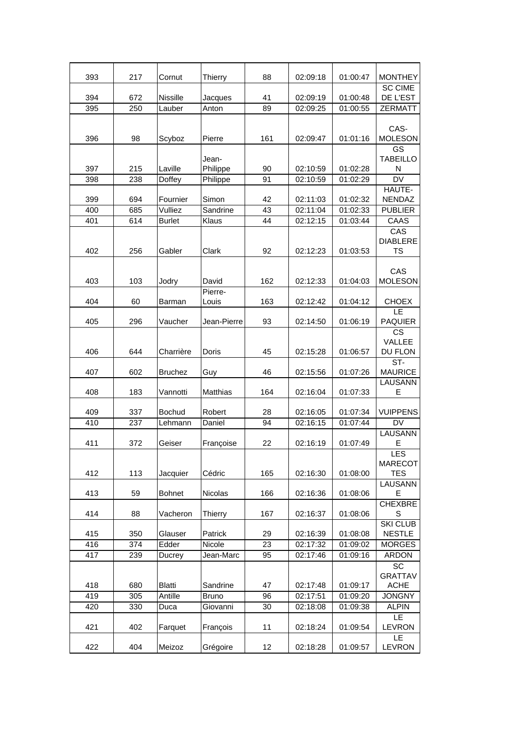| 393 | 217 | Cornut | Thierry | 88 | 02:09:18 | 01:00:47 | MONTHEY |
|---|---|---|---|---|---|---|---|
| 394 | 672 | Nissille | Jacques | 41 | 02:09:19 | 01:00:48 | SC CIME DE L'EST |
| 395 | 250 | Lauber | Anton | 89 | 02:09:25 | 01:00:55 | ZERMATT |
| 396 | 98 | Scyboz | Pierre | 161 | 02:09:47 | 01:01:16 | CAS-MOLESON |
| 397 | 215 | Laville | Jean-Philippe | 90 | 02:10:59 | 01:02:28 | GS TABEILLON |
| 398 | 238 | Doffey | Philippe | 91 | 02:10:59 | 01:02:29 | DV |
| 399 | 694 | Fournier | Simon | 42 | 02:11:03 | 01:02:32 | HAUTE-NENDAZ |
| 400 | 685 | Vulliez | Sandrine | 43 | 02:11:04 | 01:02:33 | PUBLIER |
| 401 | 614 | Burlet | Klaus | 44 | 02:12:15 | 01:03:44 | CAAS |
| 402 | 256 | Gabler | Clark | 92 | 02:12:23 | 01:03:53 | CAS DIABLERETS |
| 403 | 103 | Jodry | David | 162 | 02:12:33 | 01:04:03 | CAS MOLESON |
| 404 | 60 | Barman | Pierre-Louis | 163 | 02:12:42 | 01:04:12 | CHOEX |
| 405 | 296 | Vaucher | Jean-Pierre | 93 | 02:14:50 | 01:06:19 | LE PAQUIER |
| 406 | 644 | Charrière | Doris | 45 | 02:15:28 | 01:06:57 | CS VALLEE DU FLON |
| 407 | 602 | Bruchez | Guy | 46 | 02:15:56 | 01:07:26 | ST-MAURICE |
| 408 | 183 | Vannotti | Matthias | 164 | 02:16:04 | 01:07:33 | LAUSANNE |
| 409 | 337 | Bochud | Robert | 28 | 02:16:05 | 01:07:34 | VUIPPENS |
| 410 | 237 | Lehmann | Daniel | 94 | 02:16:15 | 01:07:44 | DV |
| 411 | 372 | Geiser | Françoise | 22 | 02:16:19 | 01:07:49 | LAUSANNE |
| 412 | 113 | Jacquier | Cédric | 165 | 02:16:30 | 01:08:00 | LES MARECOTTES |
| 413 | 59 | Bohnet | Nicolas | 166 | 02:16:36 | 01:08:06 | LAUSANNE |
| 414 | 88 | Vacheron | Thierry | 167 | 02:16:37 | 01:08:06 | CHEXBRES |
| 415 | 350 | Glauser | Patrick | 29 | 02:16:39 | 01:08:08 | SKI CLUB NESTLE |
| 416 | 374 | Edder | Nicole | 23 | 02:17:32 | 01:09:02 | MORGES |
| 417 | 239 | Ducrey | Jean-Marc | 95 | 02:17:46 | 01:09:16 | ARDON |
| 418 | 680 | Blatti | Sandrine | 47 | 02:17:48 | 01:09:17 | SC GRATTAVACHE |
| 419 | 305 | Antille | Bruno | 96 | 02:17:51 | 01:09:20 | JONGNY |
| 420 | 330 | Duca | Giovanni | 30 | 02:18:08 | 01:09:38 | ALPIN |
| 421 | 402 | Farquet | François | 11 | 02:18:24 | 01:09:54 | LE LEVRON |
| 422 | 404 | Meizoz | Grégoire | 12 | 02:18:28 | 01:09:57 | LE LEVRON |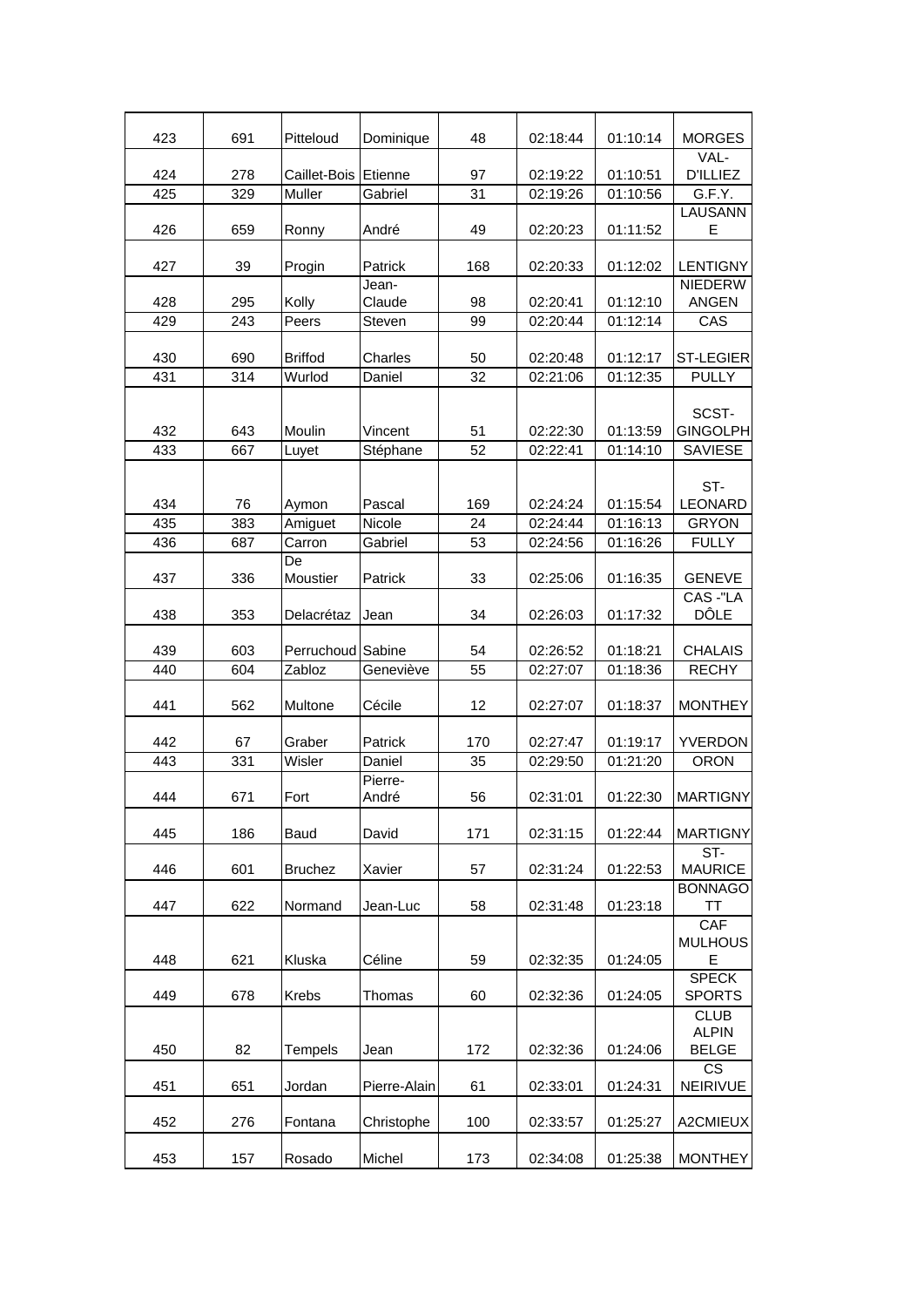| 423 | 691 | Pitteloud | Dominique | 48 | 02:18:44 | 01:10:14 | MORGES |
|---|---|---|---|---|---|---|---|
| 424 | 278 | Caillet-Bois | Etienne | 97 | 02:19:22 | 01:10:51 | VAL-D'ILLIEZ |
| 425 | 329 | Muller | Gabriel | 31 | 02:19:26 | 01:10:56 | G.F.Y. |
| 426 | 659 | Ronny | André | 49 | 02:20:23 | 01:11:52 | LAUSANNE |
| 427 | 39 | Progin | Patrick | 168 | 02:20:33 | 01:12:02 | LENTIGNY |
| 428 | 295 | Kolly | Jean-Claude | 98 | 02:20:41 | 01:12:10 | NIEDERWANGEN |
| 429 | 243 | Peers | Steven | 99 | 02:20:44 | 01:12:14 | CAS |
| 430 | 690 | Briffod | Charles | 50 | 02:20:48 | 01:12:17 | ST-LEGIER |
| 431 | 314 | Wurlod | Daniel | 32 | 02:21:06 | 01:12:35 | PULLY |
| 432 | 643 | Moulin | Vincent | 51 | 02:22:30 | 01:13:59 | SCST-GINGOLPH |
| 433 | 667 | Luyet | Stéphane | 52 | 02:22:41 | 01:14:10 | SAVIESE |
| 434 | 76 | Aymon | Pascal | 169 | 02:24:24 | 01:15:54 | ST-LEONARD |
| 435 | 383 | Amiguet | Nicole | 24 | 02:24:44 | 01:16:13 | GRYON |
| 436 | 687 | Carron | Gabriel | 53 | 02:24:56 | 01:16:26 | FULLY |
| 437 | 336 | De Moustier | Patrick | 33 | 02:25:06 | 01:16:35 | GENEVE |
| 438 | 353 | Delacrétaz | Jean | 34 | 02:26:03 | 01:17:32 | CAS -"LA DÔLE |
| 439 | 603 | Perruchoud | Sabine | 54 | 02:26:52 | 01:18:21 | CHALAIS |
| 440 | 604 | Zabloz | Geneviève | 55 | 02:27:07 | 01:18:36 | RECHY |
| 441 | 562 | Multone | Cécile | 12 | 02:27:07 | 01:18:37 | MONTHEY |
| 442 | 67 | Graber | Patrick | 170 | 02:27:47 | 01:19:17 | YVERDON |
| 443 | 331 | Wisler | Daniel | 35 | 02:29:50 | 01:21:20 | ORON |
| 444 | 671 | Fort | Pierre-André | 56 | 02:31:01 | 01:22:30 | MARTIGNY |
| 445 | 186 | Baud | David | 171 | 02:31:15 | 01:22:44 | MARTIGNY |
| 446 | 601 | Bruchez | Xavier | 57 | 02:31:24 | 01:22:53 | ST-MAURICE |
| 447 | 622 | Normand | Jean-Luc | 58 | 02:31:48 | 01:23:18 | BONNAGOTT |
| 448 | 621 | Kluska | Céline | 59 | 02:32:35 | 01:24:05 | CAF MULHOUSE |
| 449 | 678 | Krebs | Thomas | 60 | 02:32:36 | 01:24:05 | SPECK SPORTS |
| 450 | 82 | Tempels | Jean | 172 | 02:32:36 | 01:24:06 | CLUB ALPIN BELGE |
| 451 | 651 | Jordan | Pierre-Alain | 61 | 02:33:01 | 01:24:31 | CS NEIRIVUE |
| 452 | 276 | Fontana | Christophe | 100 | 02:33:57 | 01:25:27 | A2CMIEUX |
| 453 | 157 | Rosado | Michel | 173 | 02:34:08 | 01:25:38 | MONTHEY |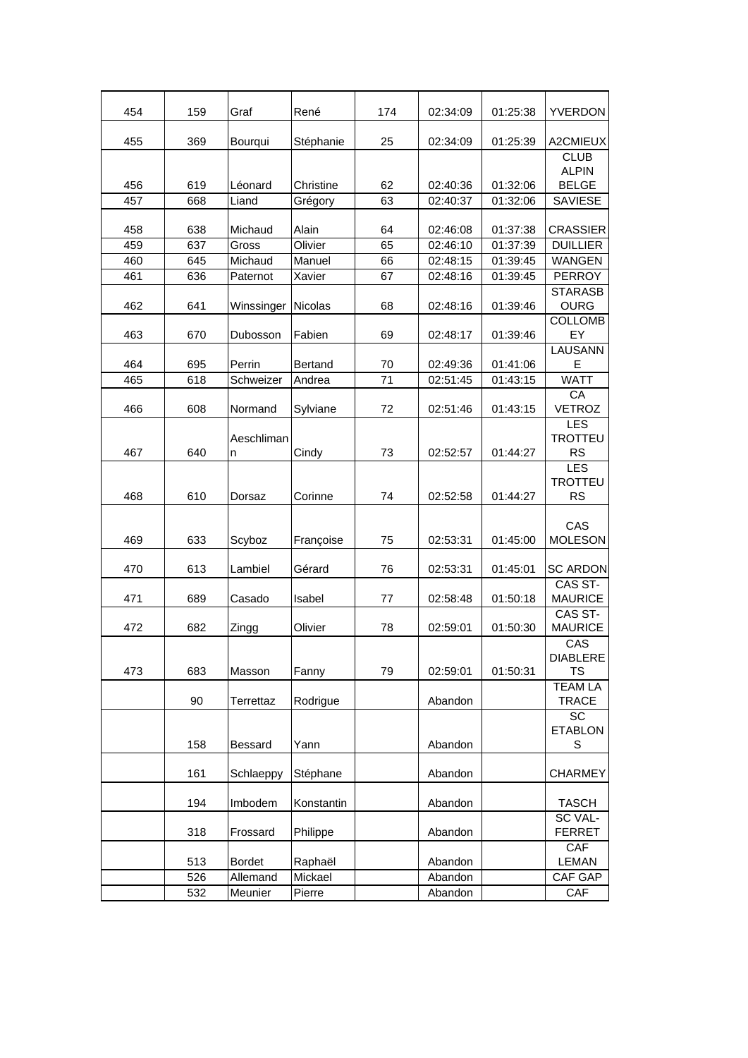| | | | | | | | |
|---|---|---|---|---|---|---|---|
| 454 | 159 | Graf | René | 174 | 02:34:09 | 01:25:38 | YVERDON |
| 455 | 369 | Bourqui | Stéphanie | 25 | 02:34:09 | 01:25:39 | A2CMIEUX |
| 456 | 619 | Léonard | Christine | 62 | 02:40:36 | 01:32:06 | CLUB ALPIN BELGE |
| 457 | 668 | Liand | Grégory | 63 | 02:40:37 | 01:32:06 | SAVIESE |
| 458 | 638 | Michaud | Alain | 64 | 02:46:08 | 01:37:38 | CRASSIER |
| 459 | 637 | Gross | Olivier | 65 | 02:46:10 | 01:37:39 | DUILLIER |
| 460 | 645 | Michaud | Manuel | 66 | 02:48:15 | 01:39:45 | WANGEN |
| 461 | 636 | Paternot | Xavier | 67 | 02:48:16 | 01:39:45 | PERROY |
| 462 | 641 | Winssinger | Nicolas | 68 | 02:48:16 | 01:39:46 | STARASBOURG |
| 463 | 670 | Dubosson | Fabien | 69 | 02:48:17 | 01:39:46 | COLLOMBEY |
| 464 | 695 | Perrin | Bertand | 70 | 02:49:36 | 01:41:06 | LAUSANNE |
| 465 | 618 | Schweizer | Andrea | 71 | 02:51:45 | 01:43:15 | WATT |
| 466 | 608 | Normand | Sylviane | 72 | 02:51:46 | 01:43:15 | CA VETROZ |
| 467 | 640 | Aeschlimann | Cindy | 73 | 02:52:57 | 01:44:27 | LES TROTTEURS |
| 468 | 610 | Dorsaz | Corinne | 74 | 02:52:58 | 01:44:27 | LES TROTTEURS |
| 469 | 633 | Scyboz | Françoise | 75 | 02:53:31 | 01:45:00 | CAS MOLESON |
| 470 | 613 | Lambiel | Gérard | 76 | 02:53:31 | 01:45:01 | SC ARDON |
| 471 | 689 | Casado | Isabel | 77 | 02:58:48 | 01:50:18 | CAS ST-MAURICE |
| 472 | 682 | Zingg | Olivier | 78 | 02:59:01 | 01:50:30 | CAS ST-MAURICE |
| 473 | 683 | Masson | Fanny | 79 | 02:59:01 | 01:50:31 | CAS DIABLERETS |
| | 90 | Terrettaz | Rodrigue | | Abandon | | TEAM LA TRACE |
| | 158 | Bessard | Yann | | Abandon | | SC ETABLONS |
| | 161 | Schlaeppy | Stéphane | | Abandon | | CHARMEY |
| | 194 | Imbodem | Konstantin | | Abandon | | TASCH |
| | 318 | Frossard | Philippe | | Abandon | | SC VAL-FERRET |
| | 513 | Bordet | Raphaël | | Abandon | | CAF LEMAN |
| | 526 | Allemand | Mickael | | Abandon | | CAF GAP |
| | 532 | Meunier | Pierre | | Abandon | | CAF |